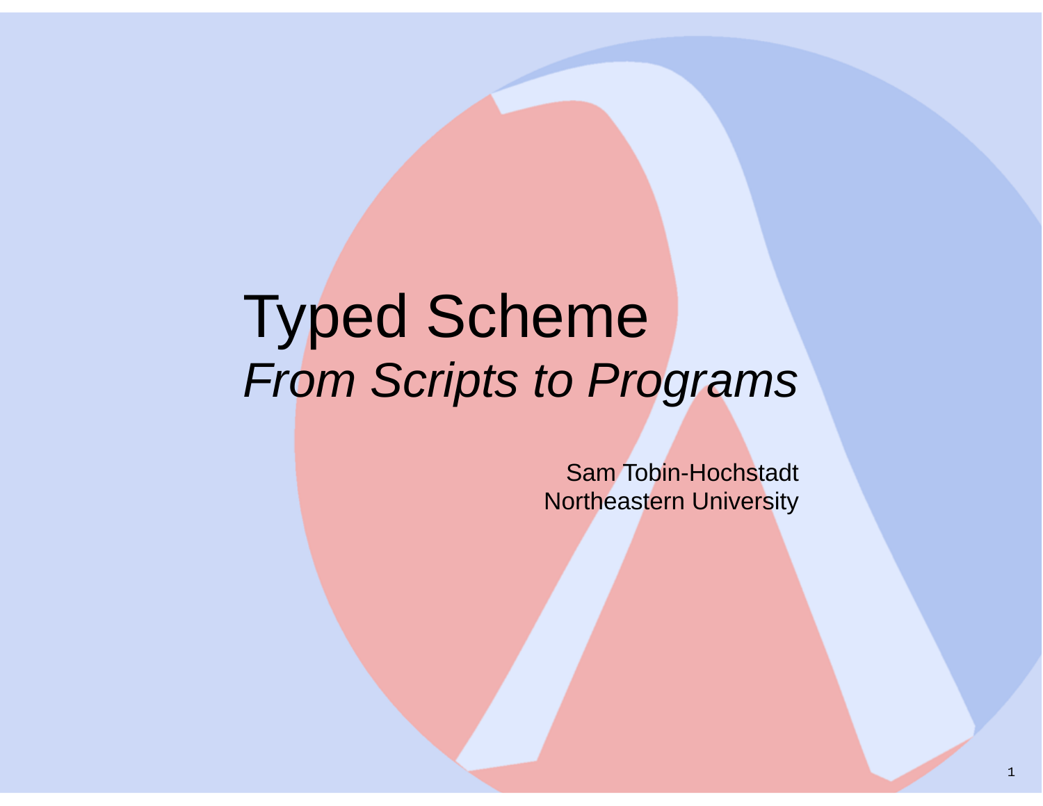# Typed Scheme

*From Scripts to Programs*

Sam Tobin-Hochstadt
Northeastern University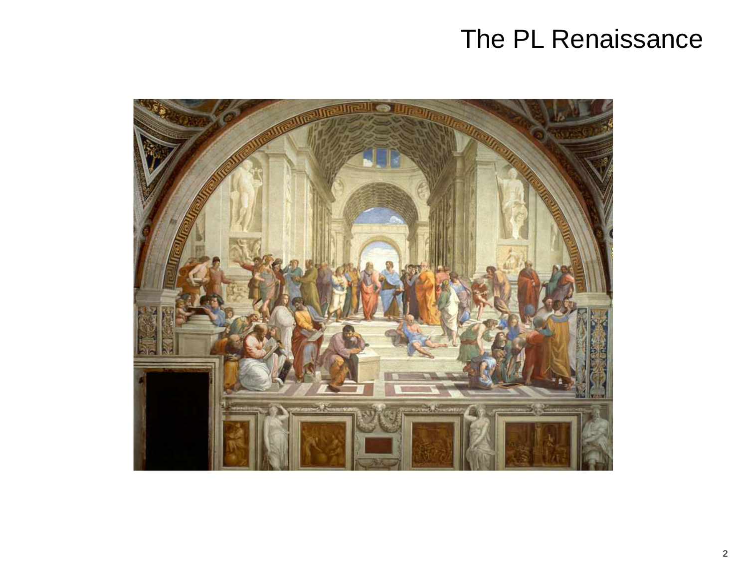# The PL Renaissance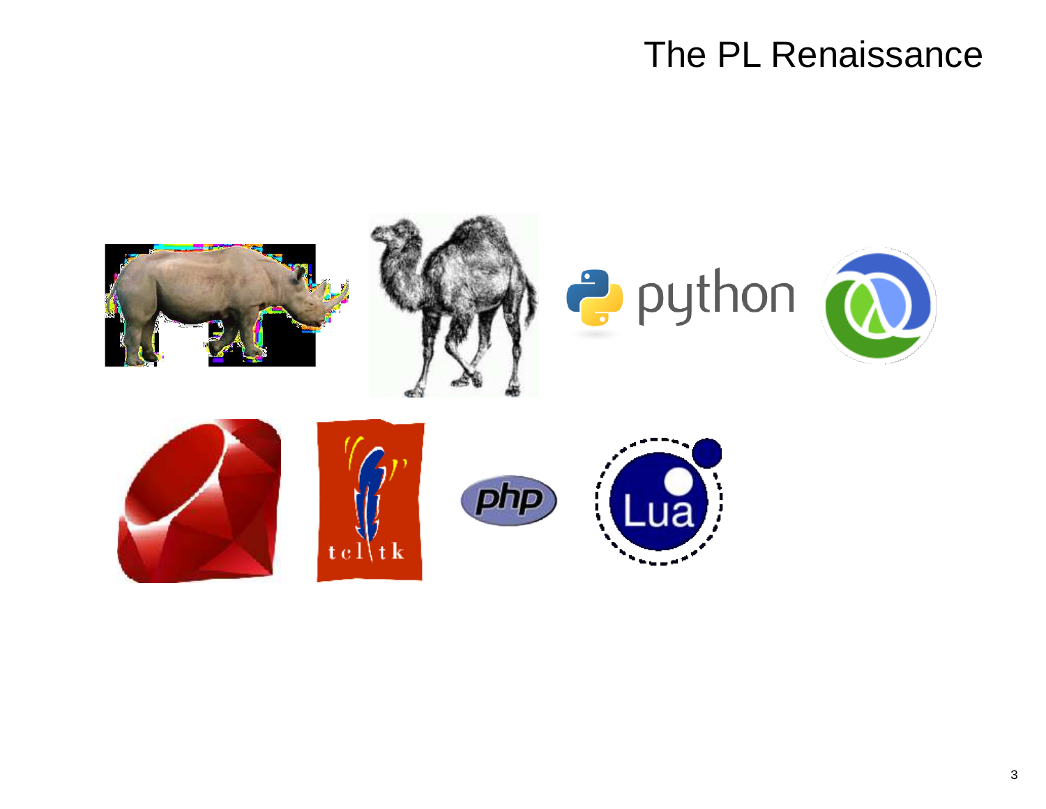# The PL Renaissance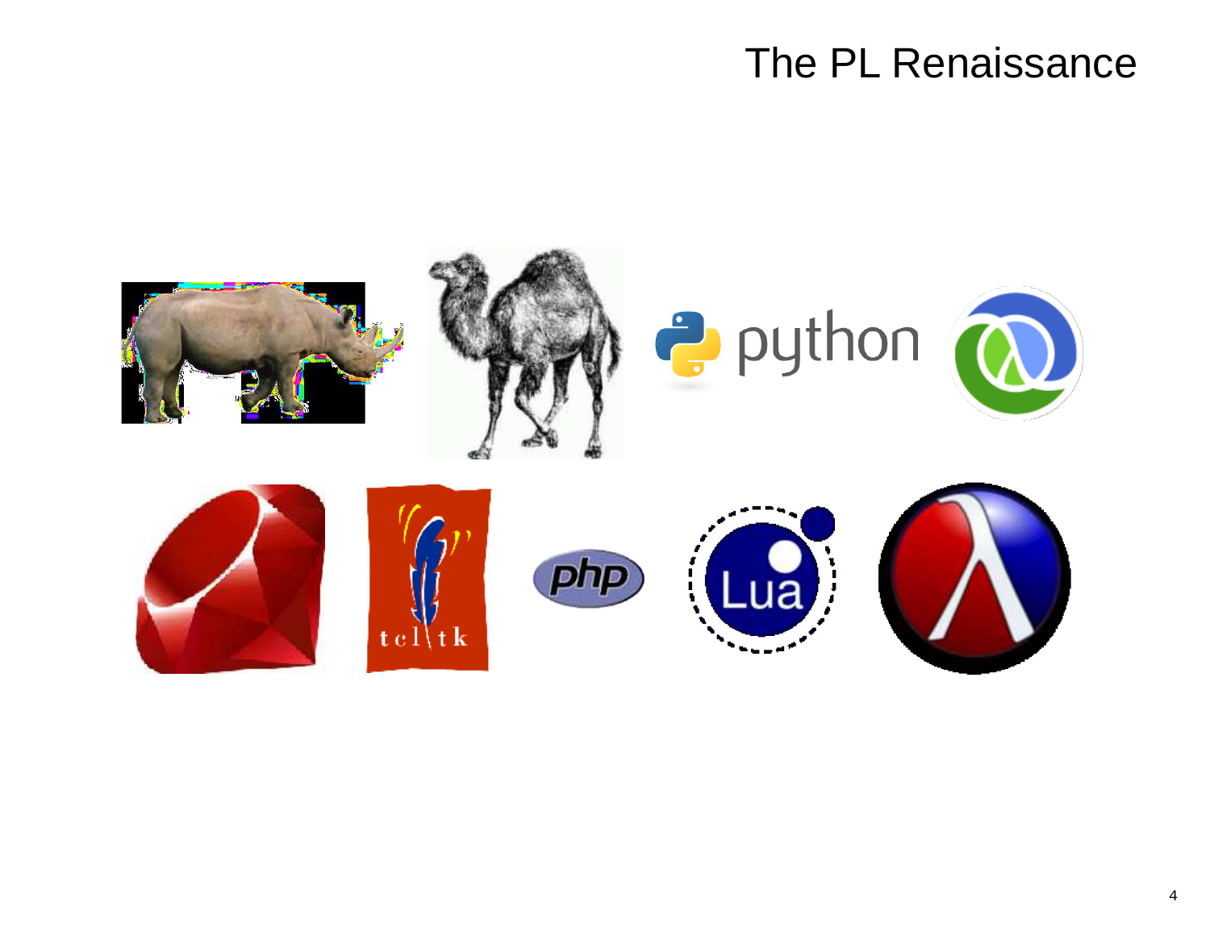# The PL Renaissance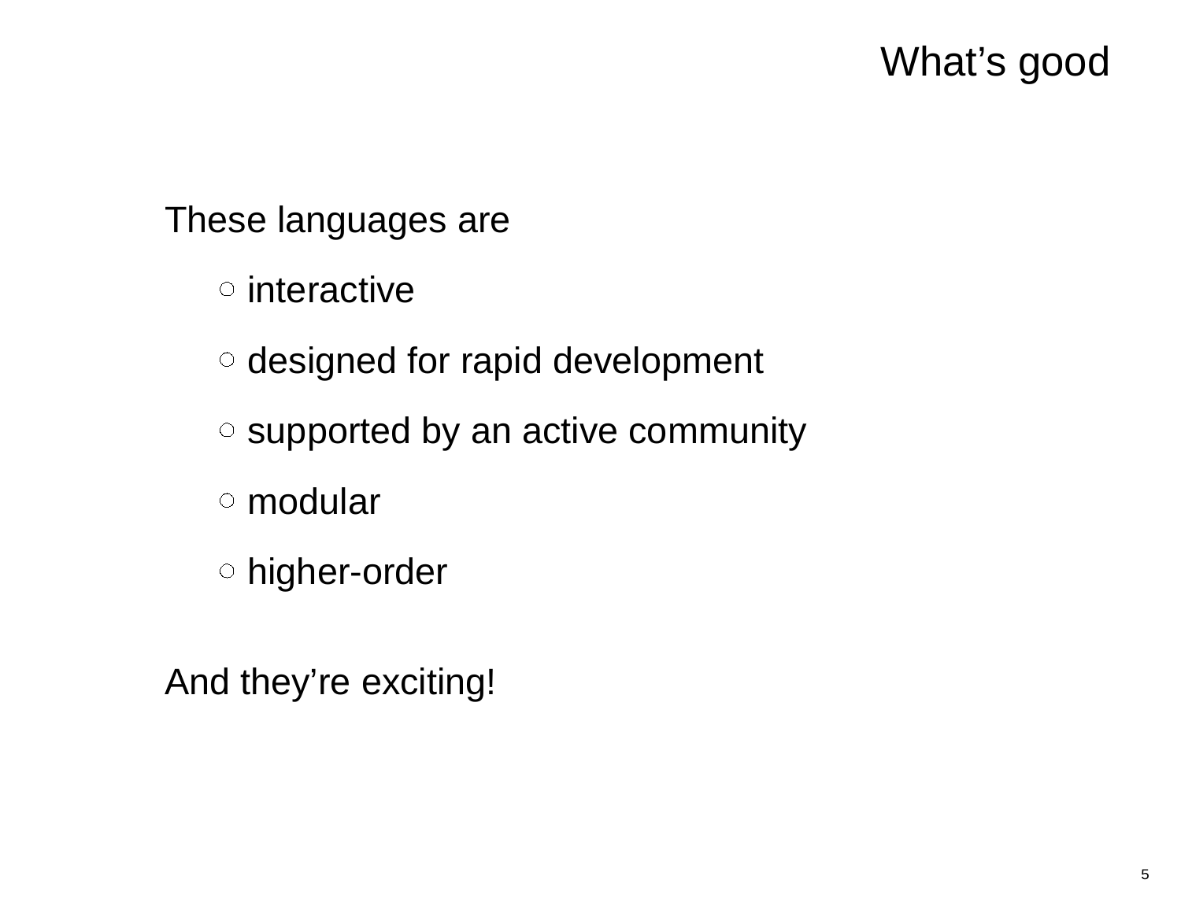# What's good

These languages are

- interactive
- designed for rapid development
- supported by an active community
- modular
- higher-order

And they're exciting!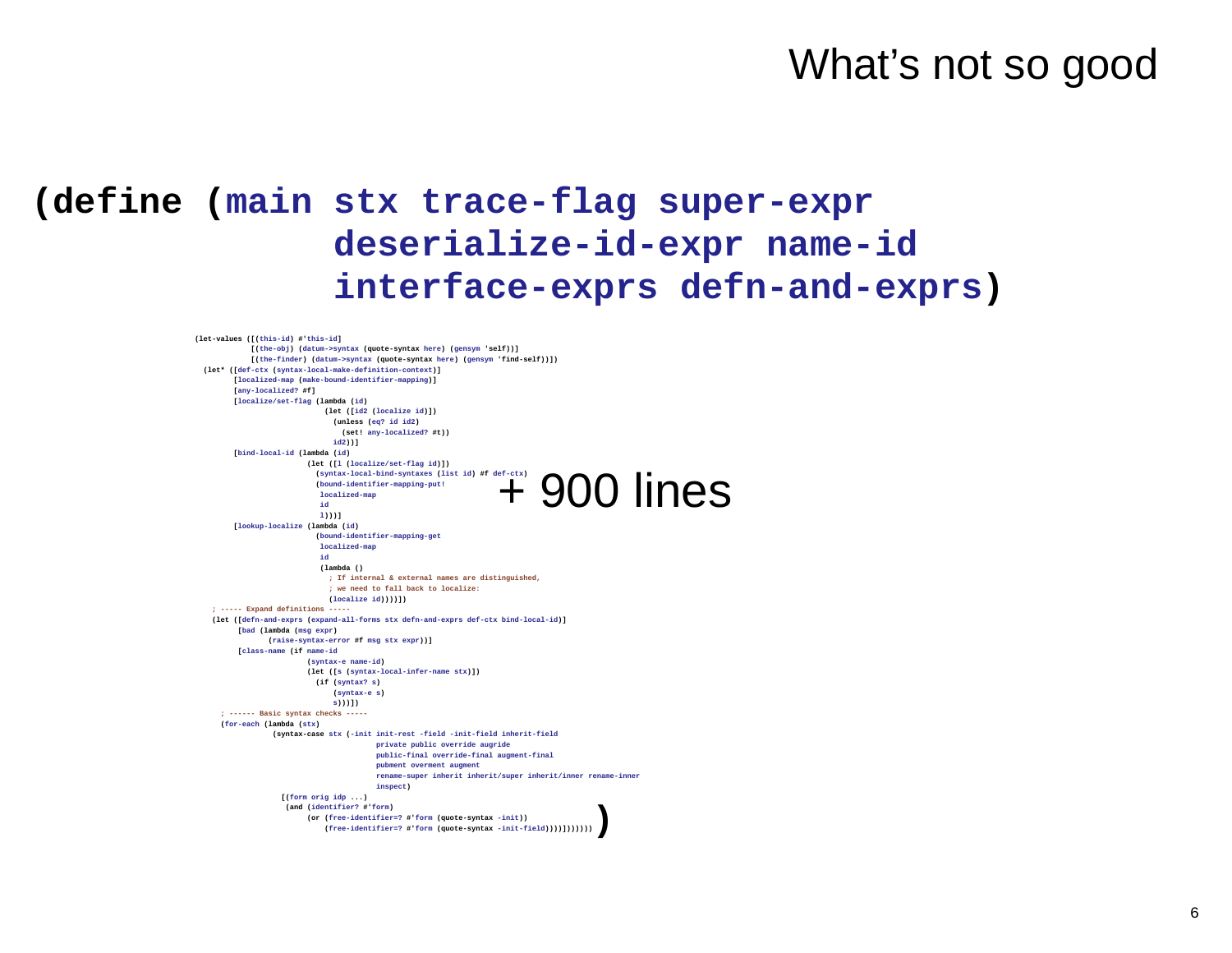# What's not so good

```
(define (main stx trace-flag super-expr
              deserialize-id-expr name-id
              interface-exprs defn-and-exprs)
```

```
(let-values ([(this-id) #'this-id]
             [(the-obj) (datum->syntax (quote-syntax here) (gensym 'self))]
             [(the-finder) (datum->syntax (quote-syntax here) (gensym 'find-self))])
  (let* ([def-ctx (syntax-local-make-definition-context)]
         [localized-map (make-bound-identifier-mapping)]
         [any-localized? #f]
         [localize/set-flag (lambda (id)
                              (let ([id2 (localize id)])
                                (unless (eq? id id2)
                                  (set! any-localized? #t))
                                id2))]
         [bind-local-id (lambda (id)
                          (let ([l (localize/set-flag id)])
                            (syntax-local-bind-syntaxes (list id) #f def-ctx)
                            (bound-identifier-mapping-put!
                             localized-map
                             id
                             l)))]
         [lookup-localize (lambda (id)
                            (bound-identifier-mapping-get
                             localized-map
                             id
                             (lambda ()
                               ; If internal & external names are distinguished,
                               ; we need to fall back to localize:
                               (localize id))))])
    ; ----- Expand definitions -----
    (let ([defn-and-exprs (expand-all-forms stx defn-and-exprs def-ctx bind-local-id)]
          [bad (lambda (msg expr)
                 (raise-syntax-error #f msg stx expr))]
          [class-name (if name-id
                          (syntax-e name-id)
                          (let ([s (syntax-local-infer-name stx)])
                            (if (syntax? s)
                                (syntax-e s)
                                s)))])
      ; ------ Basic syntax checks -----
      (for-each (lambda (stx)
                  (syntax-case stx (-init init-rest -field -init-field inherit-field
                                     private public override augride
                                     public-final override-final augment-final
                                     pubment overment augment
                                     rename-super inherit inherit/super inherit/inner rename-inner
                                     inspect)
                    [(form orig idp ...)
                     (and (identifier? #'form)
                          (or (free-identifier=? #'form (quote-syntax -init))
                              (free-identifier=? #'form (quote-syntax -init-field))))])))))))
```

+ 900 lines

)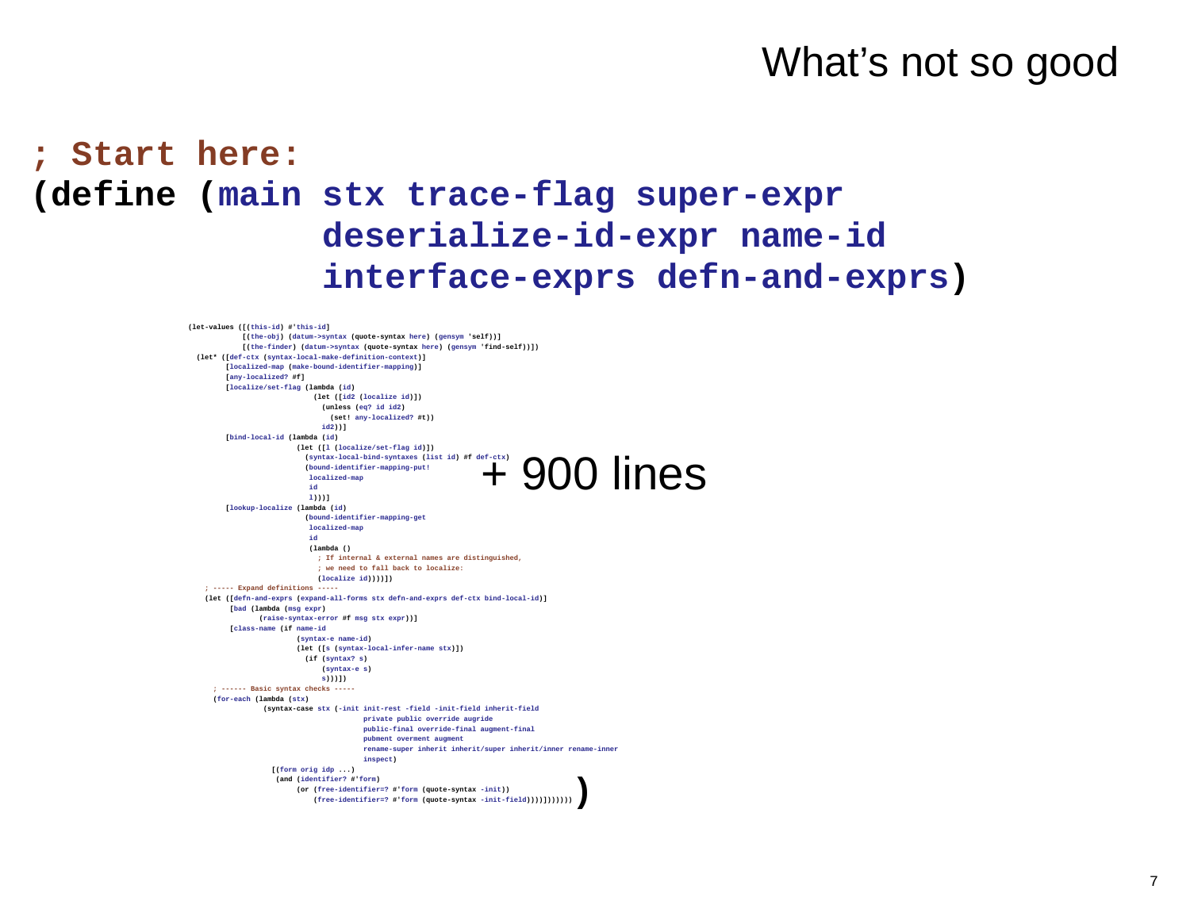# What's not so good

```
; Start here:
(define (main stx trace-flag super-expr
              deserialize-id-expr name-id
              interface-exprs defn-and-exprs)
```

```
(let-values ([(this-id) #'this-id]
             [(the-obj) (datum->syntax (quote-syntax here) (gensym 'self))]
             [(the-finder) (datum->syntax (quote-syntax here) (gensym 'find-self))])
  (let* ([def-ctx (syntax-local-make-definition-context)]
         [localized-map (make-bound-identifier-mapping)]
         [any-localized? #f]
         [localize/set-flag (lambda (id)
                              (let ([id2 (localize id)])
                                (unless (eq? id id2)
                                  (set! any-localized? #t))
                                id2))]
         [bind-local-id (lambda (id)
                          (let ([l (localize/set-flag id)])
                            (syntax-local-bind-syntaxes (list id) #f def-ctx)
                            (bound-identifier-mapping-put!
                             localized-map
                             id
                             l)))]
         [lookup-localize (lambda (id)
                            (bound-identifier-mapping-get
                             localized-map
                             id
                             (lambda ()
                               ; If internal & external names are distinguished,
                               ; we need to fall back to localize:
                               (localize id))))])
    ; ----- Expand definitions -----
    (let ([defn-and-exprs (expand-all-forms stx defn-and-exprs def-ctx bind-local-id)]
          [bad (lambda (msg expr)
                 (raise-syntax-error #f msg stx expr))]
          [class-name (if name-id
                          (syntax-e name-id)
                          (let ([s (syntax-local-infer-name stx)])
                            (if (syntax? s)
                                (syntax-e s)
                                s)))])
      ; ------ Basic syntax checks -----
      (for-each (lambda (stx)
                  (syntax-case stx (-init init-rest -field -init-field inherit-field
                                    private public override augride
                                    public-final override-final augment-final
                                    pubment overment augment
                                    rename-super inherit inherit/super inherit/inner rename-inner
                                    inspect)
                    [(form orig idp ...)
                     (and (identifier? #'form)
                          (or (free-identifier=? #'form (quote-syntax -init))
                              (free-identifier=? #'form (quote-syntax -init-field))))])))))))
```

+ 900 lines

)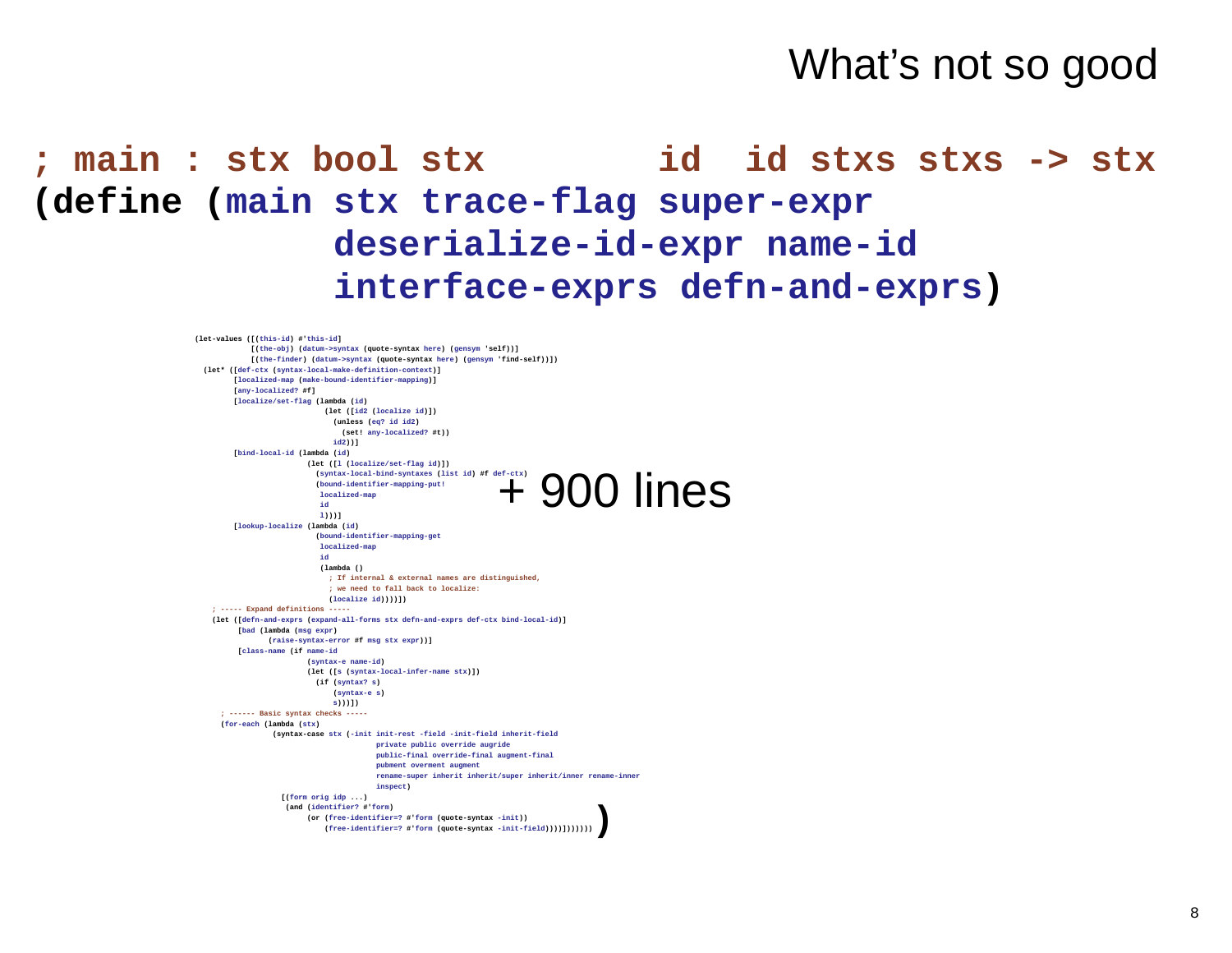# What's not so good

```
; main : stx bool stx        id  id stxs stxs -> stx
(define (main stx trace-flag super-expr
              deserialize-id-expr name-id
              interface-exprs defn-and-exprs)
```

```
(let-values ([(this-id) #'this-id]
             [(the-obj) (datum->syntax (quote-syntax here) (gensym 'self))]
             [(the-finder) (datum->syntax (quote-syntax here) (gensym 'find-self))])
  (let* ([def-ctx (syntax-local-make-definition-context)]
         [localized-map (make-bound-identifier-mapping)]
         [any-localized? #f]
         [localize/set-flag (lambda (id)
                              (let ([id2 (localize id)])
                                (unless (eq? id id2)
                                  (set! any-localized? #t))
                                id2))]
         [bind-local-id (lambda (id)
                          (let ([l (localize/set-flag id)])
                            (syntax-local-bind-syntaxes (list id) #f def-ctx)
                            (bound-identifier-mapping-put!
                             localized-map
                             id
                             l)))]
         [lookup-localize (lambda (id)
                            (bound-identifier-mapping-get
                             localized-map
                             id
                             (lambda ()
                               ; If internal & external names are distinguished,
                               ; we need to fall back to localize:
                               (localize id))))])
    ; ----- Expand definitions -----
    (let ([defn-and-exprs (expand-all-forms stx defn-and-exprs def-ctx bind-local-id)]
          [bad (lambda (msg expr)
                 (raise-syntax-error #f msg stx expr))]
          [class-name (if name-id
                          (syntax-e name-id)
                          (let ([s (syntax-local-infer-name stx)])
                            (if (syntax? s)
                                (syntax-e s)
                                s)))])
      ; ------ Basic syntax checks -----
      (for-each (lambda (stx)
                  (syntax-case stx (-init init-rest -field -init-field inherit-field
                                    private public override augride
                                    public-final override-final augment-final
                                    pubment overment augment
                                    rename-super inherit inherit/super inherit/inner rename-inner
                                    inspect)
                    [(form orig idp ...)
                     (and (identifier? #'form)
                          (or (free-identifier=? #'form (quote-syntax -init))
                              (free-identifier=? #'form (quote-syntax -init-field))))])))))))
```

\+ 900 lines

```
)
```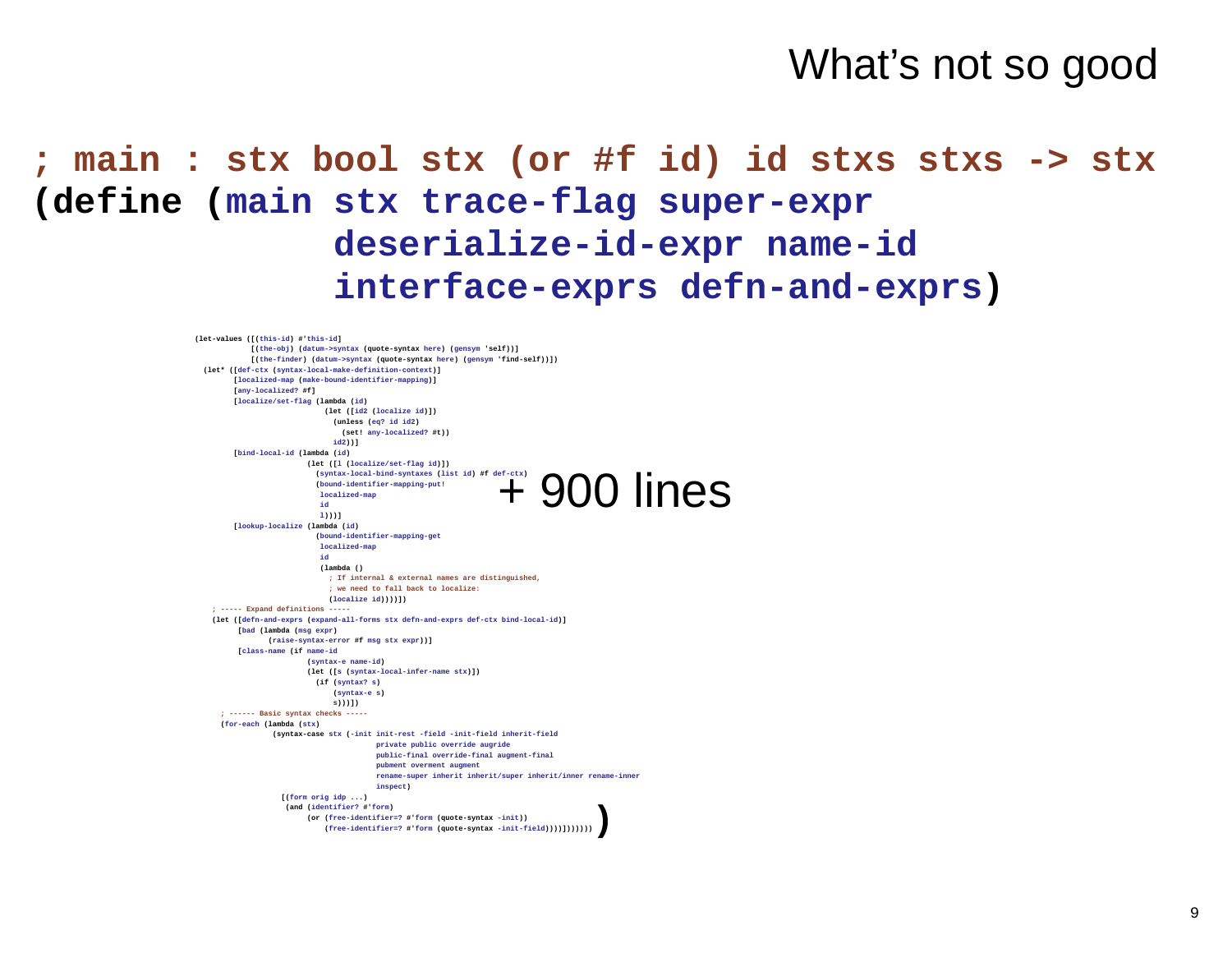# What's not so good

```
; main : stx bool stx (or #f id) id stxs stxs -> stx
(define (main stx trace-flag super-expr
              deserialize-id-expr name-id
              interface-exprs defn-and-exprs)
```

```
(let-values ([(this-id) #'this-id]
             [(the-obj) (datum->syntax (quote-syntax here) (gensym 'self))]
             [(the-finder) (datum->syntax (quote-syntax here) (gensym 'find-self))])
  (let* ([def-ctx (syntax-local-make-definition-context)]
         [localized-map (make-bound-identifier-mapping)]
         [any-localized? #f]
         [localize/set-flag (lambda (id)
                              (let ([id2 (localize id)])
                                (unless (eq? id id2)
                                  (set! any-localized? #t))
                                id2))]
         [bind-local-id (lambda (id)
                          (let ([l (localize/set-flag id)])
                            (syntax-local-bind-syntaxes (list id) #f def-ctx)
                            (bound-identifier-mapping-put!
                             localized-map
                             id
                             l)))]
         [lookup-localize (lambda (id)
                            (bound-identifier-mapping-get
                             localized-map
                             id
                             (lambda ()
                               ; If internal & external names are distinguished,
                               ; we need to fall back to localize:
                               (localize id))))])
    ; ----- Expand definitions -----
    (let ([defn-and-exprs (expand-all-forms stx defn-and-exprs def-ctx bind-local-id)]
          [bad (lambda (msg expr)
                 (raise-syntax-error #f msg stx expr))]
          [class-name (if name-id
                          (syntax-e name-id)
                          (let ([s (syntax-local-infer-name stx)])
                            (if (syntax? s)
                                (syntax-e s)
                                s)))])
      ; ------ Basic syntax checks -----
      (for-each (lambda (stx)
                  (syntax-case stx (-init init-rest -field -init-field inherit-field
                                          private public override augride
                                          public-final override-final augment-final
                                          pubment overment augment
                                          rename-super inherit inherit/super inherit/inner rename-inner
                                          inspect)
                    [(form orig idp ...)
                     (and (identifier? #'form)
                          (or (free-identifier=? #'form (quote-syntax -init))
                              (free-identifier=? #'form (quote-syntax -init-field)))))]))))))
```

+ 900 lines

)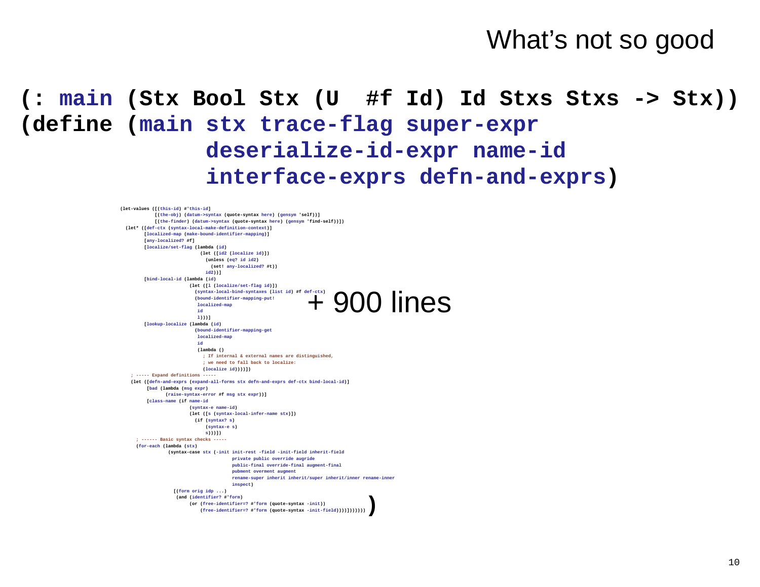# What's not so good

```
(: main (Stx Bool Stx (U  #f Id) Id Stxs Stxs -> Stx))
(define (main stx trace-flag super-expr
              deserialize-id-expr name-id
              interface-exprs defn-and-exprs)
```

```
(let-values ([(this-id) #'this-id]
             [(the-obj) (datum->syntax (quote-syntax here) (gensym 'self))]
             [(the-finder) (datum->syntax (quote-syntax here) (gensym 'find-self))])
  (let* ([def-ctx (syntax-local-make-definition-context)]
         [localized-map (make-bound-identifier-mapping)]
         [any-localized? #f]
         [localize/set-flag (lambda (id)
                              (let ([id2 (localize id)])
                                (unless (eq? id id2)
                                  (set! any-localized? #t))
                                id2))]
         [bind-local-id (lambda (id)
                          (let ([l (localize/set-flag id)])
                            (syntax-local-bind-syntaxes (list id) #f def-ctx)
                            (bound-identifier-mapping-put!
                             localized-map
                             id
                             l)))]
         [lookup-localize (lambda (id)
                            (bound-identifier-mapping-get
                             localized-map
                             id
                             (lambda ()
                               ; If internal & external names are distinguished,
                               ; we need to fall back to localize:
                               (localize id))))])
    ; ----- Expand definitions -----
    (let ([defn-and-exprs (expand-all-forms stx defn-and-exprs def-ctx bind-local-id)]
          [bad (lambda (msg expr)
                 (raise-syntax-error #f msg stx expr))]
          [class-name (if name-id
                          (syntax-e name-id)
                          (let ([s (syntax-local-infer-name stx)])
                            (if (syntax? s)
                                (syntax-e s)
                                s)))])
      ; ------ Basic syntax checks -----
      (for-each (lambda (stx)
                  (syntax-case stx (-init init-rest -field -init-field inherit-field
                                          private public override augride
                                          public-final override-final augment-final
                                          pubment overment augment
                                          rename-super inherit inherit/super inherit/inner rename-inner
                                          inspect)
                    [(form orig idp ...)
                     (and (identifier? #'form)
                          (or (free-identifier=? #'form (quote-syntax -init))
                              (free-identifier=? #'form (quote-syntax -init-field))))]))))))
```

+ 900 lines

```
)
```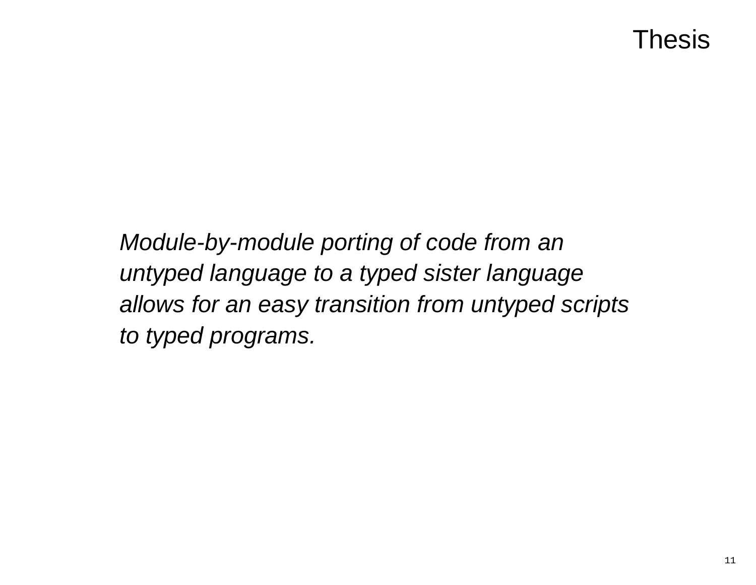# Thesis

*Module-by-module porting of code from an untyped language to a typed sister language allows for an easy transition from untyped scripts to typed programs.*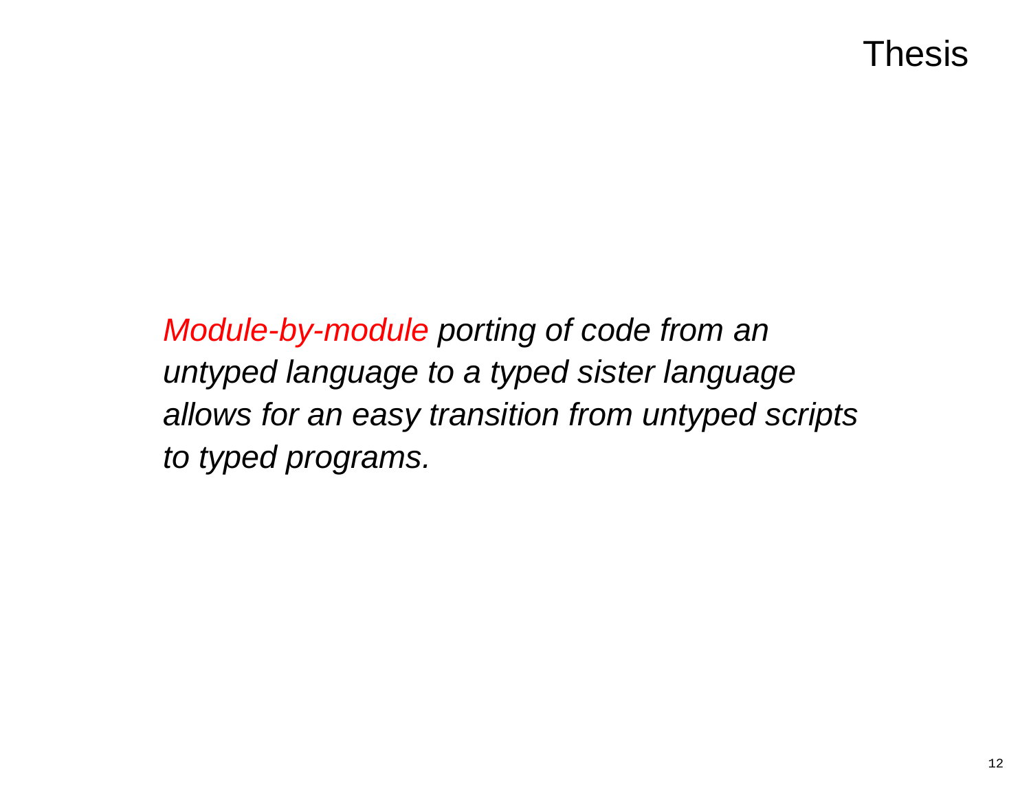# Thesis

*Module-by-module porting of code from an untyped language to a typed sister language allows for an easy transition from untyped scripts to typed programs.*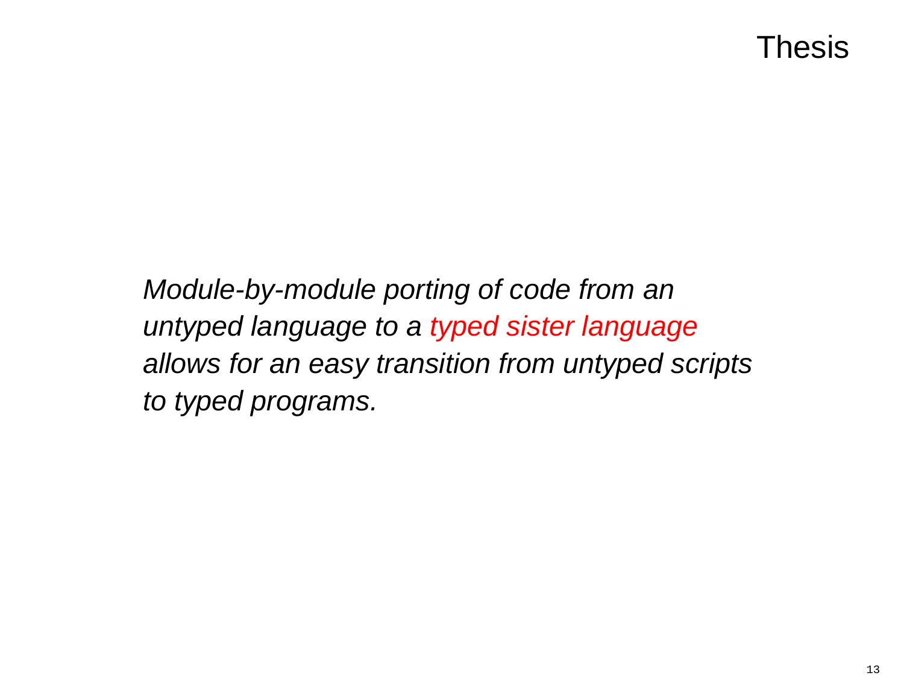# Thesis

*Module-by-module porting of code from an untyped language to a typed sister language allows for an easy transition from untyped scripts to typed programs.*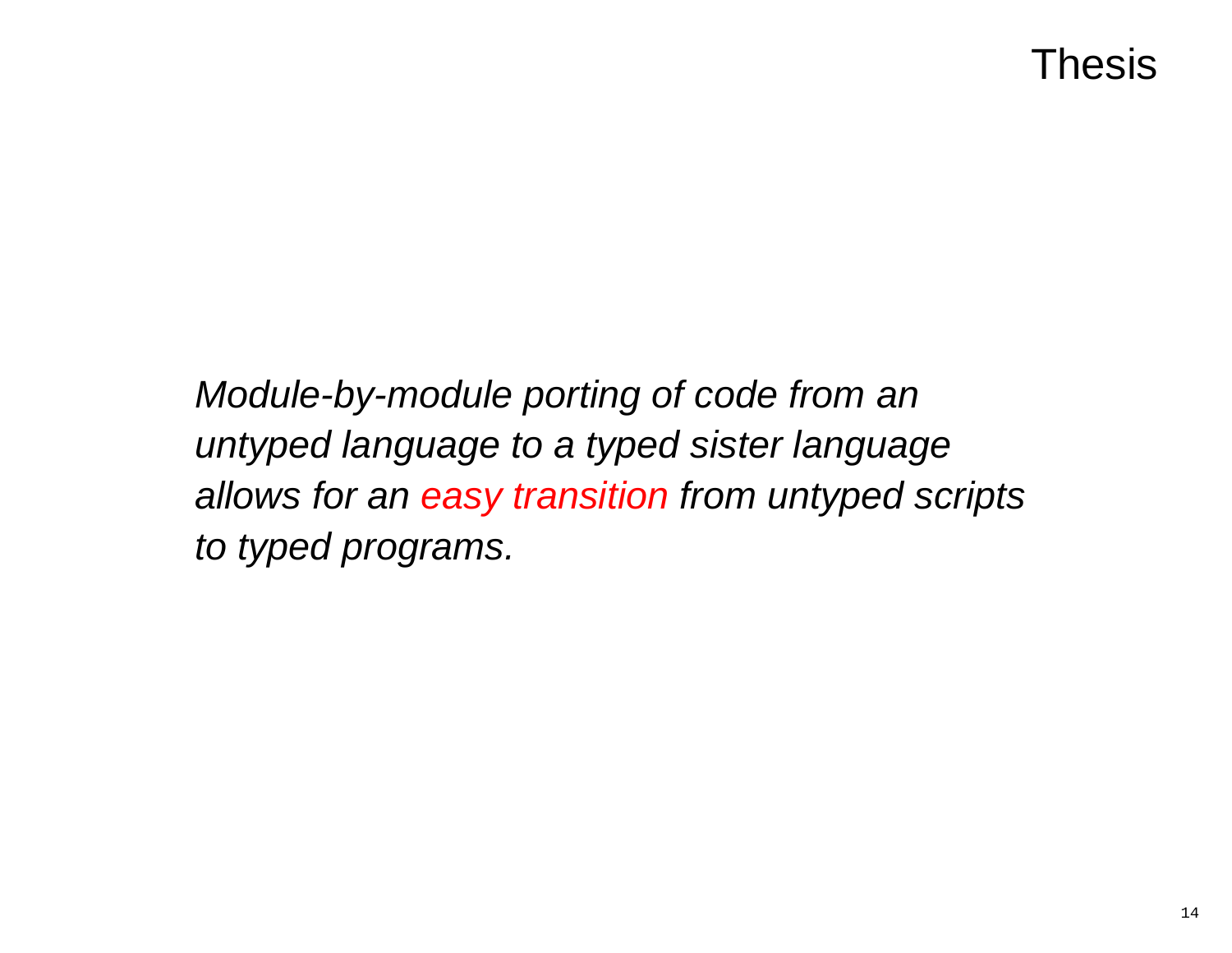# Thesis

*Module-by-module porting of code from an untyped language to a typed sister language allows for an easy transition from untyped scripts to typed programs.*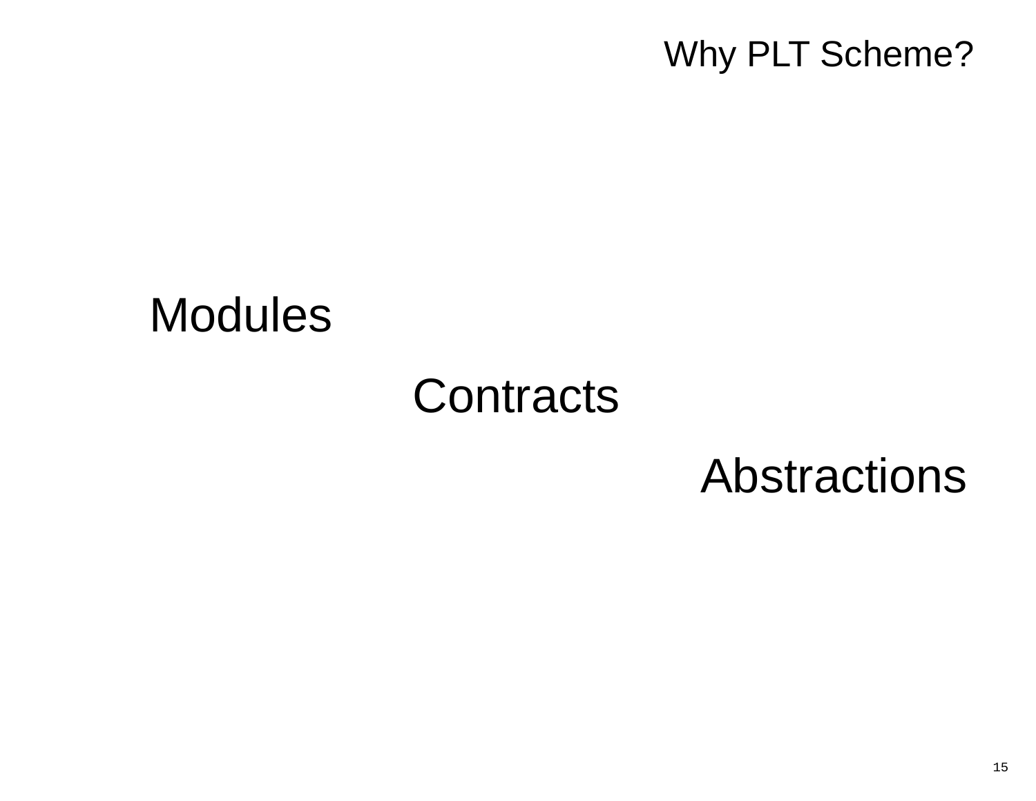# Why PLT Scheme?

Modules

Contracts

Abstractions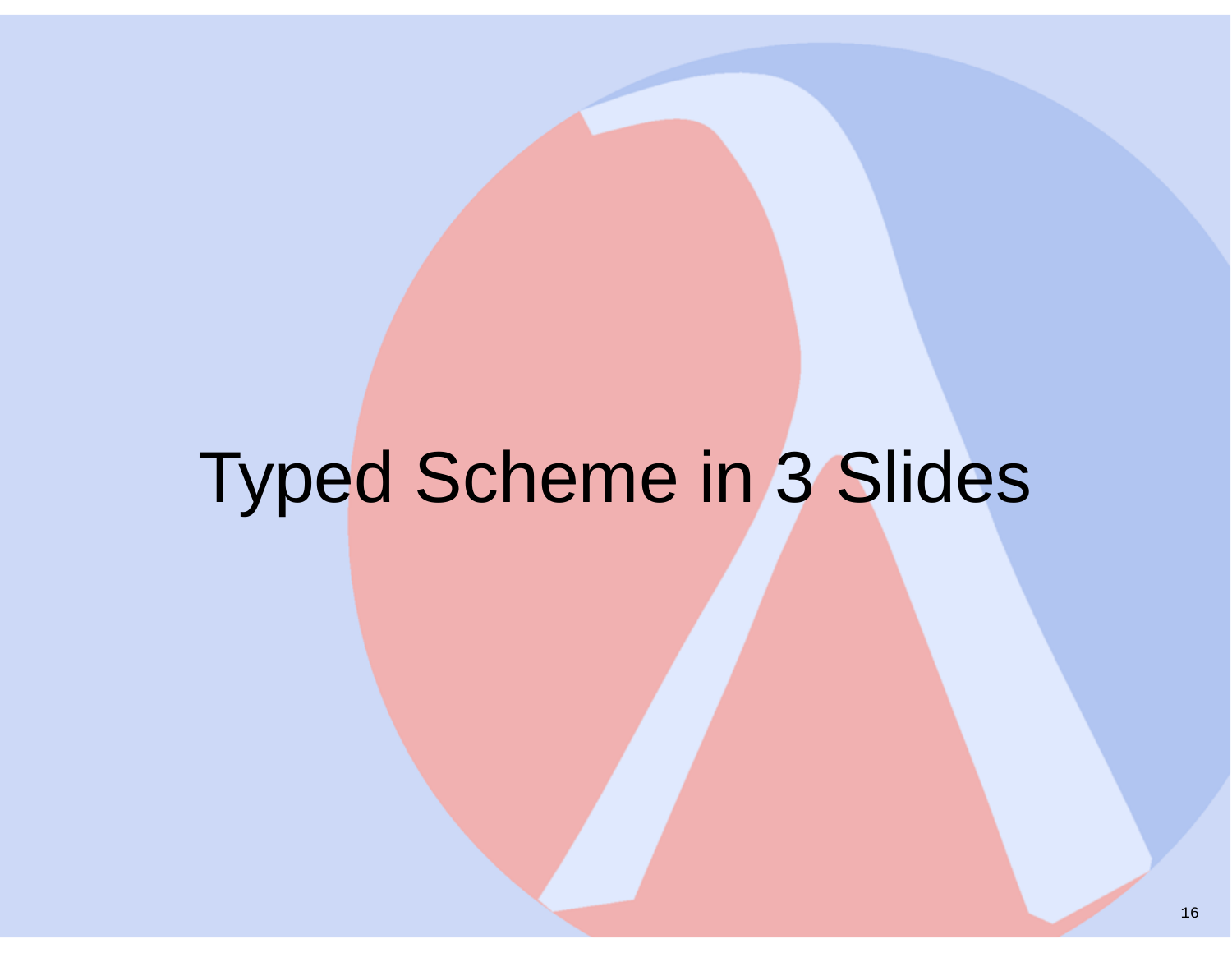# Typed Scheme in 3 Slides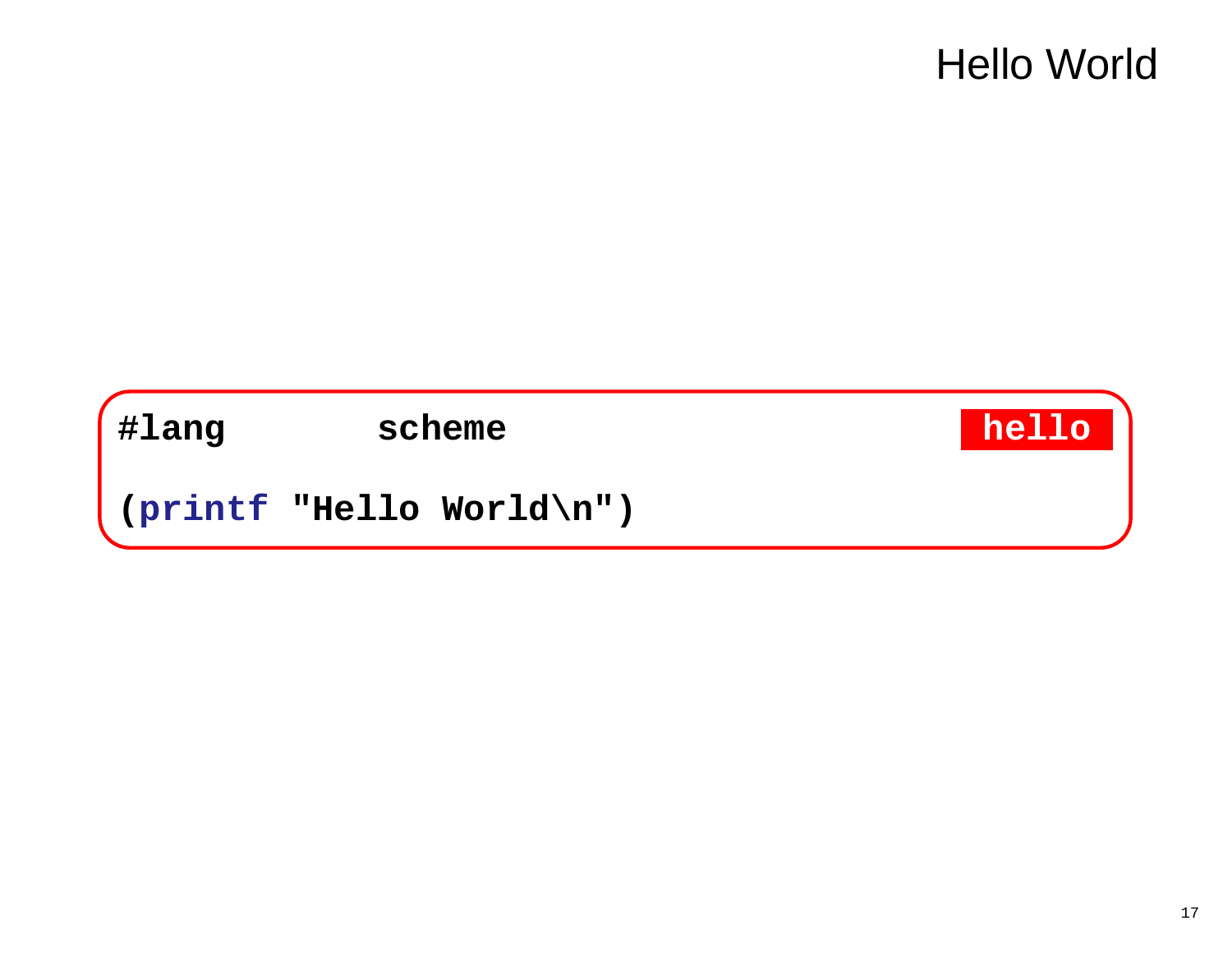# Hello World

```
#lang       scheme                          hello

(printf "Hello World\n")
```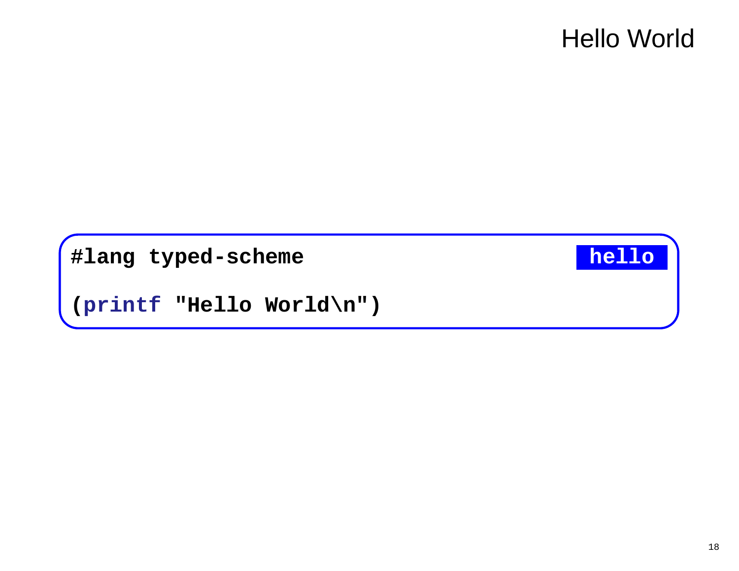# Hello World

```
#lang typed-scheme                                    hello

(printf "Hello World\n")
```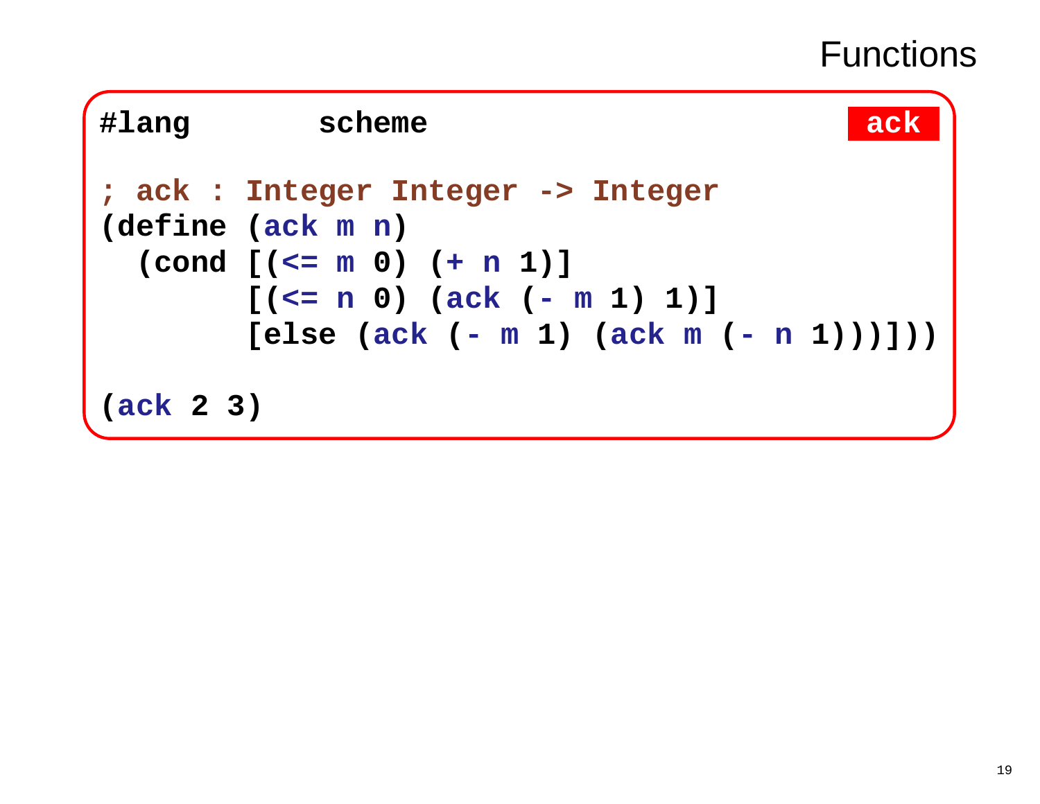# Functions

**ack**

```scheme
#lang        scheme

; ack : Integer Integer -> Integer
(define (ack m n)
  (cond [(<= m 0) (+ n 1)]
        [(<= n 0) (ack (- m 1) 1)]
        [else (ack (- m 1) (ack m (- n 1)))]))

(ack 2 3)
```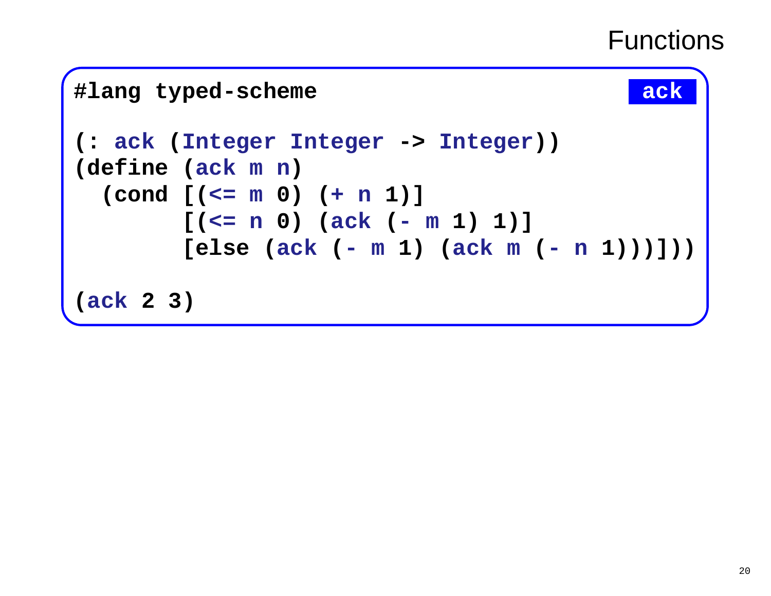# Functions

**ack**

```
#lang typed-scheme

(: ack (Integer Integer -> Integer))
(define (ack m n)
  (cond [(<= m 0) (+ n 1)]
        [(<= n 0) (ack (- m 1) 1)]
        [else (ack (- m 1) (ack m (- n 1)))]))

(ack 2 3)
```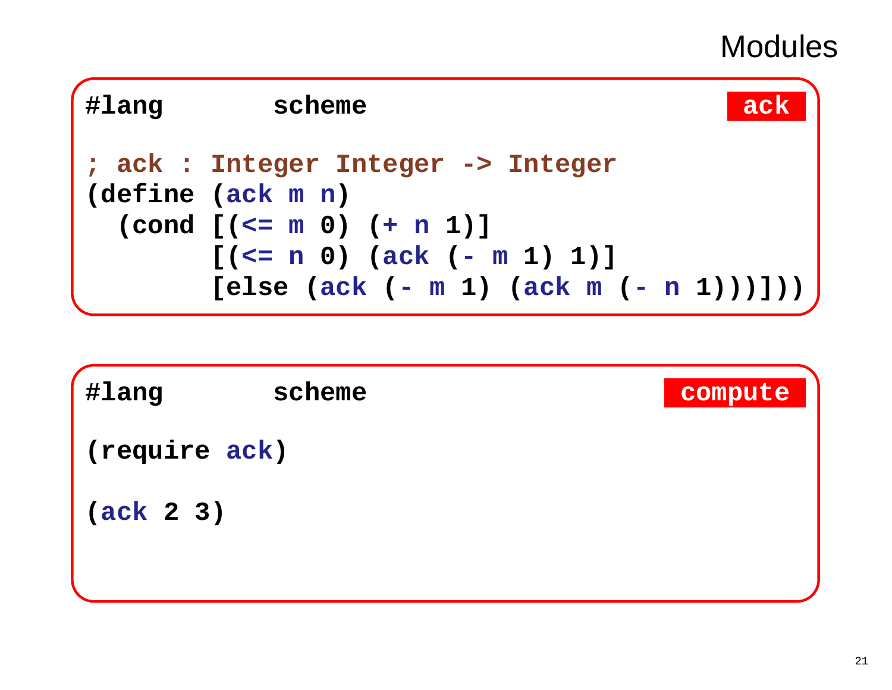# Modules

**ack**

```scheme
#lang        scheme

; ack : Integer Integer -> Integer
(define (ack m n)
  (cond [(<= m 0) (+ n 1)]
        [(<= n 0) (ack (- m 1) 1)]
        [else (ack (- m 1) (ack m (- n 1)))]))
```

**compute**

```scheme
#lang        scheme

(require ack)

(ack 2 3)
```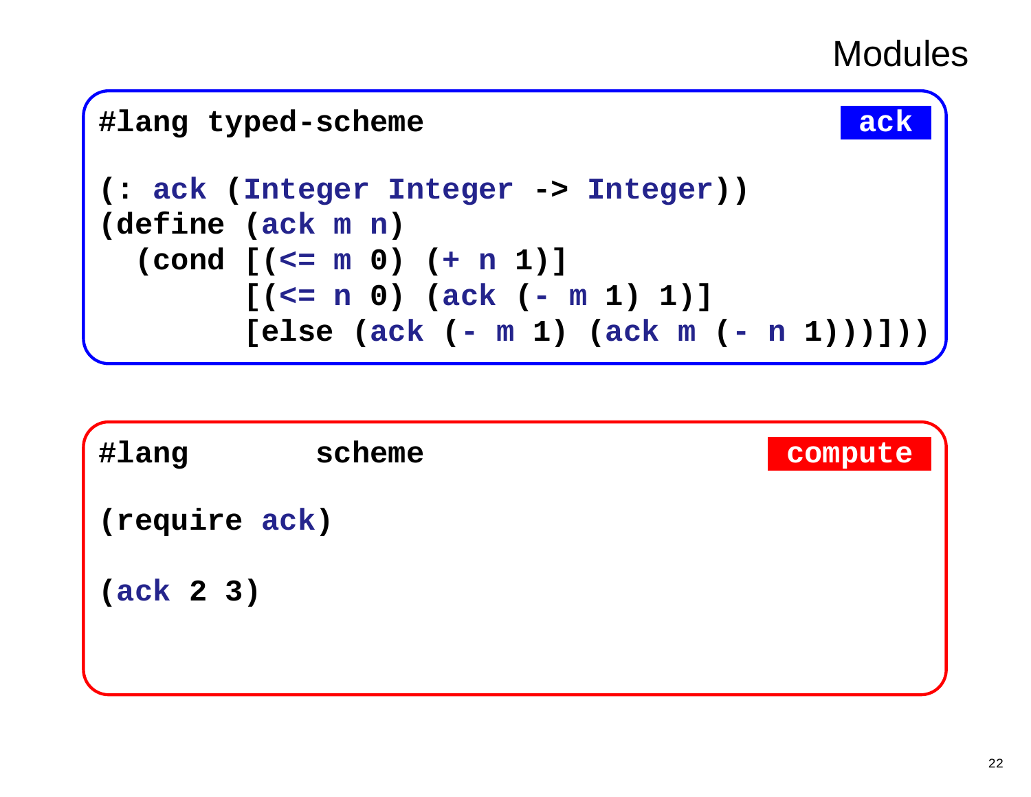# Modules

**ack**

```
#lang typed-scheme

(: ack (Integer Integer -> Integer))
(define (ack m n)
  (cond [(<= m 0) (+ n 1)]
        [(<= n 0) (ack (- m 1) 1)]
        [else (ack (- m 1) (ack m (- n 1)))]))
```

**compute**

```
#lang       scheme

(require ack)

(ack 2 3)
```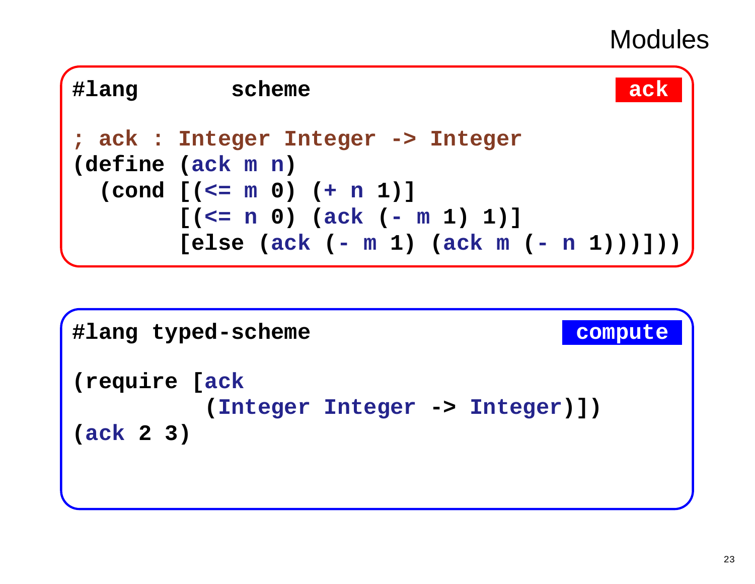# Modules

**ack**

```
#lang       scheme

; ack : Integer Integer -> Integer
(define (ack m n)
  (cond [(<= m 0) (+ n 1)]
        [(<= n 0) (ack (- m 1) 1)]
        [else (ack (- m 1) (ack m (- n 1)))]))
```

**compute**

```
#lang typed-scheme

(require [ack
          (Integer Integer -> Integer)])
(ack 2 3)
```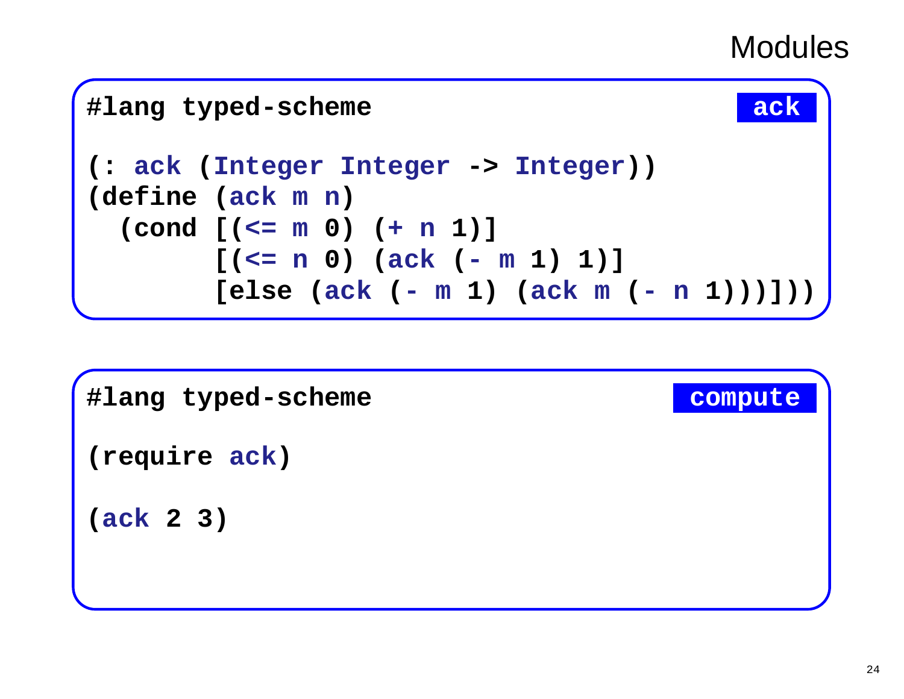# Modules

**ack**

```
#lang typed-scheme

(: ack (Integer Integer -> Integer))
(define (ack m n)
  (cond [(<= m 0) (+ n 1)]
        [(<= n 0) (ack (- m 1) 1)]
        [else (ack (- m 1) (ack m (- n 1)))]))
```

**compute**

```
#lang typed-scheme

(require ack)

(ack 2 3)
```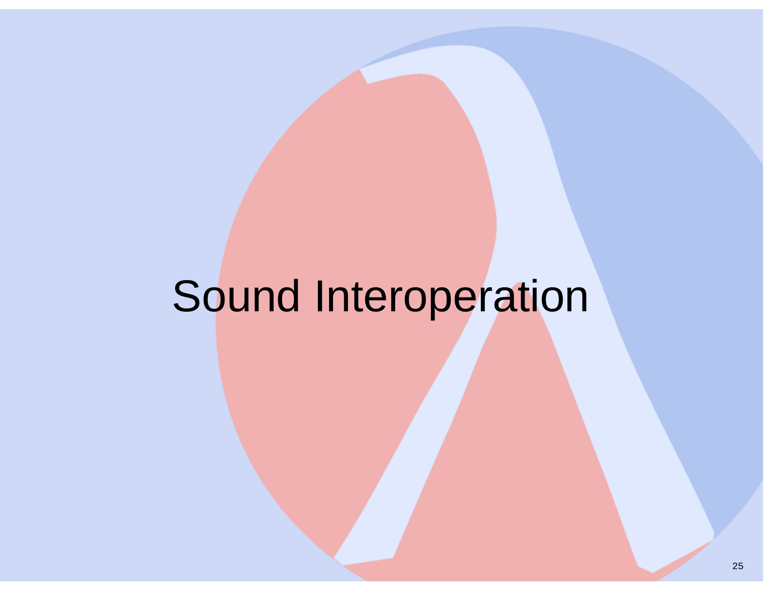# Sound Interoperation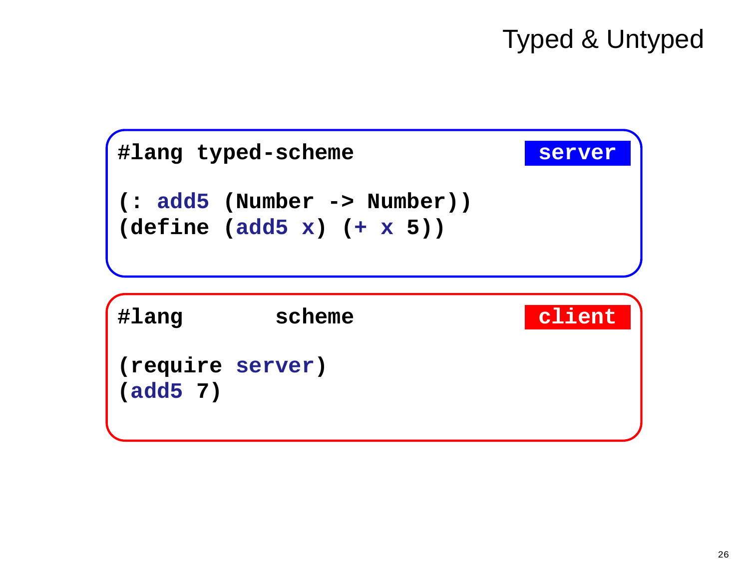# Typed & Untyped

server

```
#lang typed-scheme

(: add5 (Number -> Number))
(define (add5 x) (+ x 5))
```

client

```
#lang       scheme

(require server)
(add5 7)
```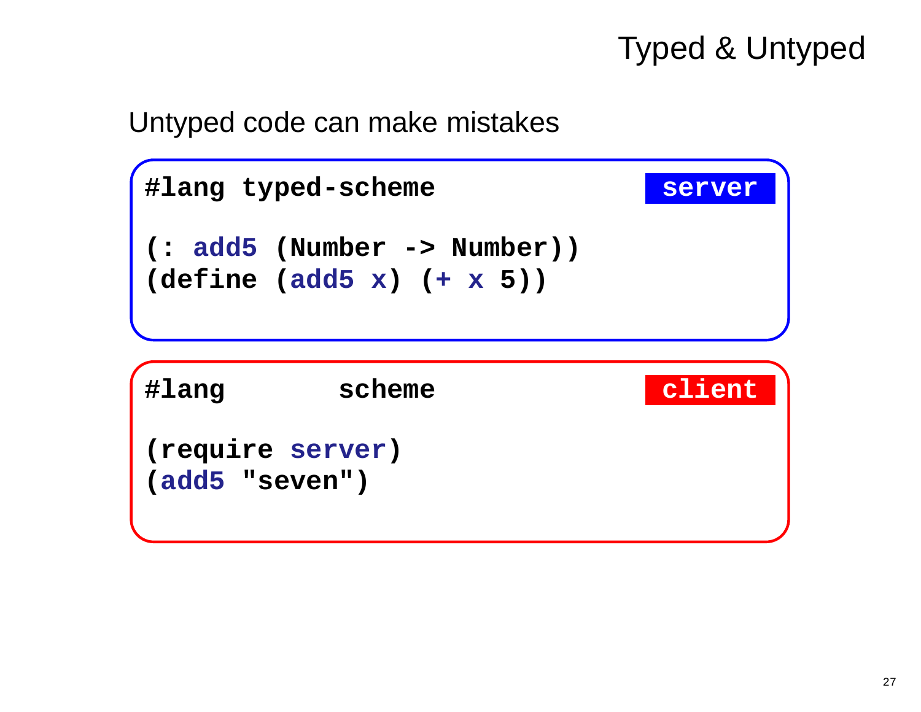# Typed & Untyped

Untyped code can make mistakes

**server**

```
#lang typed-scheme

(: add5 (Number -> Number))
(define (add5 x) (+ x 5))
```

**client**

```
#lang       scheme

(require server)
(add5 "seven")
```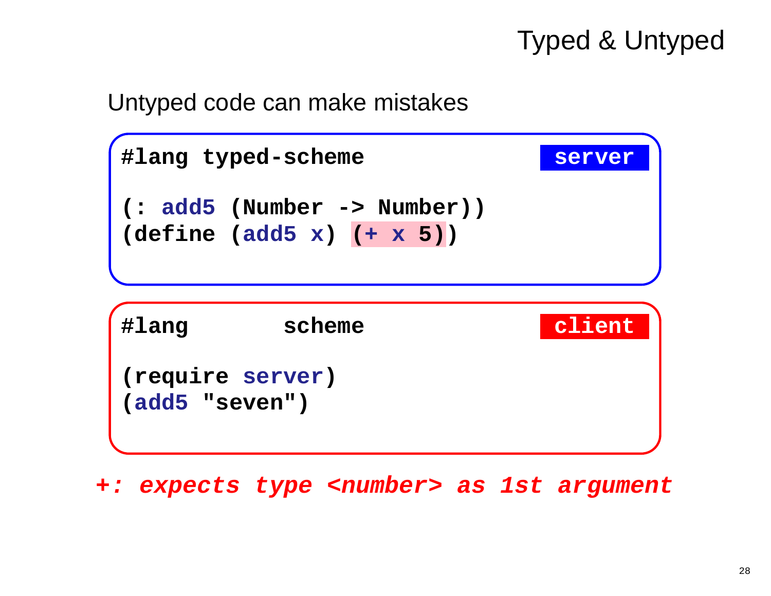# Typed & Untyped

Untyped code can make mistakes

**server**

```
#lang typed-scheme

(: add5 (Number -> Number))
(define (add5 x) (+ x 5))
```

**client**

```
#lang       scheme

(require server)
(add5 "seven")
```

***+: expects type <number> as 1st argument***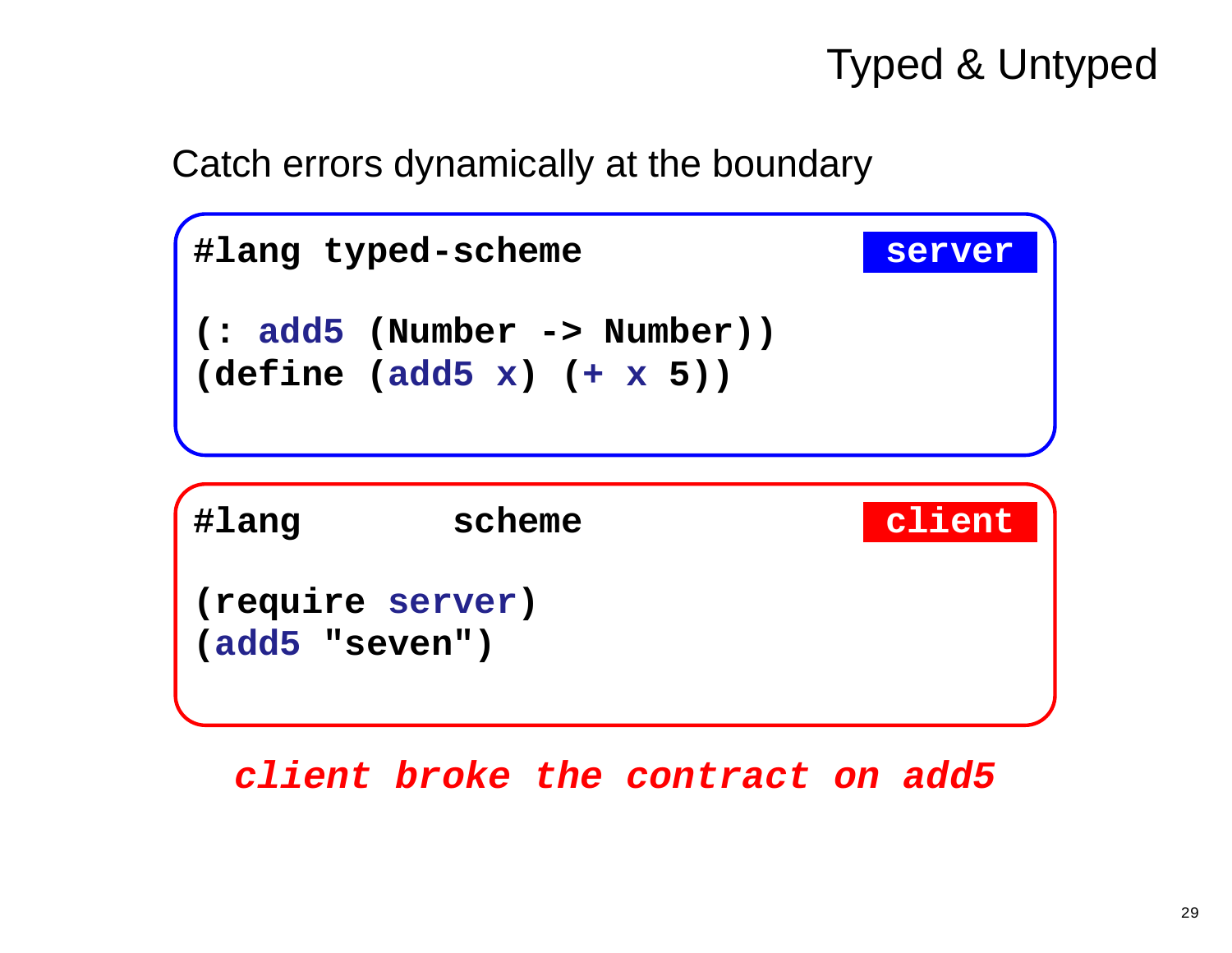# Typed & Untyped

Catch errors dynamically at the boundary

```
#lang typed-scheme                                  server

(: add5 (Number -> Number))
(define (add5 x) (+ x 5))
```

```
#lang       scheme                                  client

(require server)
(add5 "seven")
```

***client broke the contract on add5***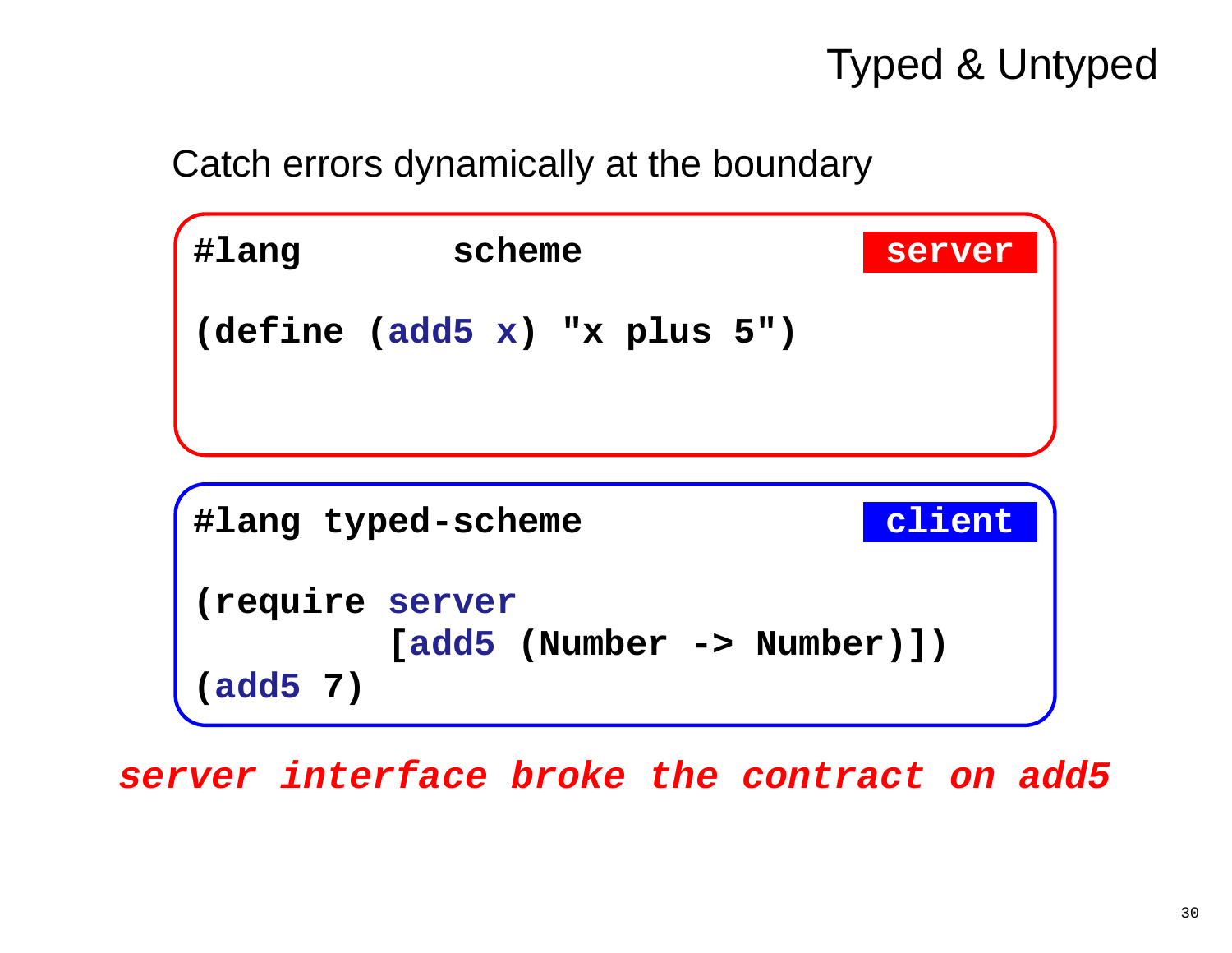# Typed & Untyped

Catch errors dynamically at the boundary

```
#lang       scheme                                server

(define (add5 x) "x plus 5")
```

```
#lang typed-scheme                                client

(require server
         [add5 (Number -> Number)])
(add5 7)
```

***server interface broke the contract on add5***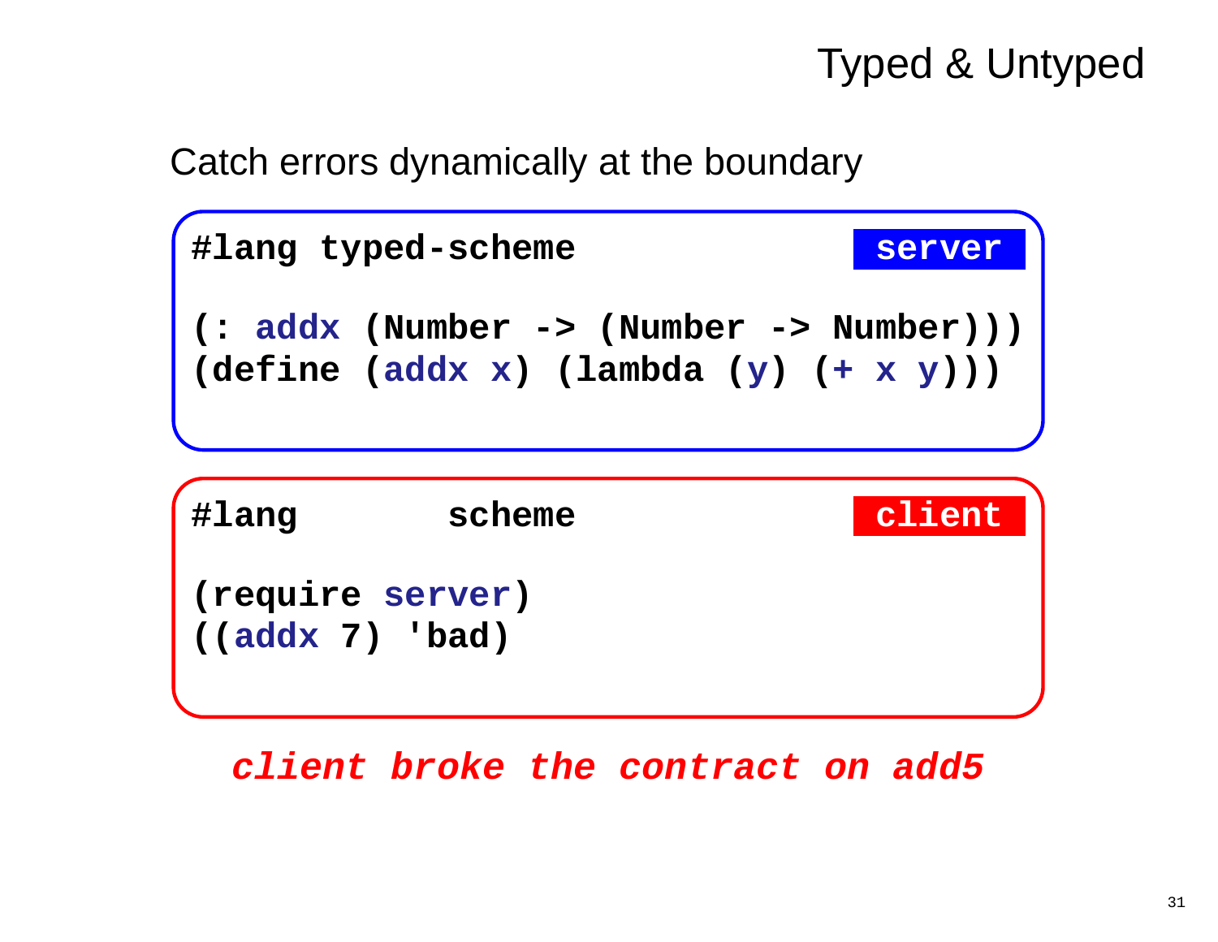# Typed & Untyped

Catch errors dynamically at the boundary

**server**

```
#lang typed-scheme

(: addx (Number -> (Number -> Number)))
(define (addx x) (lambda (y) (+ x y)))
```

**client**

```
#lang        scheme

(require server)
((addx 7) 'bad)
```

***client broke the contract on add5***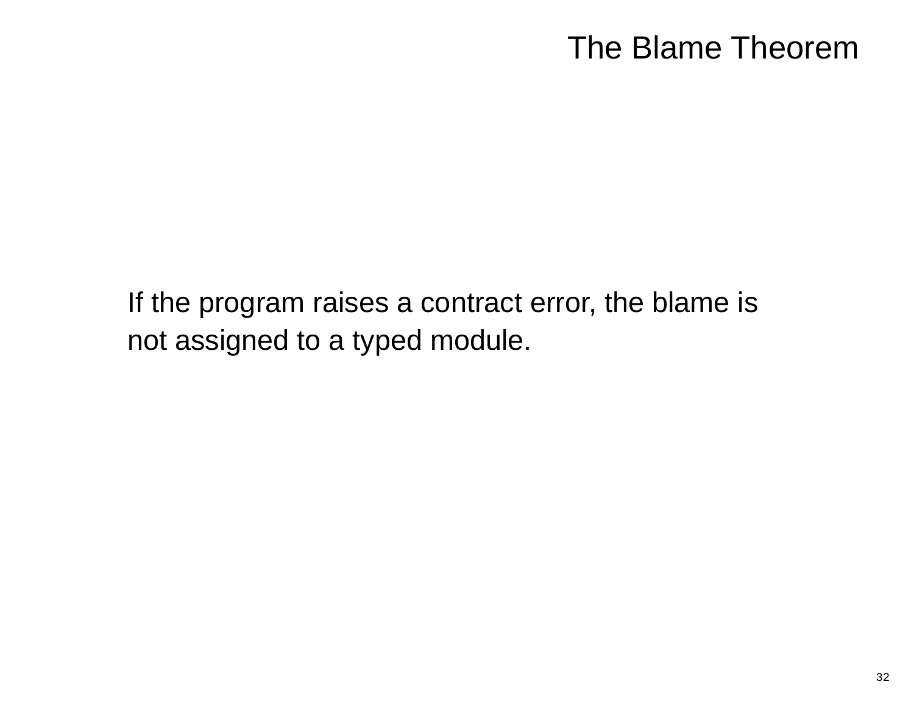# The Blame Theorem

If the program raises a contract error, the blame is not assigned to a typed module.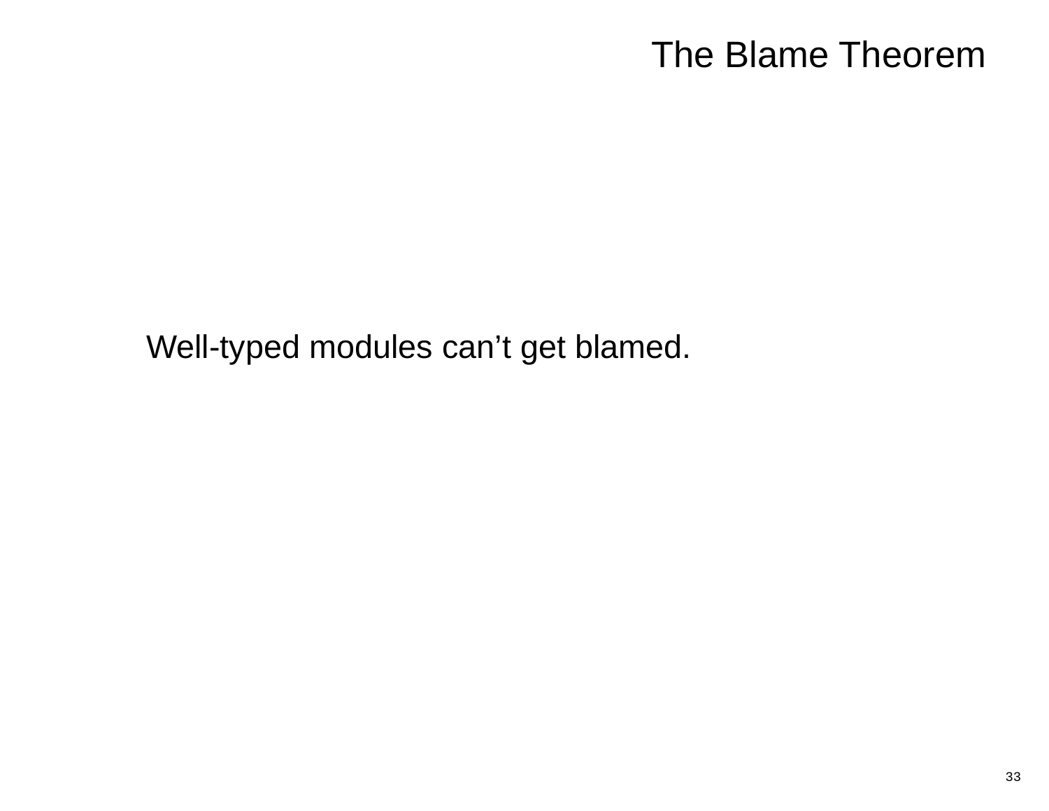# The Blame Theorem

Well-typed modules can't get blamed.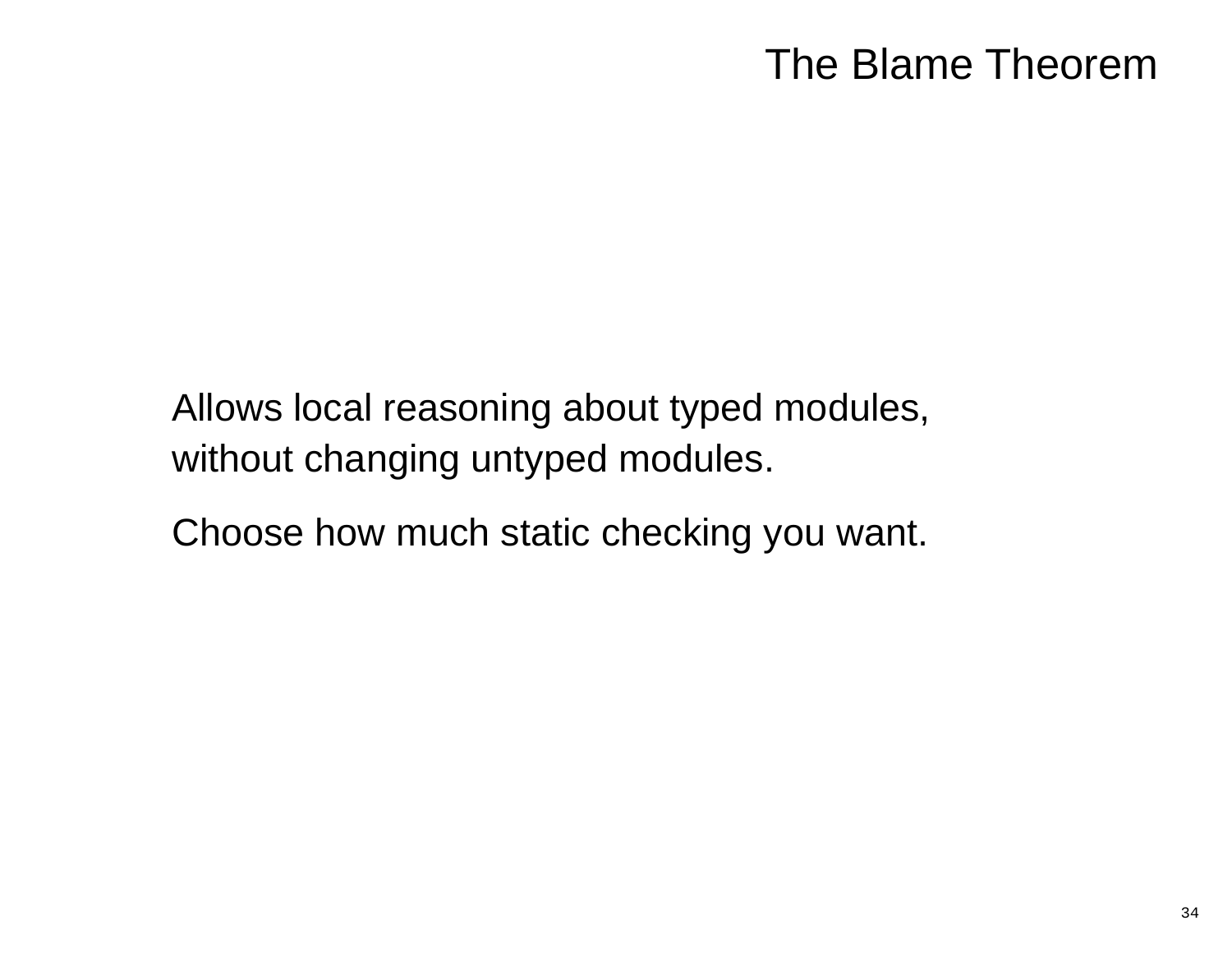# The Blame Theorem

Allows local reasoning about typed modules, without changing untyped modules.

Choose how much static checking you want.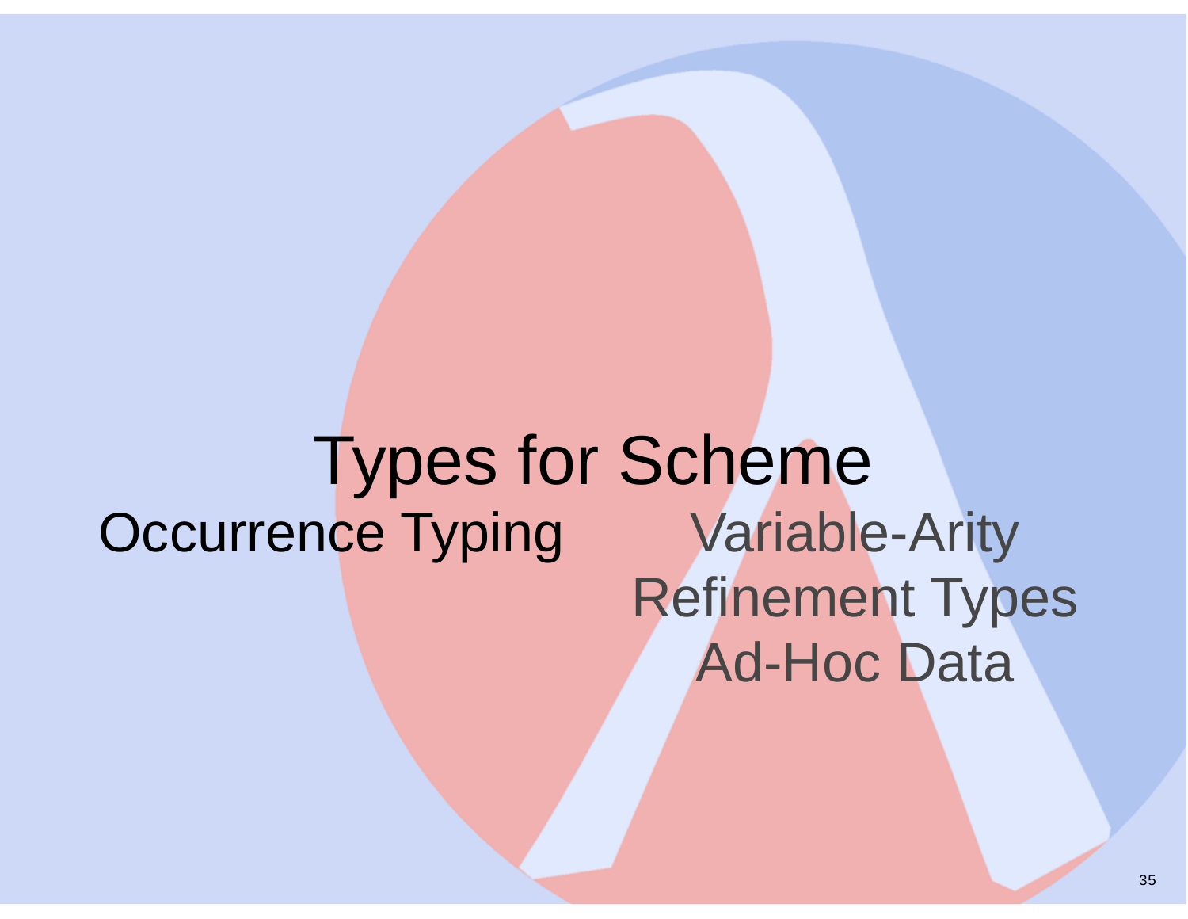# Types for Scheme

Occurrence Typing

Variable-Arity

Refinement Types

Ad-Hoc Data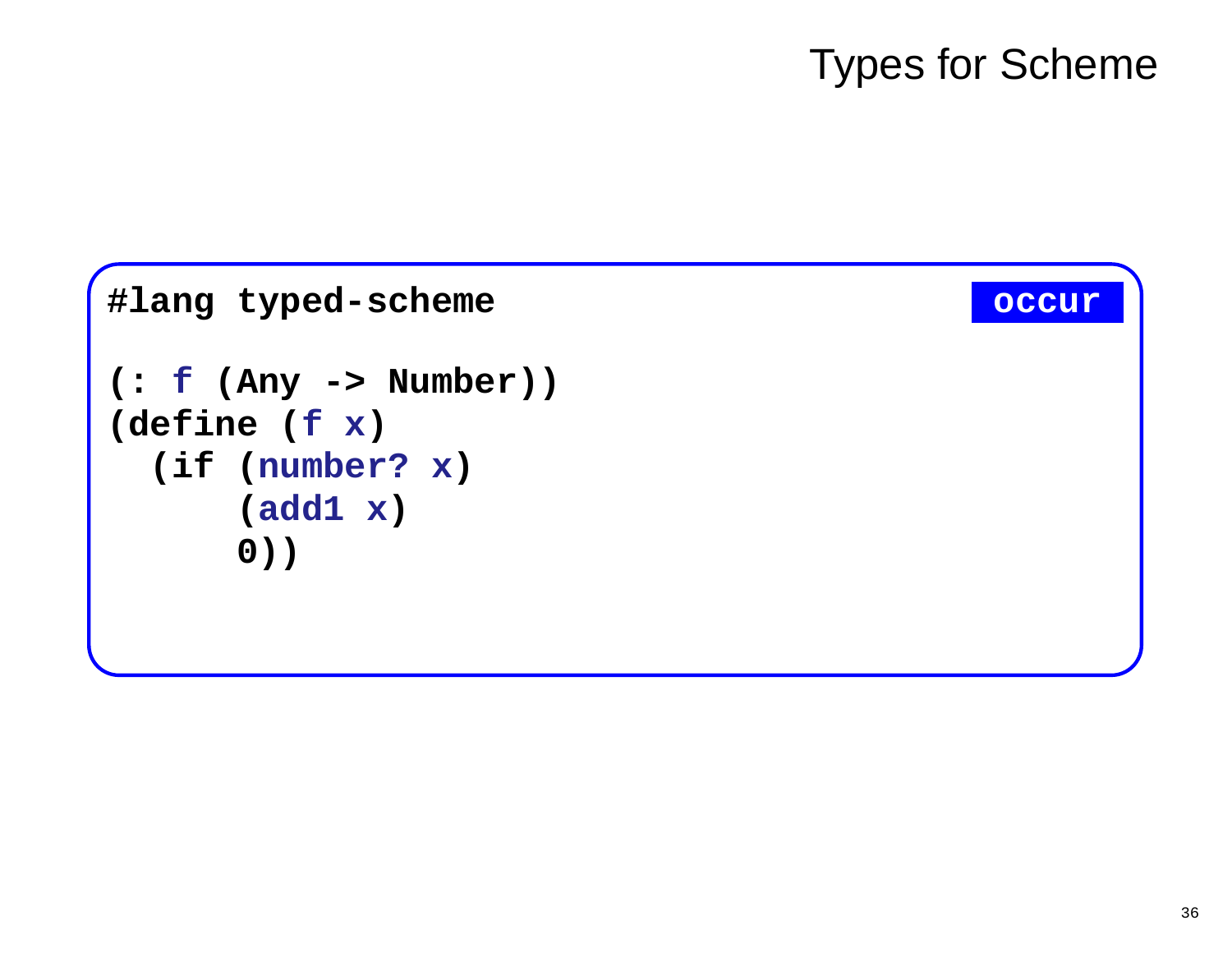# Types for Scheme

**occur**

```
#lang typed-scheme

(: f (Any -> Number))
(define (f x)
  (if (number? x)
      (add1 x)
      0))
```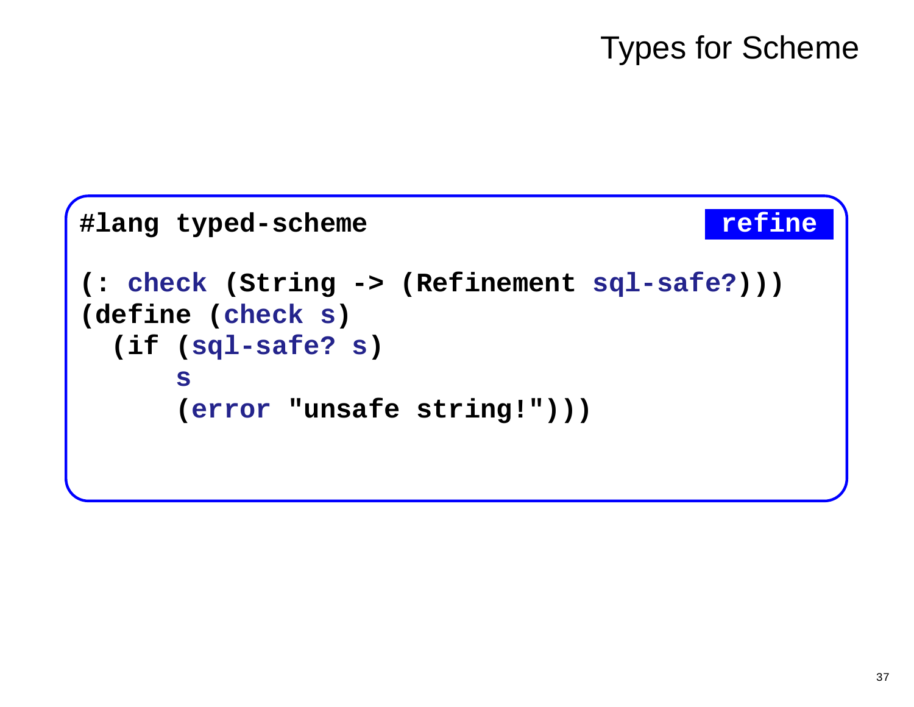# Types for Scheme

**refine**

```
#lang typed-scheme

(: check (String -> (Refinement sql-safe?)))
(define (check s)
  (if (sql-safe? s)
      s
      (error "unsafe string!")))
```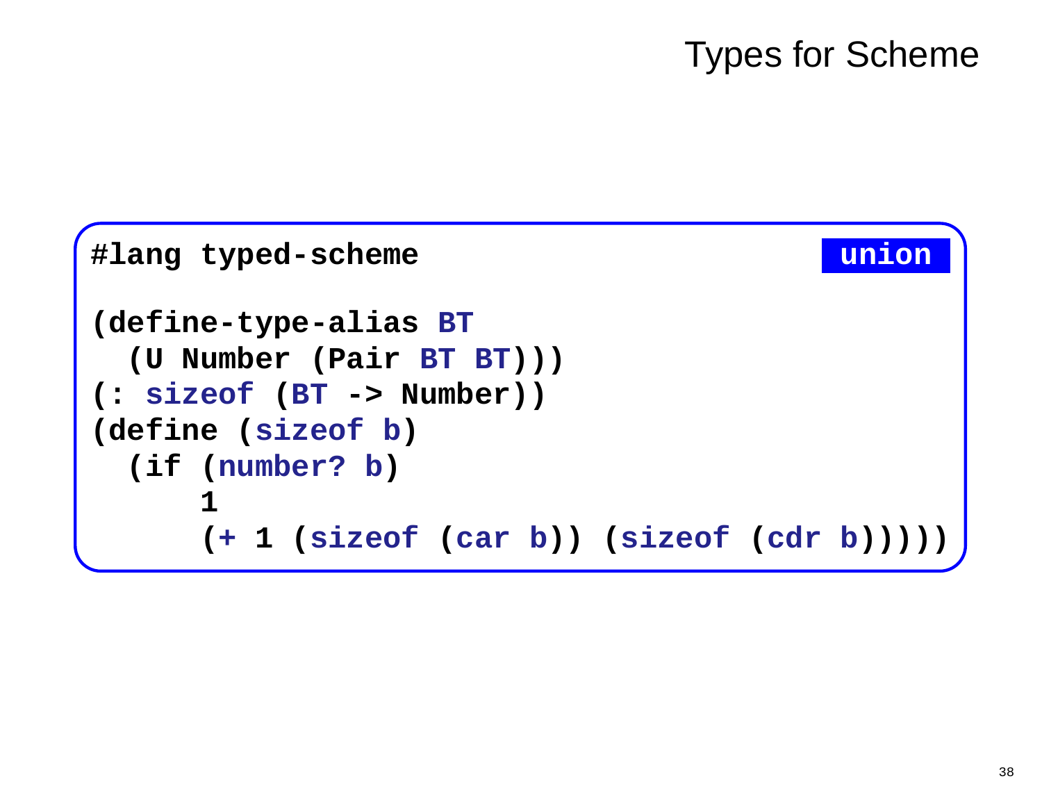# Types for Scheme

**union**

```
#lang typed-scheme

(define-type-alias BT
  (U Number (Pair BT BT)))
(: sizeof (BT -> Number))
(define (sizeof b)
  (if (number? b)
      1
      (+ 1 (sizeof (car b)) (sizeof (cdr b)))))
```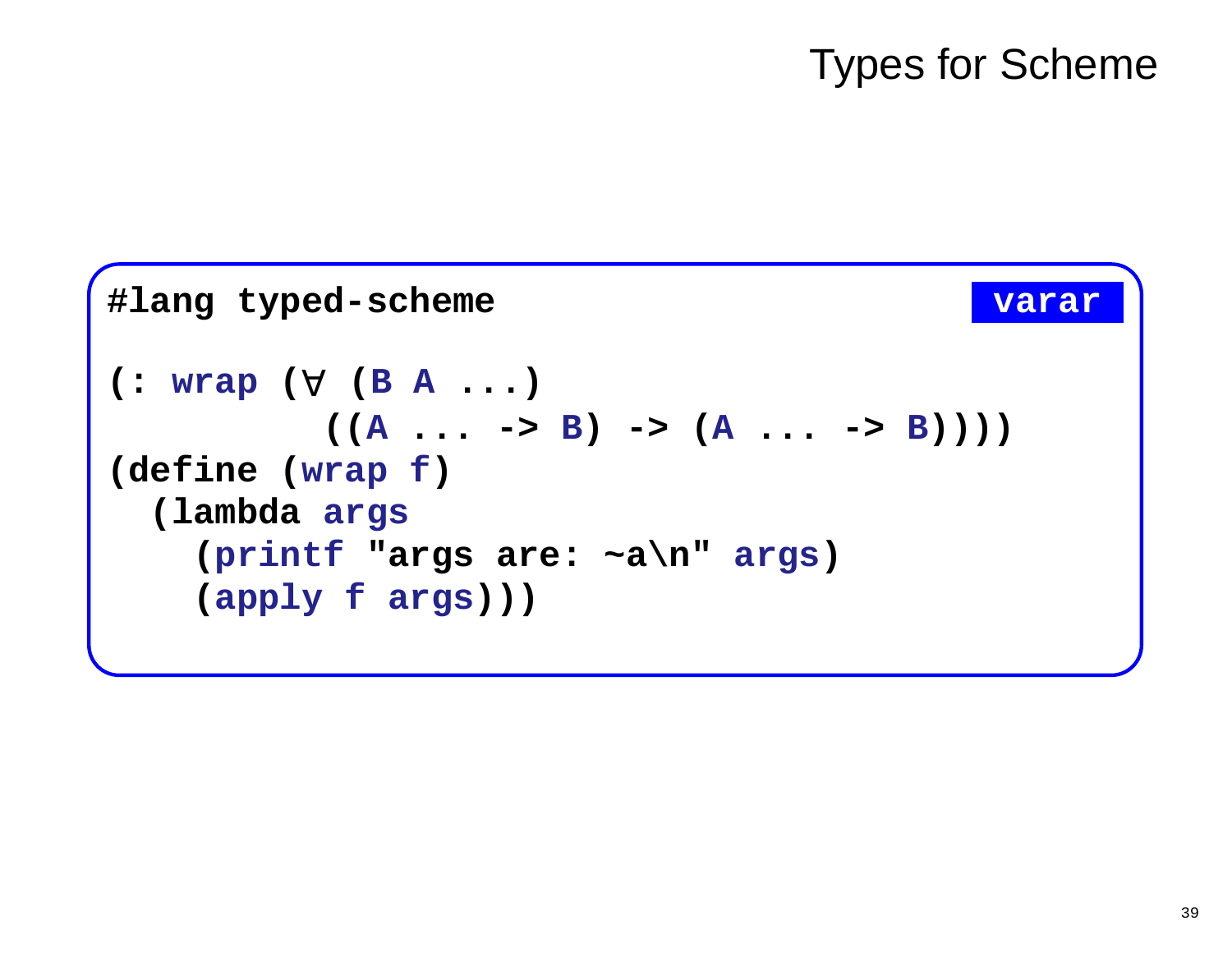# Types for Scheme

**varar**

```
#lang typed-scheme

(: wrap (∀ (B A ...)
          ((A ... -> B) -> (A ... -> B))))
(define (wrap f)
  (lambda args
    (printf "args are: ~a\n" args)
    (apply f args)))
```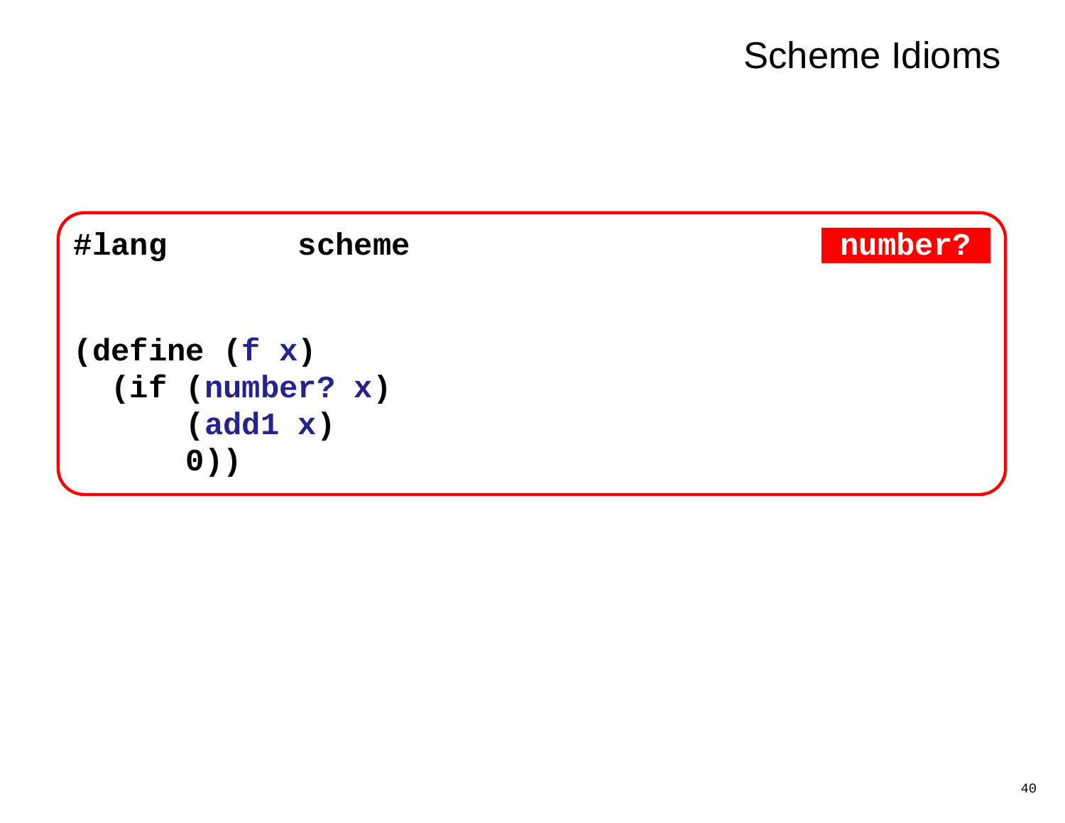# Scheme Idioms

**number?**

```
#lang        scheme

(define (f x)
  (if (number? x)
      (add1 x)
      0))
```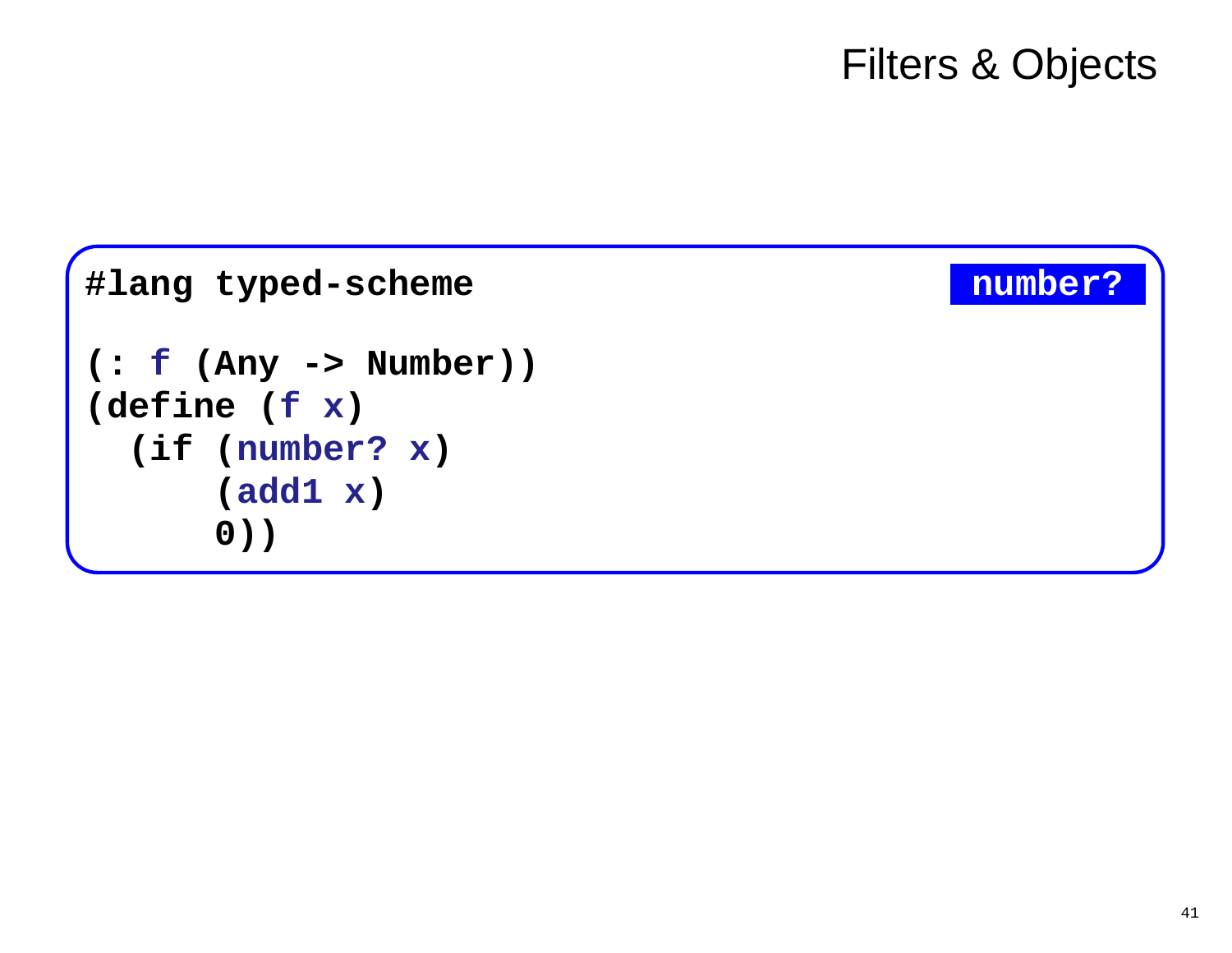# Filters & Objects

```
#lang typed-scheme

(: f (Any -> Number))
(define (f x)
  (if (number? x)
      (add1 x)
      0))
```

**number?**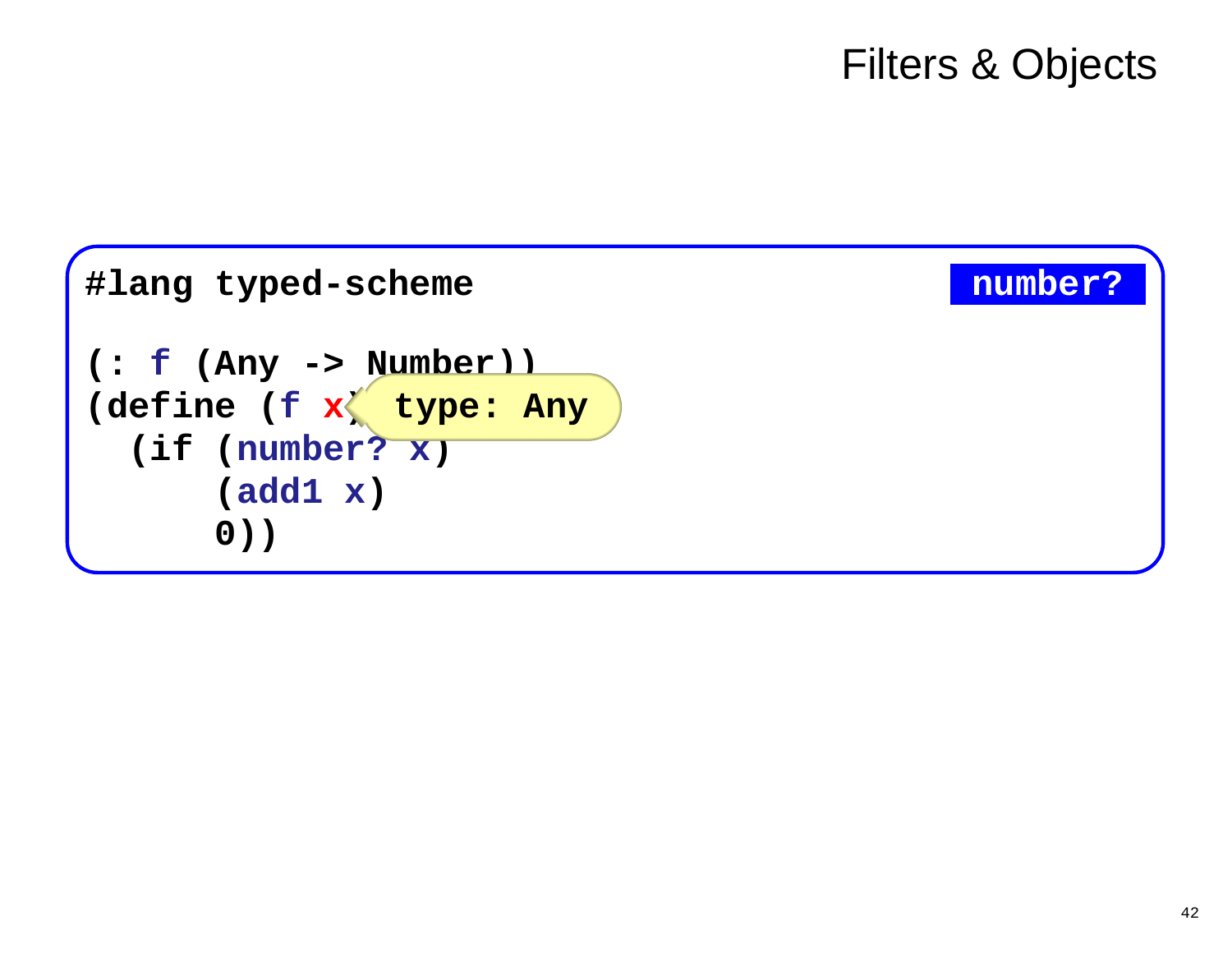# Filters & Objects

```
#lang typed-scheme                                    number?

(: f (Any -> Number))
(define (f x)   type: Any
  (if (number? x)
      (add1 x)
      0))
```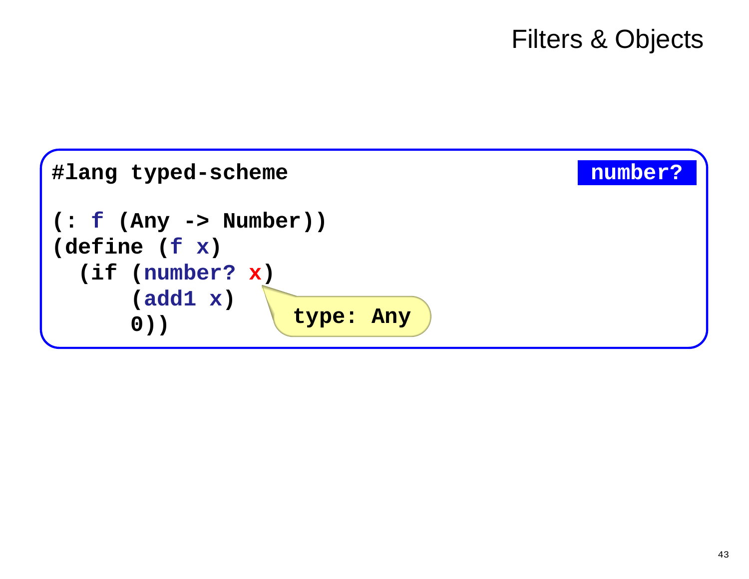# Filters & Objects

```
#lang typed-scheme                                    number?

(: f (Any -> Number))
(define (f x)
  (if (number? x)
      (add1 x)
      0))
```

type: Any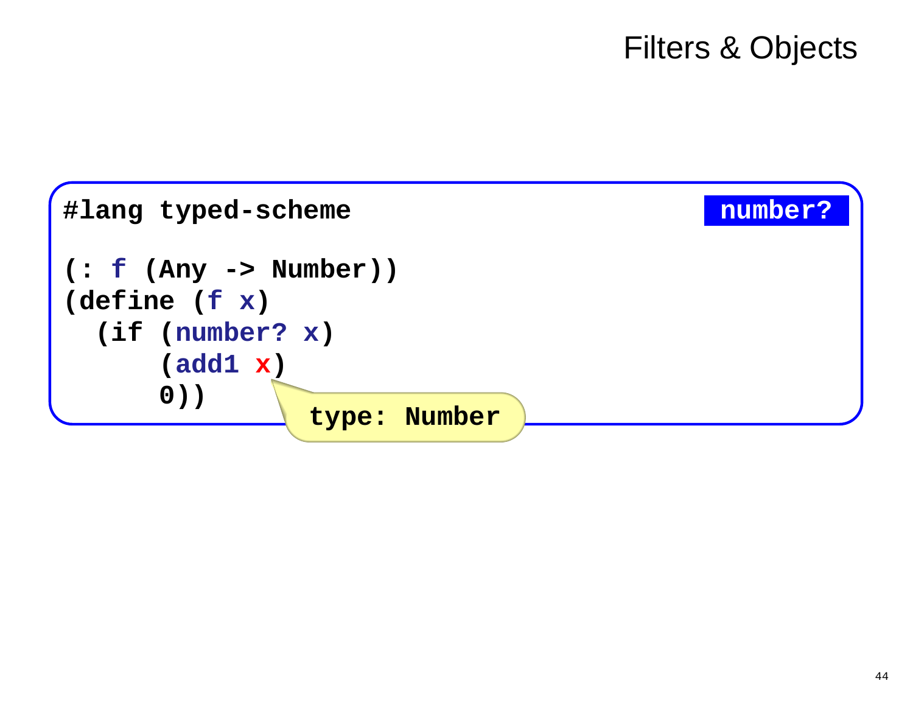# Filters & Objects

```
#lang typed-scheme                                   number?

(: f (Any -> Number))
(define (f x)
  (if (number? x)
      (add1 x)
      0))
```

type: Number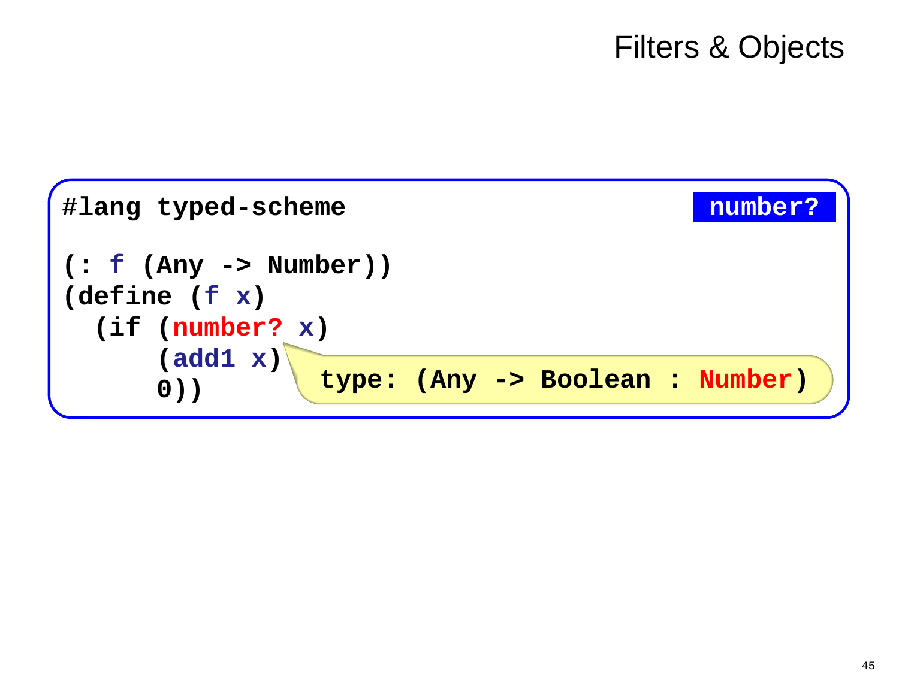# Filters & Objects

```
#lang typed-scheme                                    number?

(: f (Any -> Number))
(define (f x)
  (if (number? x)
      (add1 x)
      0))
```

```
type: (Any -> Boolean : Number)
```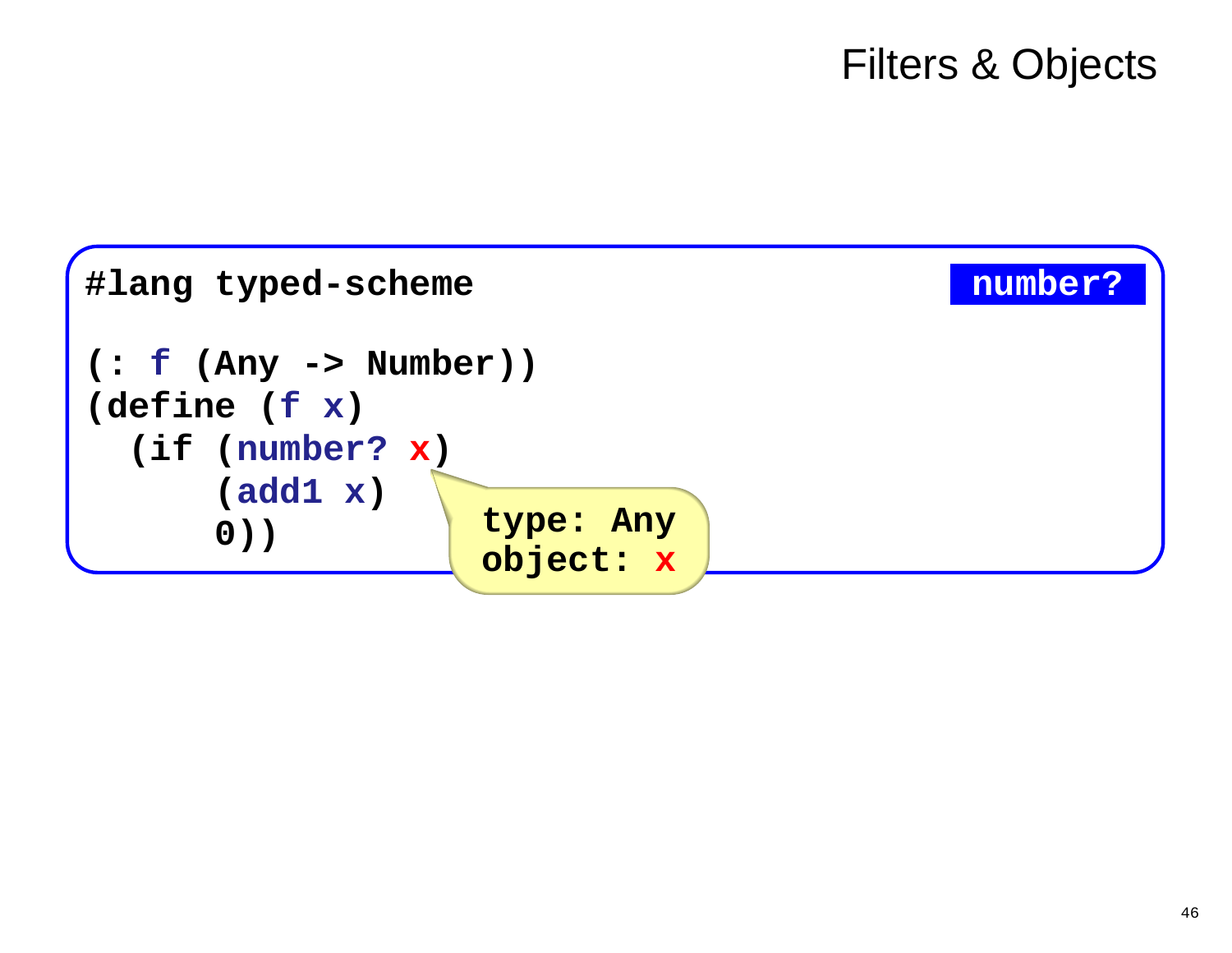# Filters & Objects

```
#lang typed-scheme
(: f (Any -> Number))
(define (f x)
  (if (number? x)
      (add1 x)
      0))
```

**number?**

type: Any
object: x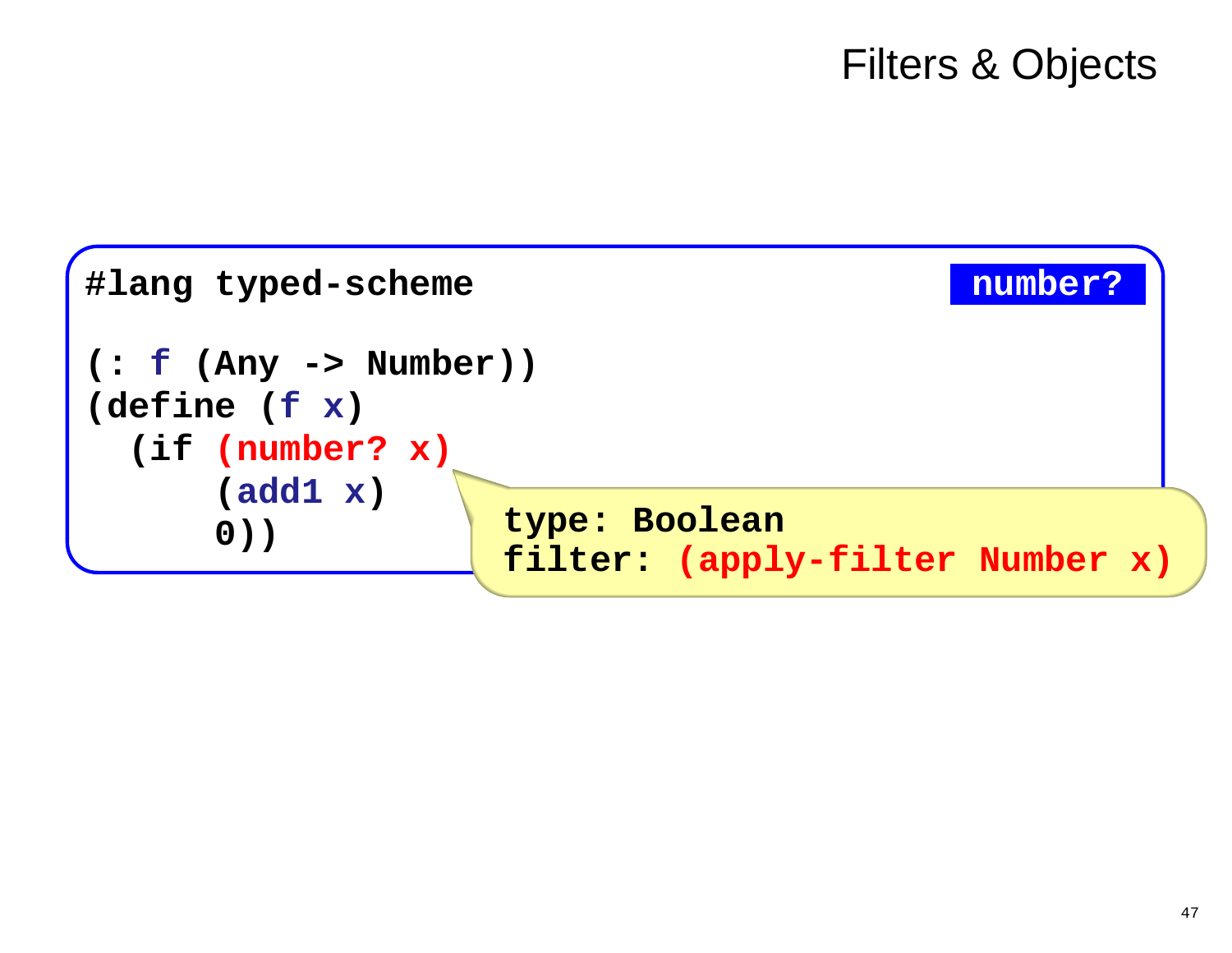# Filters & Objects

**number?**

```
#lang typed-scheme

(: f (Any -> Number))
(define (f x)
  (if (number? x)
      (add1 x)
      0))
```

```
type: Boolean
filter: (apply-filter Number x)
```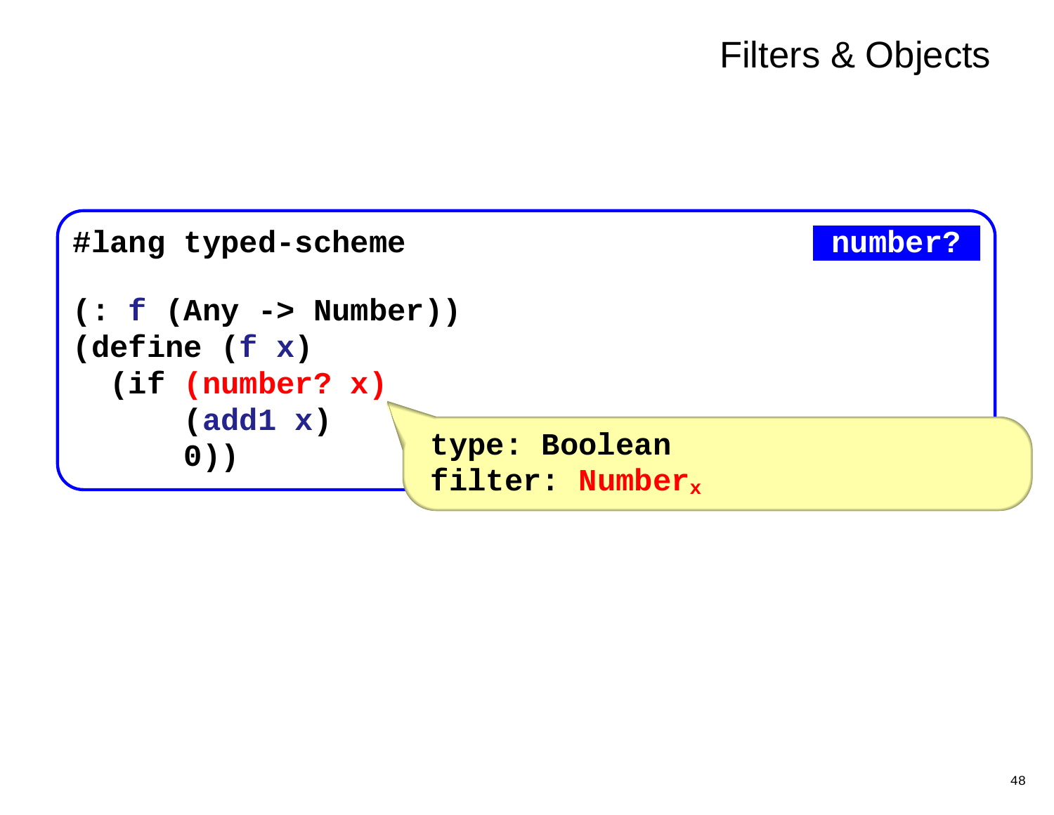# Filters & Objects

number?

```
#lang typed-scheme

(: f (Any -> Number))
(define (f x)
  (if (number? x)
      (add1 x)
      0))
```

type: Boolean

filter: $\text{Number}_x$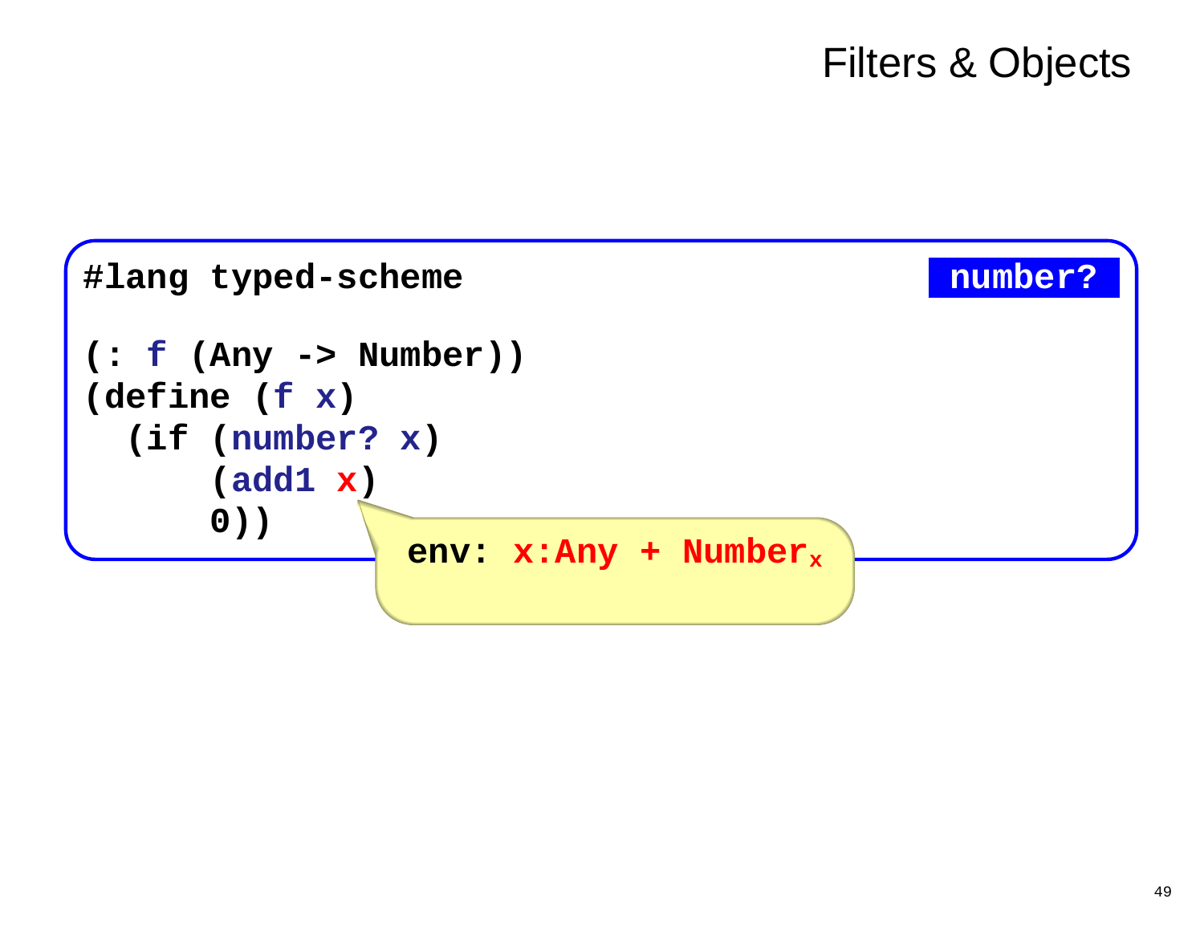# Filters & Objects

```
#lang typed-scheme                                    number?

(: f (Any -> Number))
(define (f x)
  (if (number? x)
      (add1 x)
      0))
```

env: $x$:Any + $\text{Number}_x$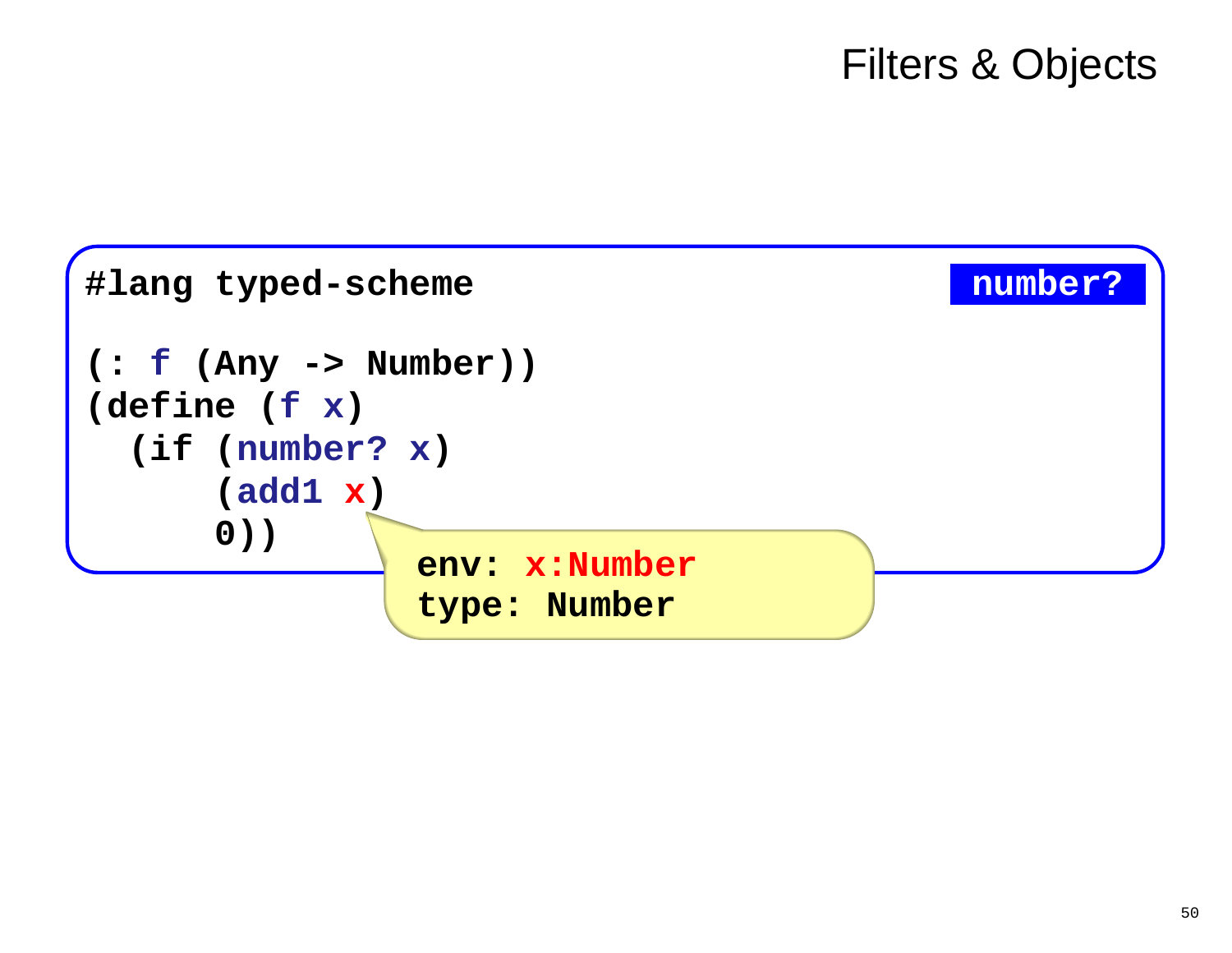# Filters & Objects

```
#lang typed-scheme

(: f (Any -> Number))
(define (f x)
  (if (number? x)
      (add1 x)
      0))
```

number?

```
env: x:Number
type: Number
```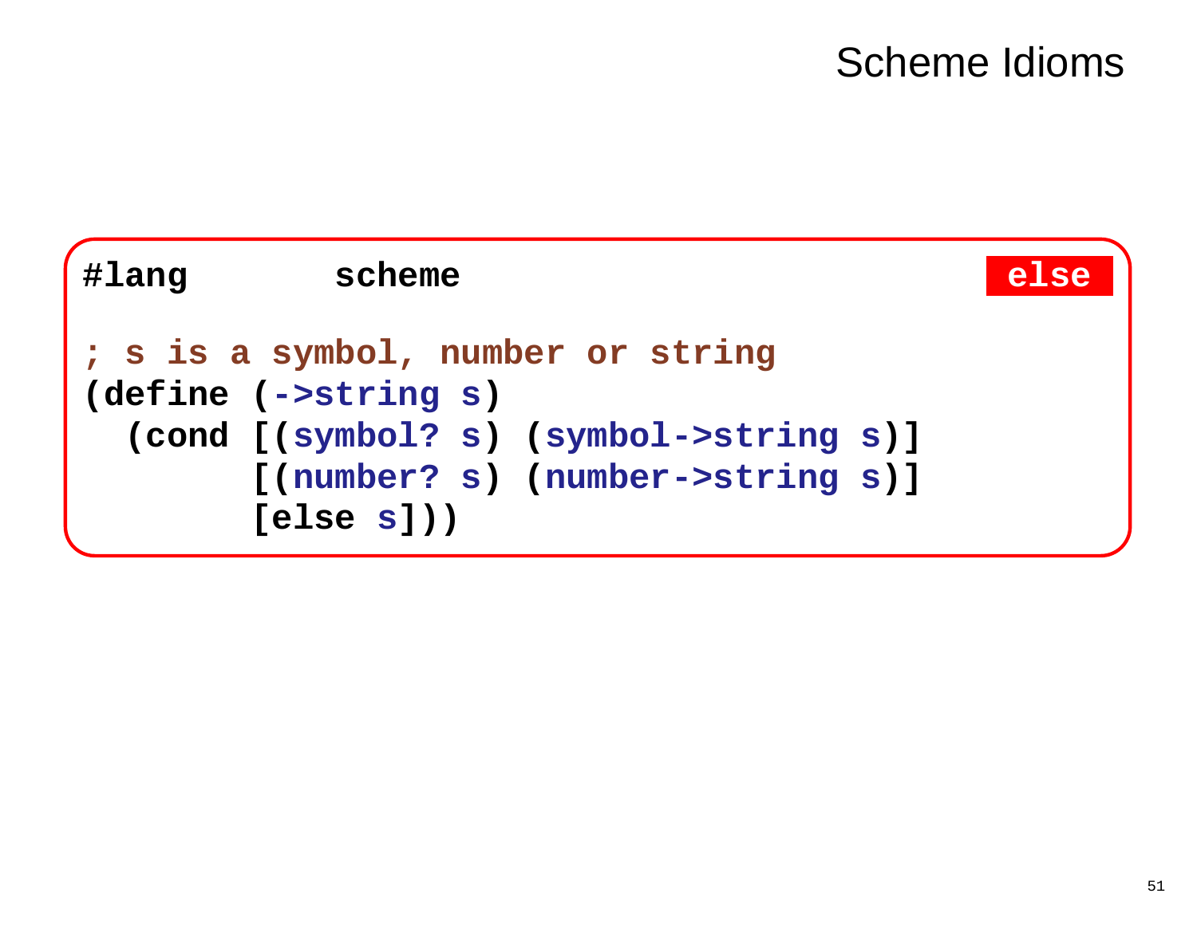# Scheme Idioms

**else**

```
#lang        scheme

; s is a symbol, number or string
(define (->string s)
  (cond [(symbol? s) (symbol->string s)]
        [(number? s) (number->string s)]
        [else s]))
```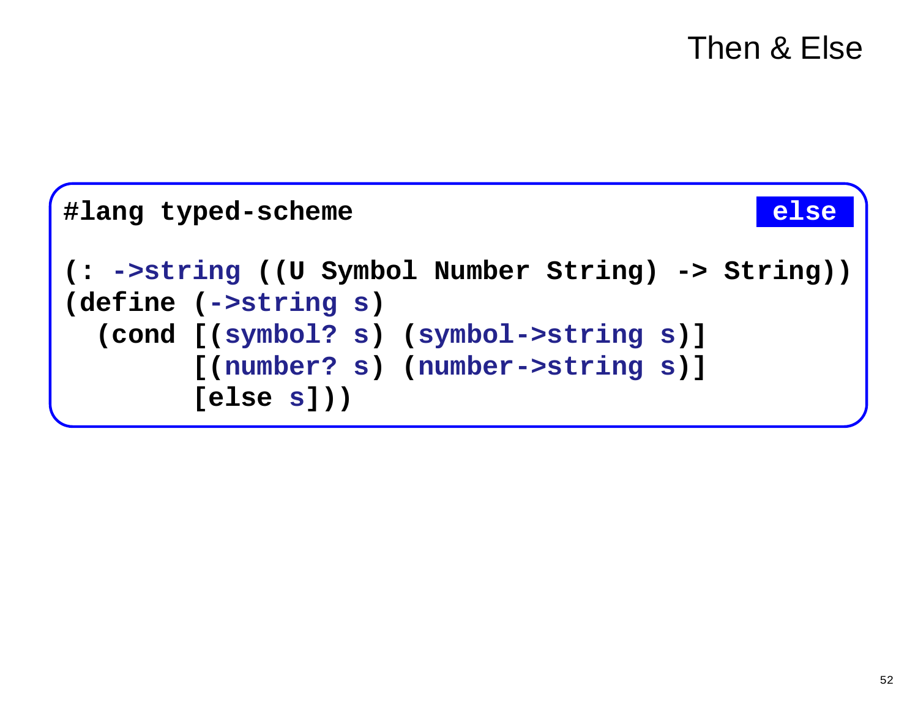# Then & Else

**else**

```
#lang typed-scheme

(: ->string ((U Symbol Number String) -> String))
(define (->string s)
  (cond [(symbol? s) (symbol->string s)]
        [(number? s) (number->string s)]
        [else s]))
```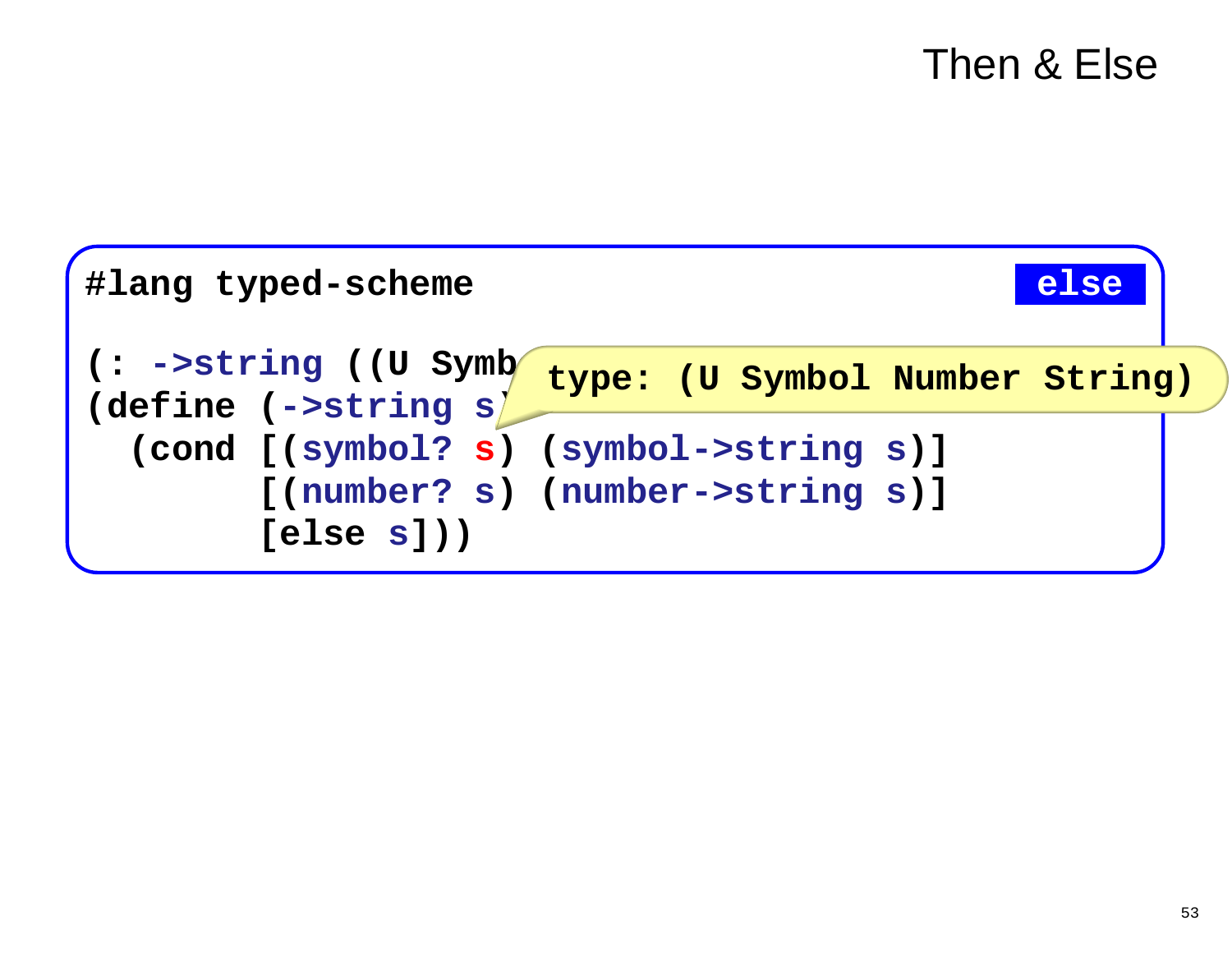# Then & Else

```
#lang typed-scheme                                    else

(: ->string ((U Symb   type: (U Symbol Number String)
(define (->string s)
  (cond [(symbol? s) (symbol->string s)]
        [(number? s) (number->string s)]
        [else s]))
```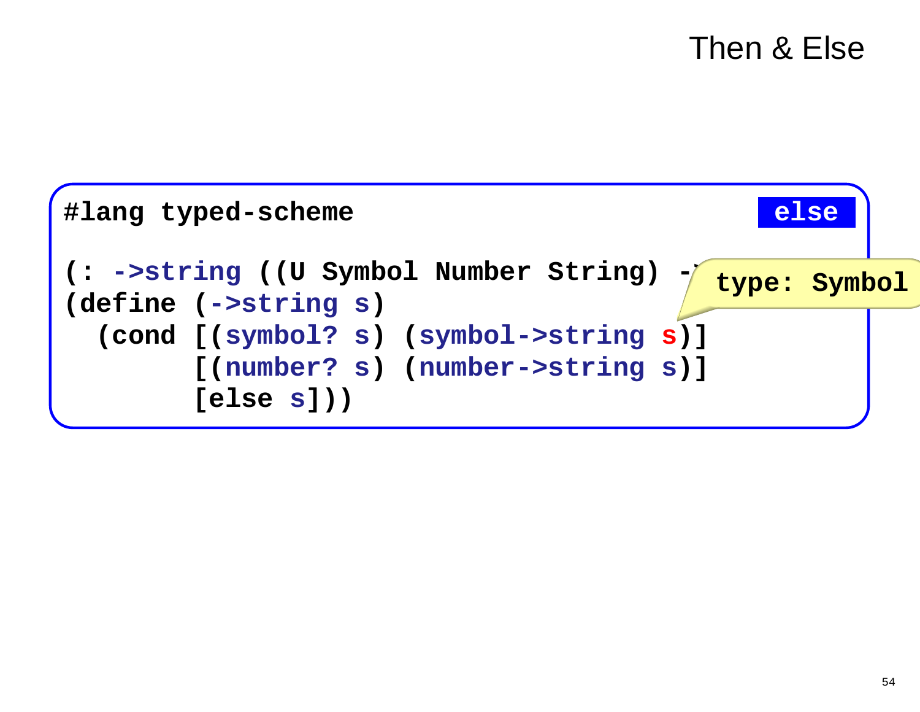# Then & Else

```
#lang typed-scheme

(: ->string ((U Symbol Number String) -> 
(define (->string s)
  (cond [(symbol? s) (symbol->string s)]
        [(number? s) (number->string s)]
        [else s]))
```

else

type: Symbol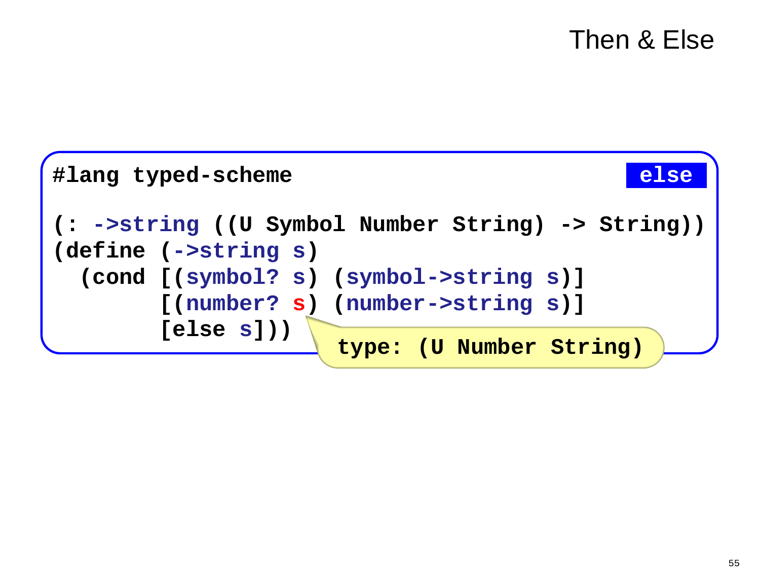# Then & Else

```
#lang typed-scheme                                              else

(: ->string ((U Symbol Number String) -> String))
(define (->string s)
  (cond [(symbol? s) (symbol->string s)]
        [(number? s) (number->string s)]
        [else s]))
```

type: (U Number String)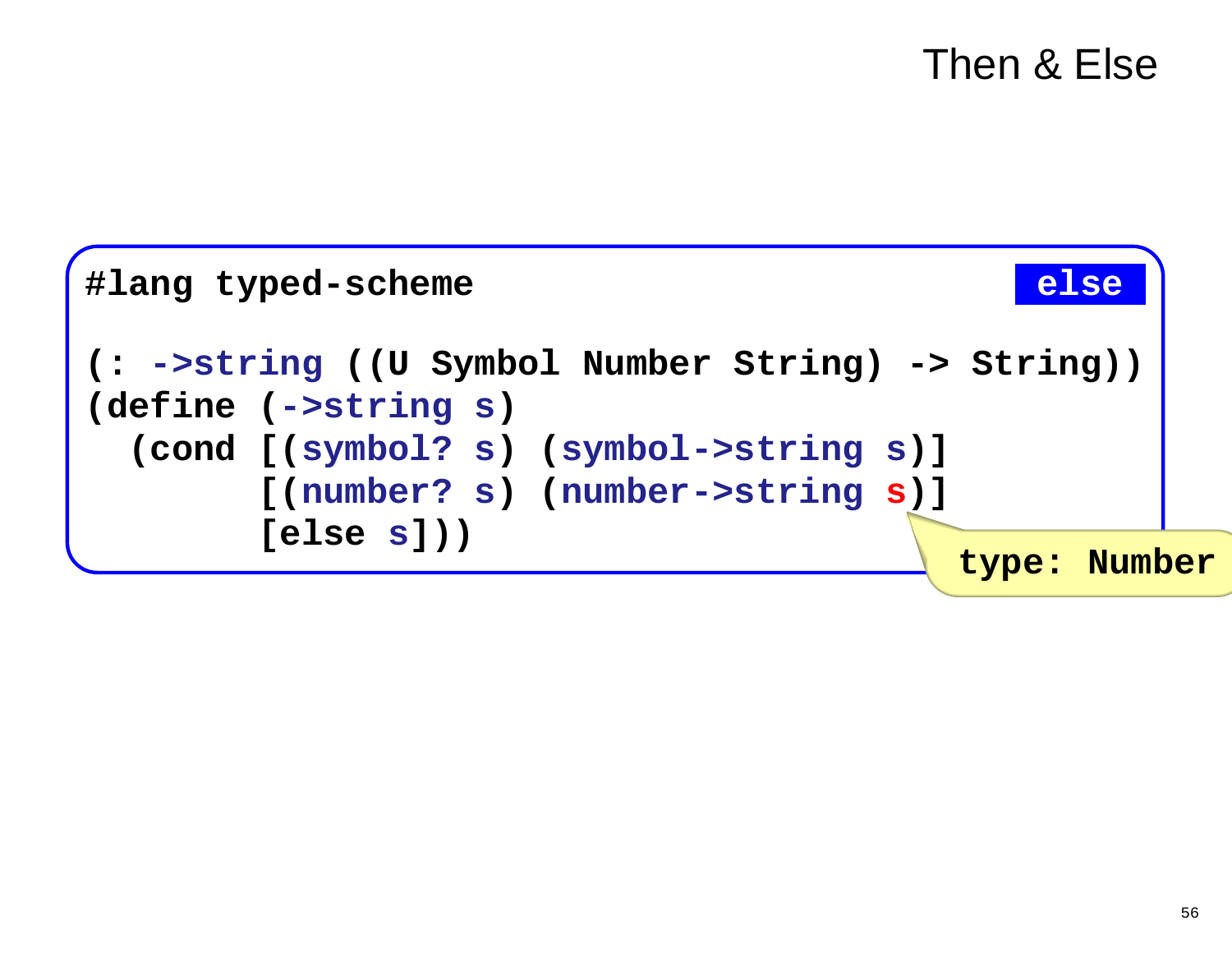# Then & Else

```
#lang typed-scheme                                    else

(: ->string ((U Symbol Number String) -> String))
(define (->string s)
  (cond [(symbol? s) (symbol->string s)]
        [(number? s) (number->string s)]
        [else s]))
```

type: Number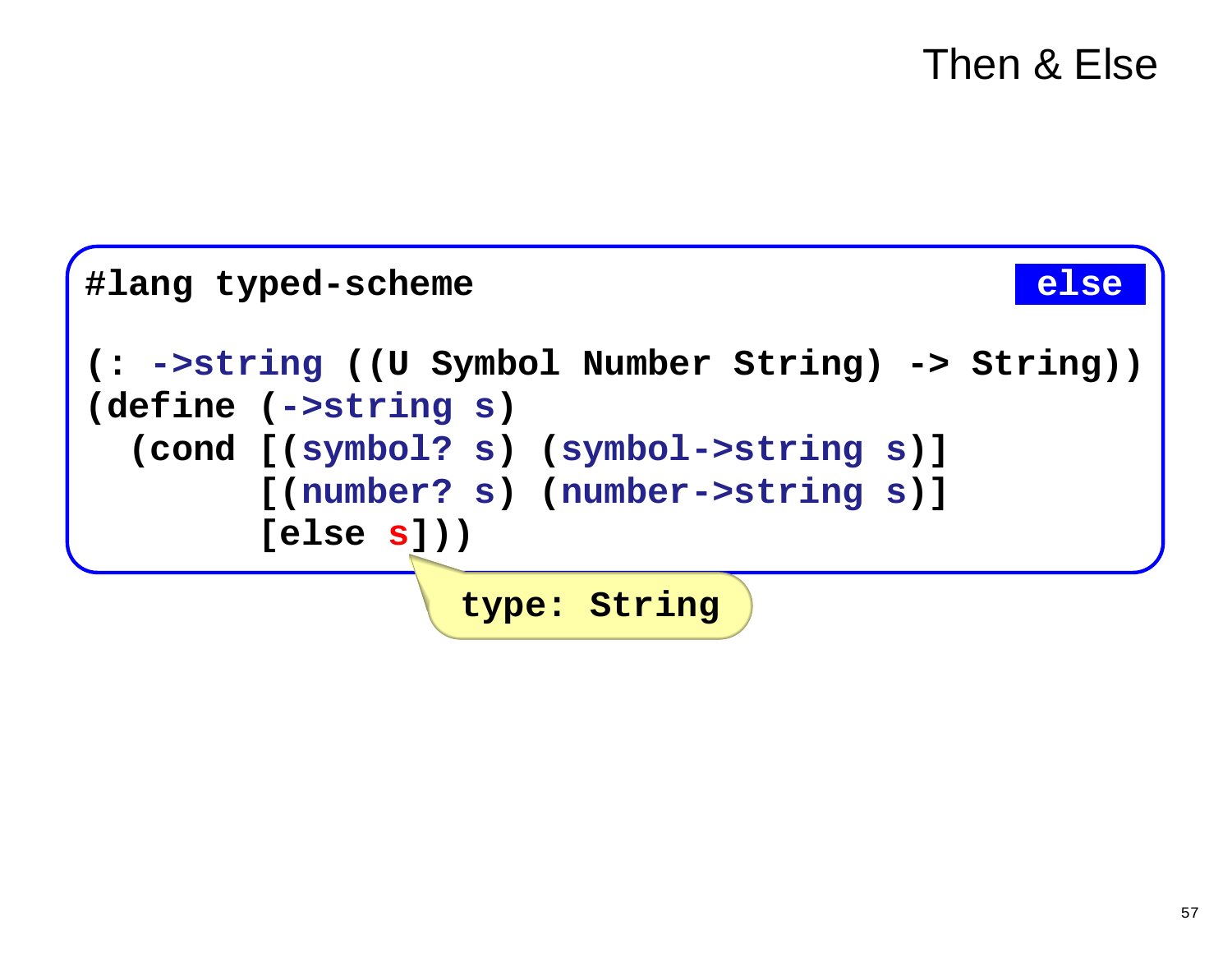# Then & Else

```
#lang typed-scheme                                          else

(: ->string ((U Symbol Number String) -> String))
(define (->string s)
  (cond [(symbol? s) (symbol->string s)]
        [(number? s) (number->string s)]
        [else s]))
```

type: String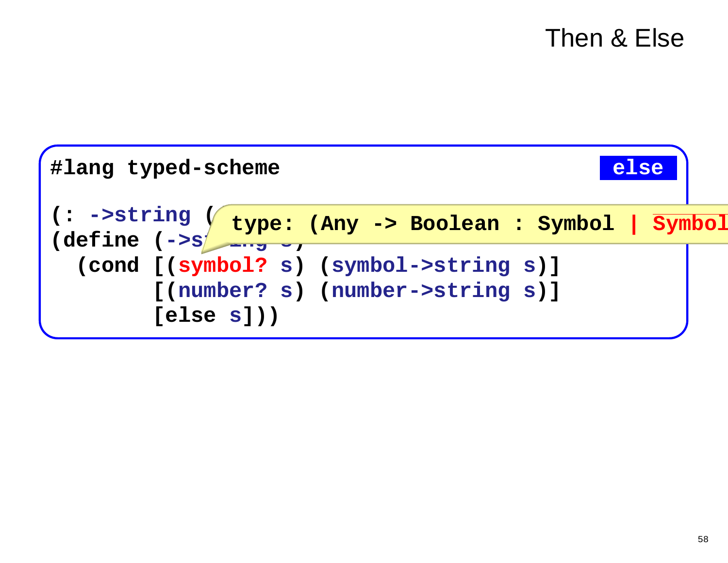# Then & Else

```
#lang typed-scheme                                    else

(: ->string (
(define (->st
  (cond [(symbol? s) (symbol->string s)]
        [(number? s) (number->string s)]
        [else s]))
```

type: (Any -> Boolean : Symbol | Symbol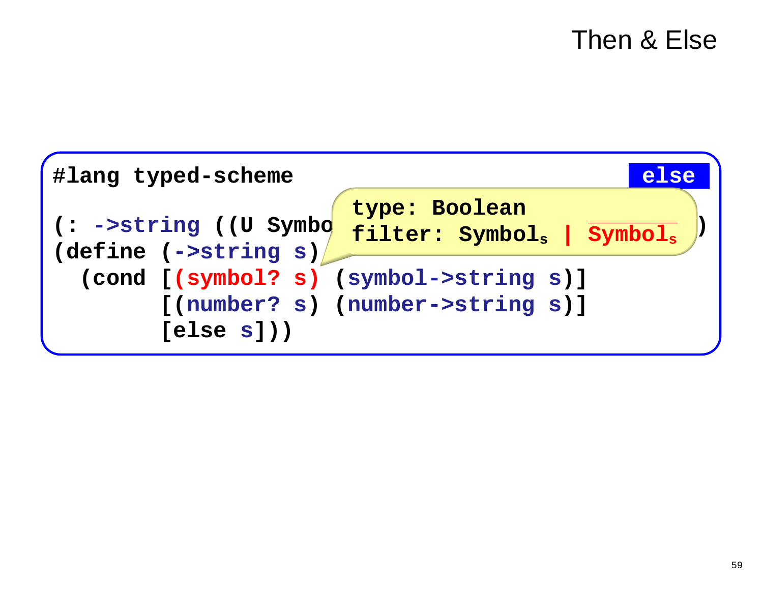# Then & Else

**else**

```
#lang typed-scheme

(: ->string ((U Symbo
(define (->string s)
  (cond [(symbol? s) (symbol->string s)]
        [(number? s) (number->string s)]
        [else s]))
```

type: Boolean
filter: $\text{Symbol}_s$ | $\overline{\text{Symbol}_s}$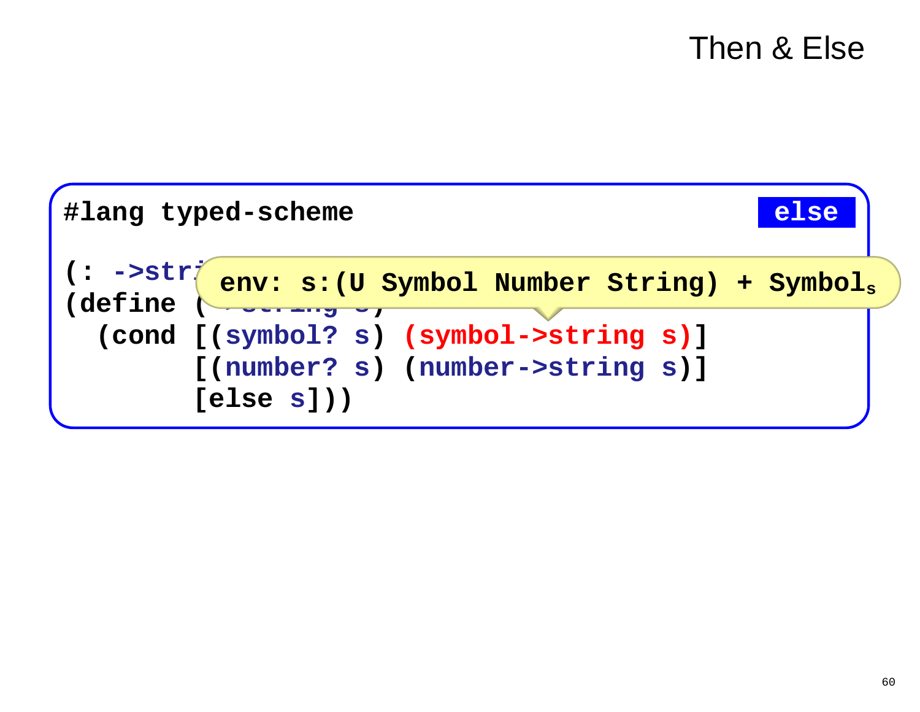# Then & Else

else

```
#lang typed-scheme

(: ->stri
(define (
  (cond [(symbol? s) (symbol->string s)]
        [(number? s) (number->string s)]
        [else s]))
```

env: s:(U Symbol Number String) + $\text{Symbol}_s$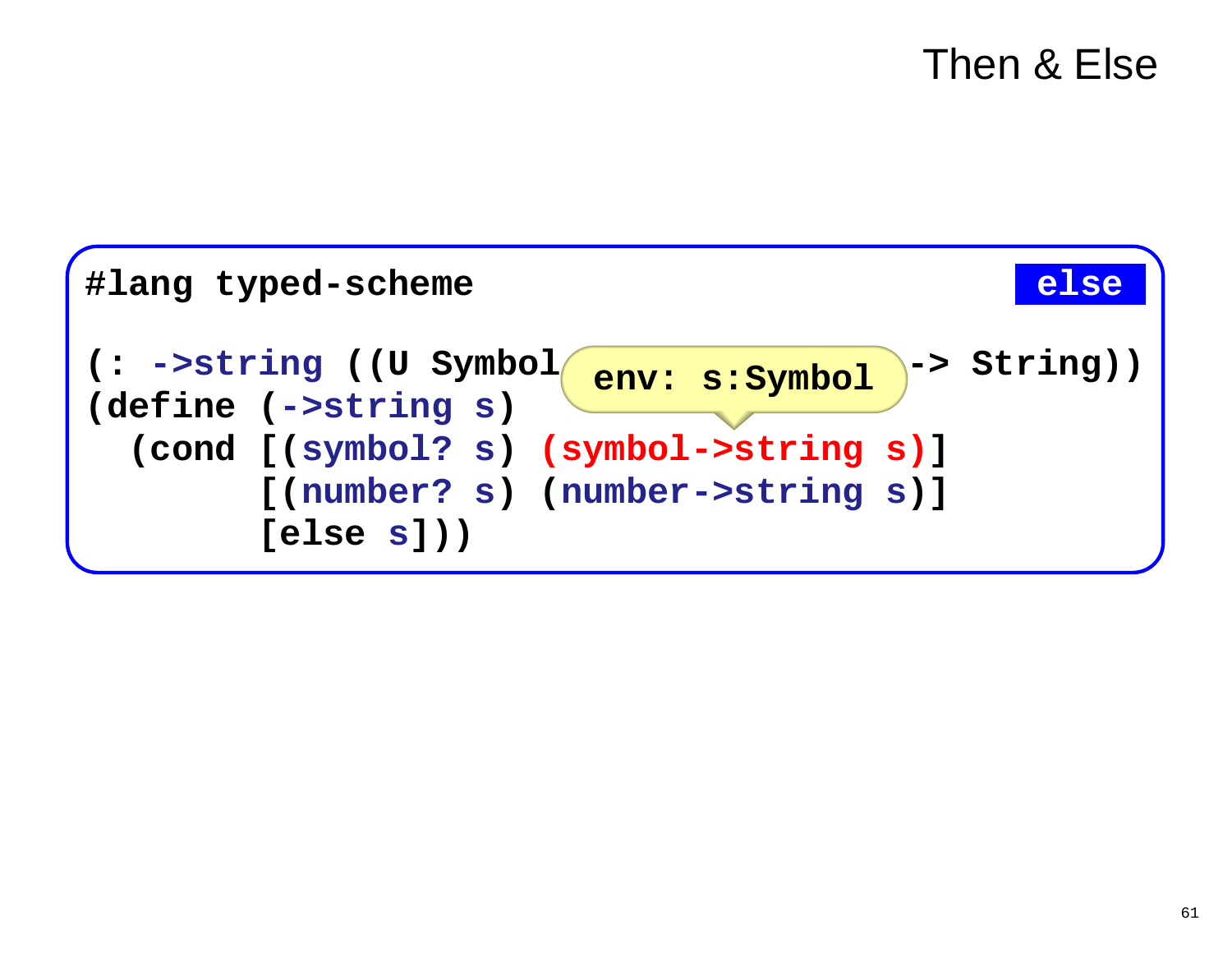# Then & Else

**else**

```
#lang typed-scheme

(: ->string ((U Symbol                  -> String))
(define (->string s)
  (cond [(symbol? s) (symbol->string s)]
        [(number? s) (number->string s)]
        [else s]))
```

env: s:Symbol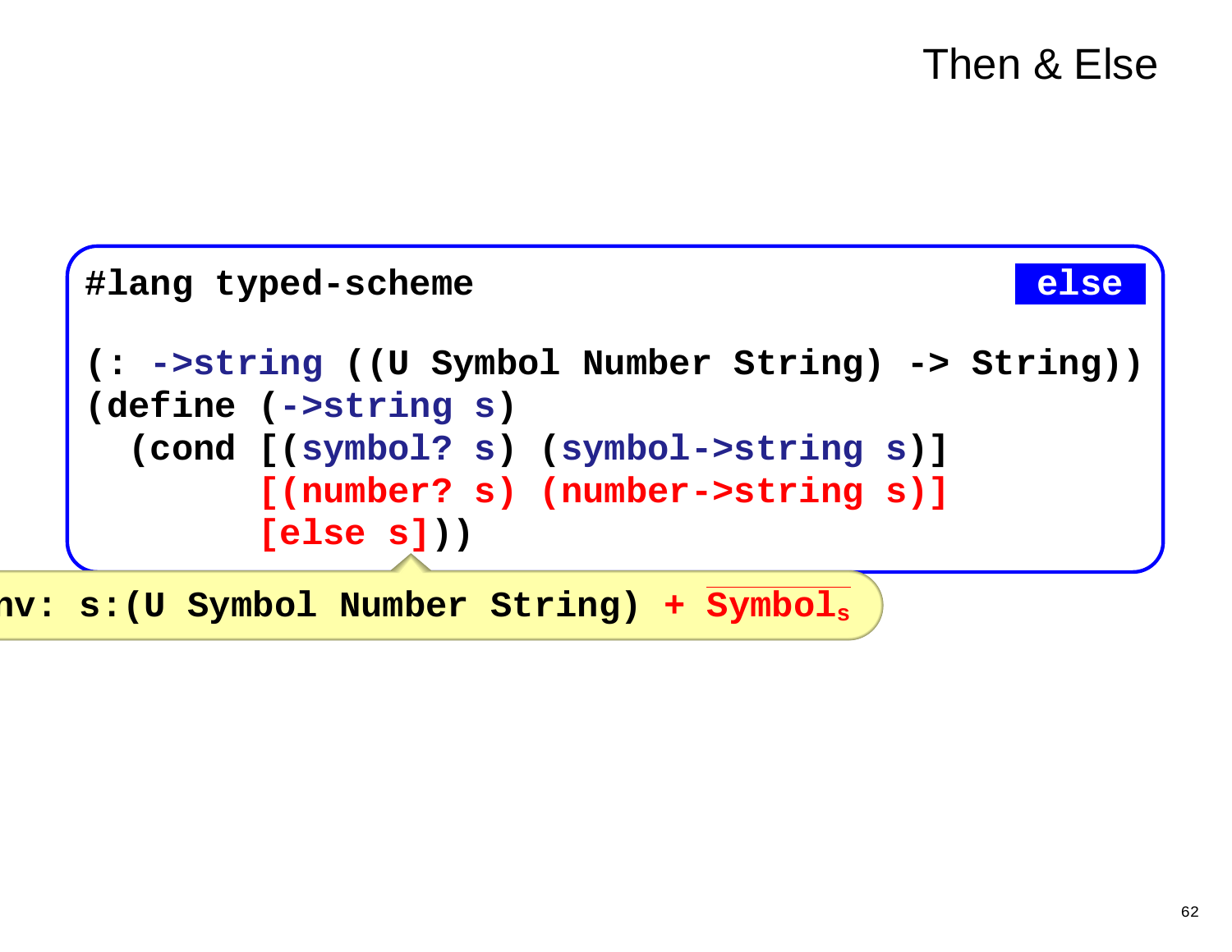# Then & Else

```
#lang typed-scheme                                              else

(: ->string ((U Symbol Number String) -> String))
(define (->string s)
  (cond [(symbol? s) (symbol->string s)]
        [(number? s) (number->string s)]
        [else s]))
```

nv: s:(U Symbol Number String) + $\overline{\text{Symbol}_s}$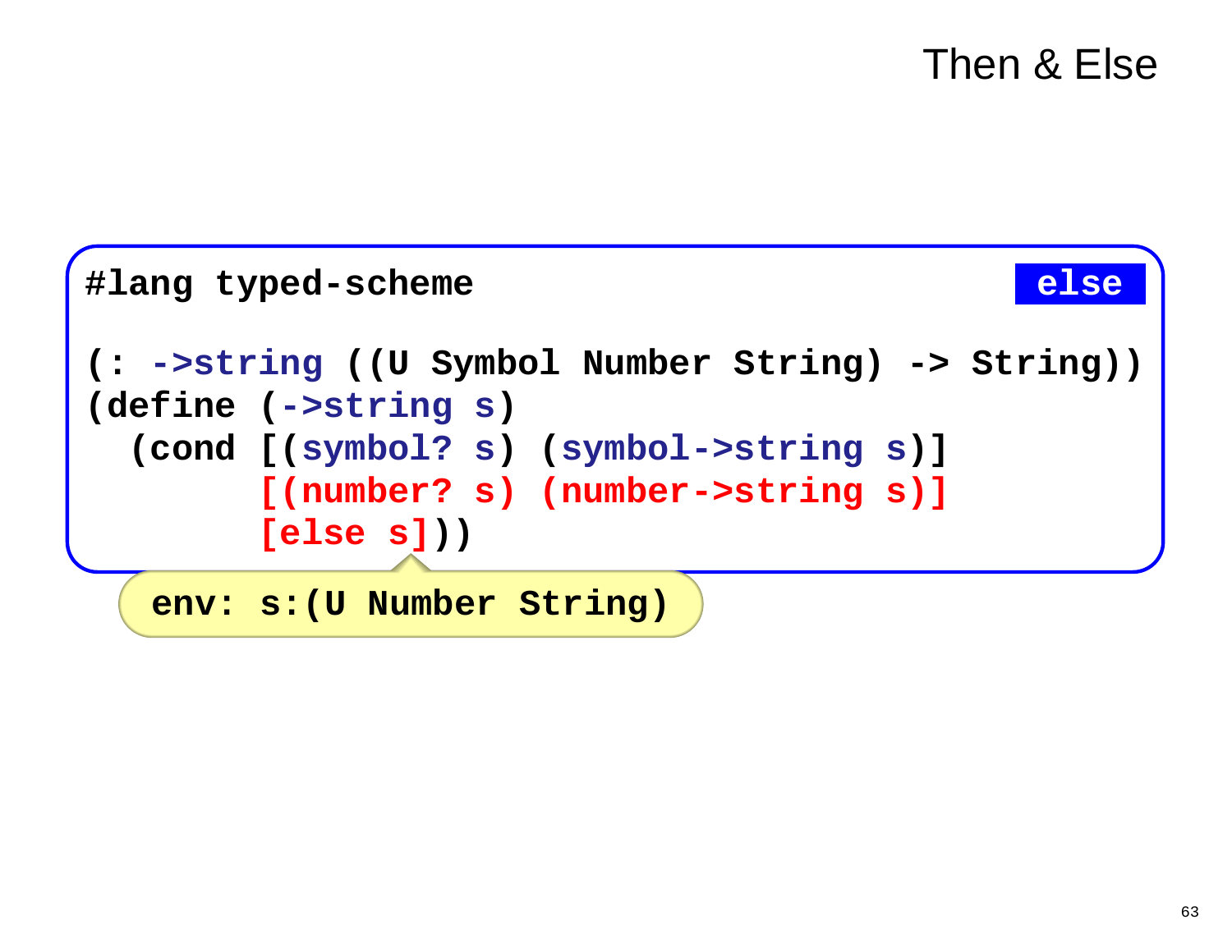# Then & Else

**else**

```
#lang typed-scheme

(: ->string ((U Symbol Number String) -> String))
(define (->string s)
  (cond [(symbol? s) (symbol->string s)]
        [(number? s) (number->string s)]
        [else s]))
```

env: s:(U Number String)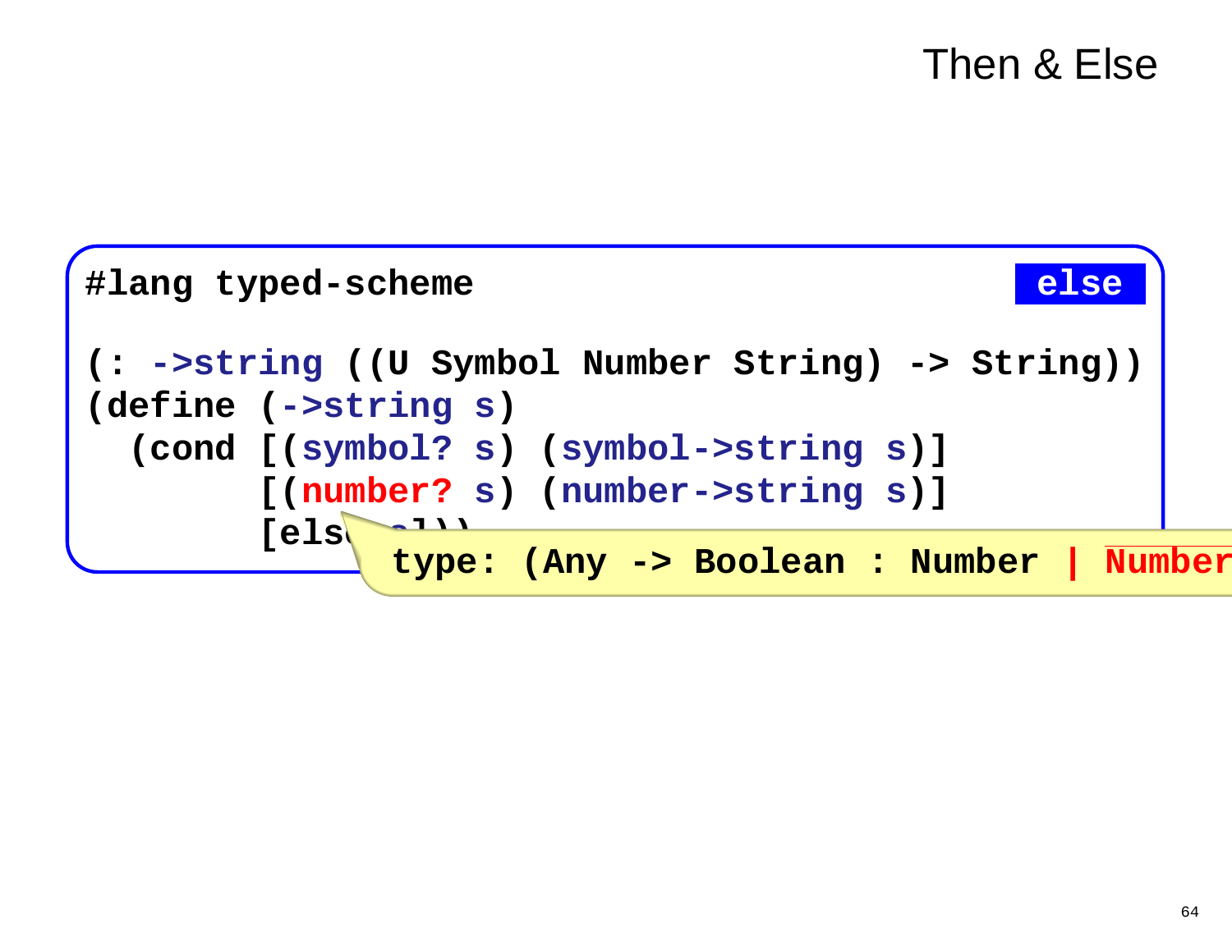# Then & Else

else

```
#lang typed-scheme

(: ->string ((U Symbol Number String) -> String))
(define (->string s)
  (cond [(symbol? s) (symbol->string s)]
        [(number? s) (number->string s)]
        [else s]))
```

type: (Any -> Boolean : Number | Number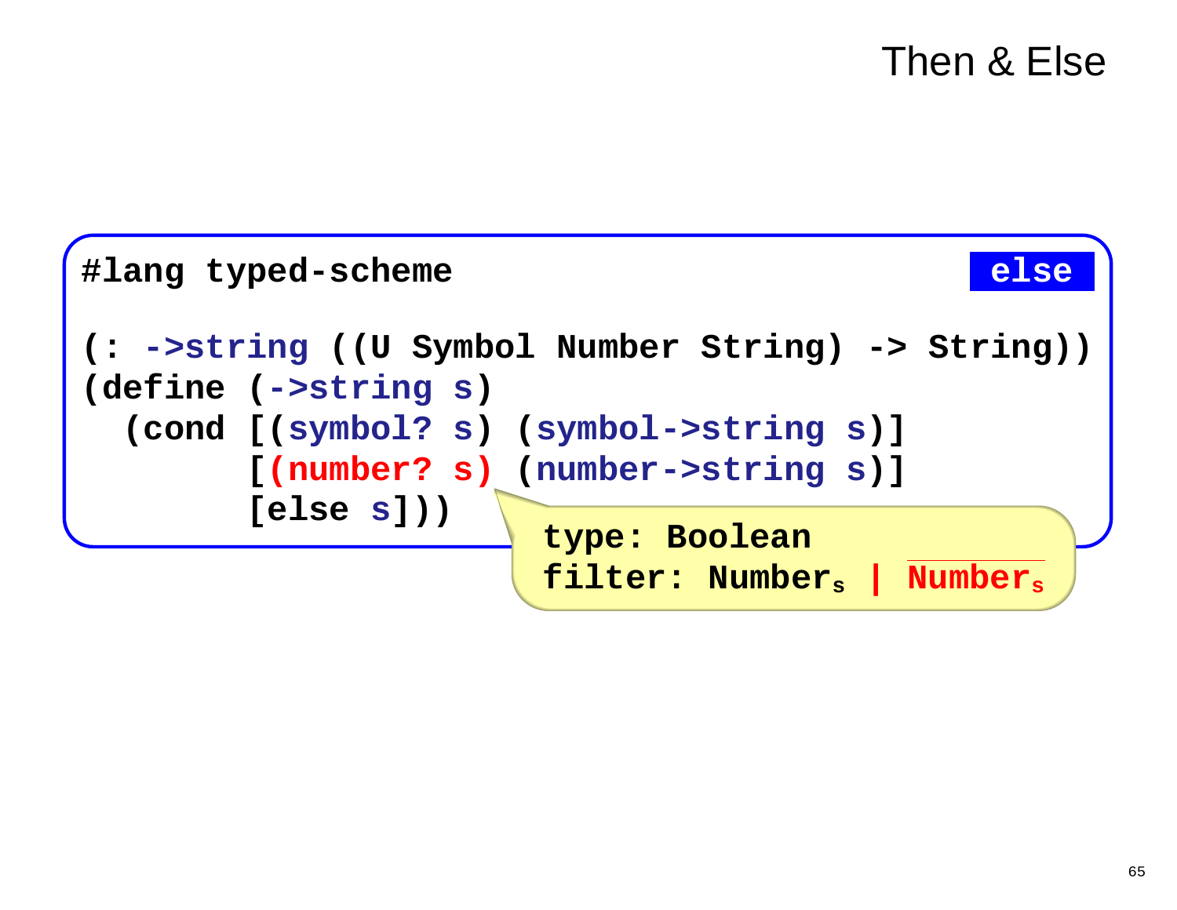# Then & Else

**else**

```
#lang typed-scheme

(: ->string ((U Symbol Number String) -> String))
(define (->string s)
  (cond [(symbol? s) (symbol->string s)]
        [(number? s) (number->string s)]
        [else s]))
```

type: Boolean
filter: $\text{Number}_s \mid \overline{\text{Number}_s}$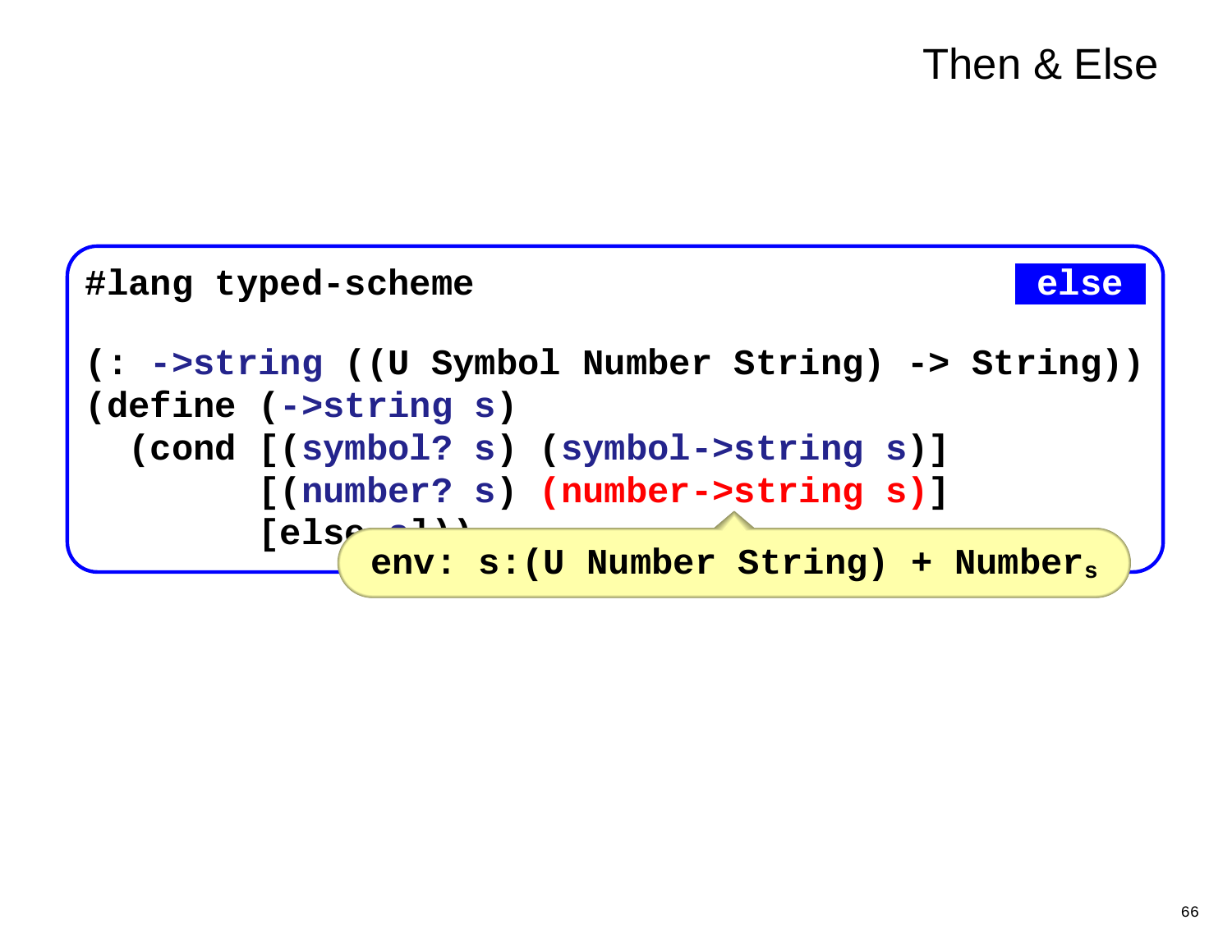# Then & Else

```
#lang typed-scheme                                          else

(: ->string ((U Symbol Number String) -> String))
(define (->string s)
  (cond [(symbol? s) (symbol->string s)]
        [(number? s) (number->string s)]
        [else s]))
```

env: s:(U Number String) + Number$_s$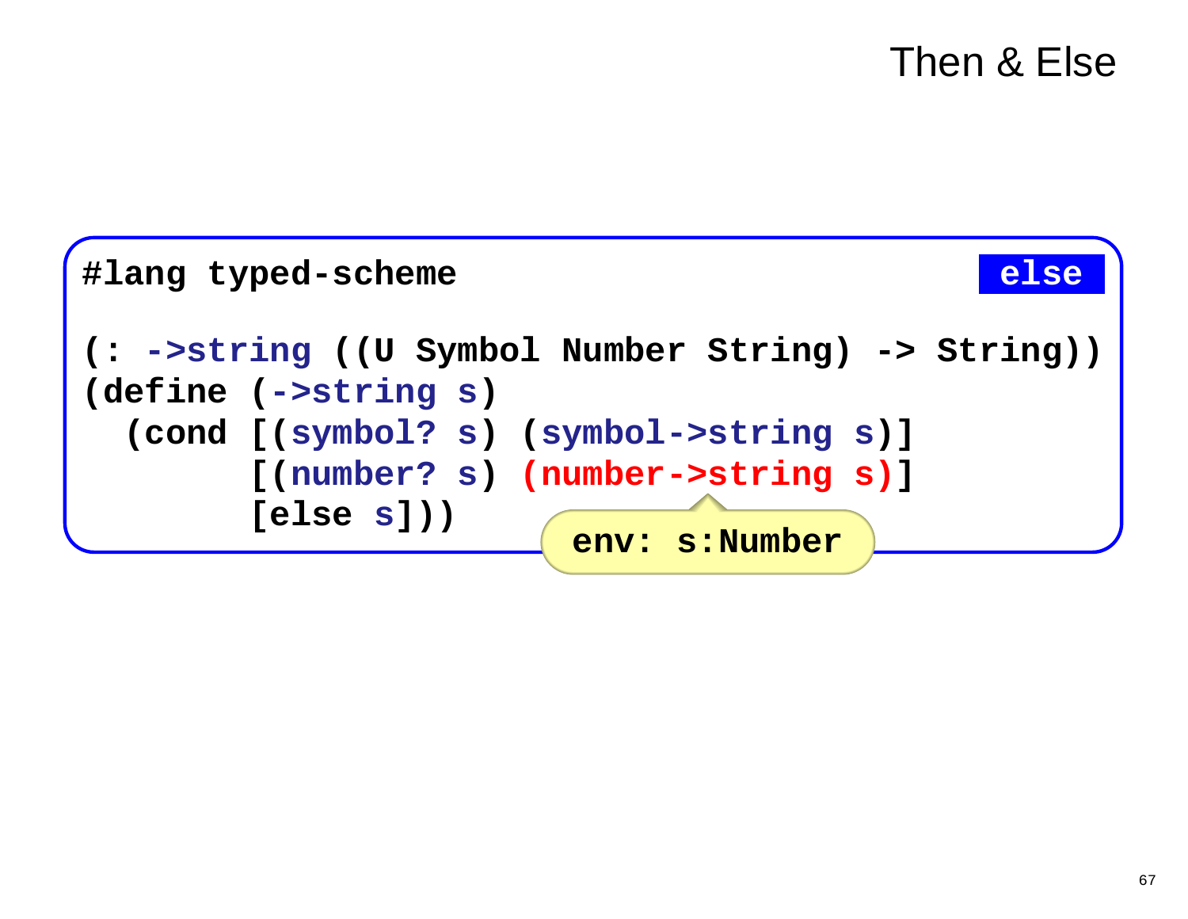# Then & Else

else

```
#lang typed-scheme

(: ->string ((U Symbol Number String) -> String))
(define (->string s)
  (cond [(symbol? s) (symbol->string s)]
        [(number? s) (number->string s)]
        [else s]))
```

env: s:Number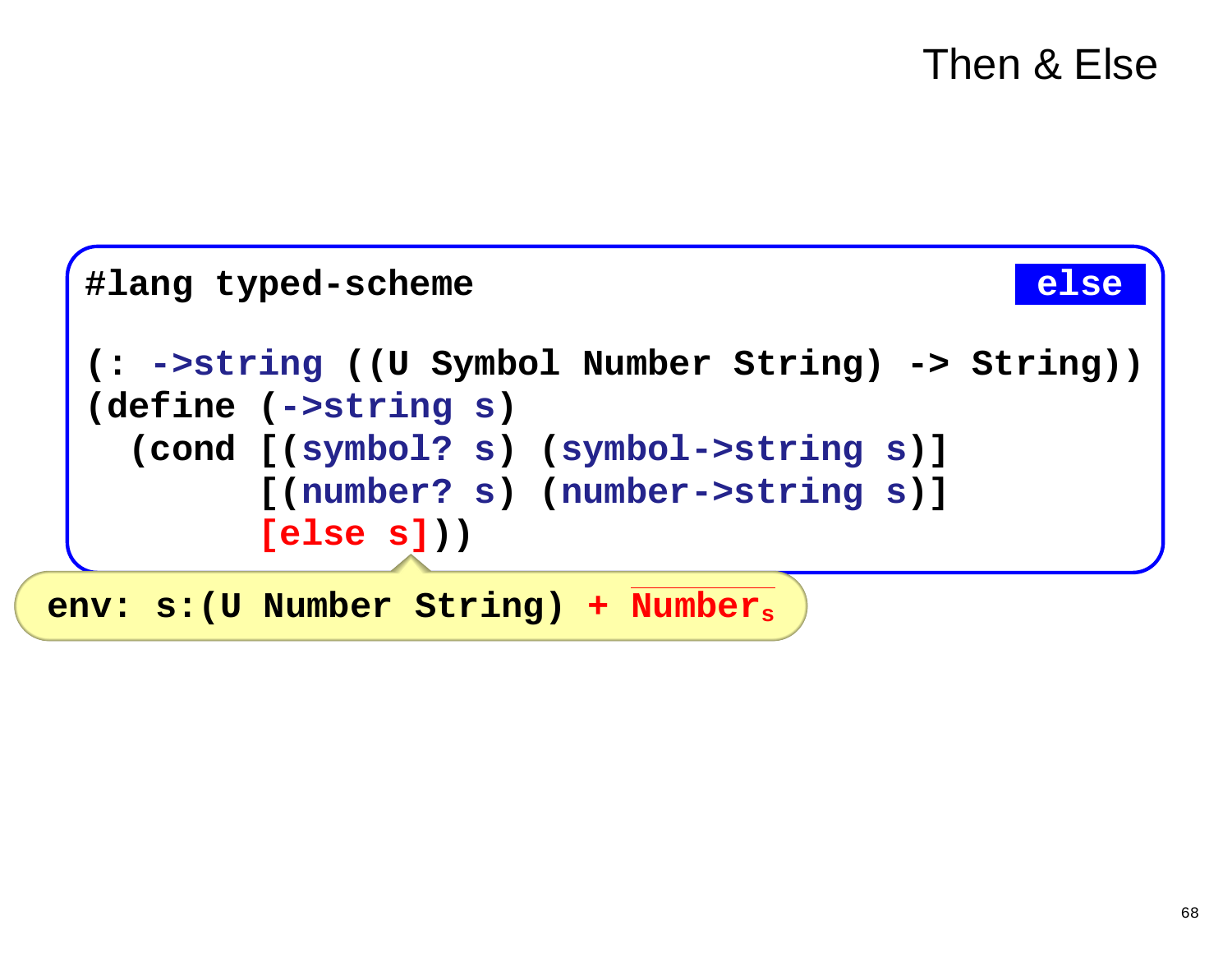# Then & Else

**else**

```
#lang typed-scheme

(: ->string ((U Symbol Number String) -> String))
(define (->string s)
  (cond [(symbol? s) (symbol->string s)]
        [(number? s) (number->string s)]
        [else s]))
```

env: s:(U Number String) + $\overline{\text{Number}}_{s}$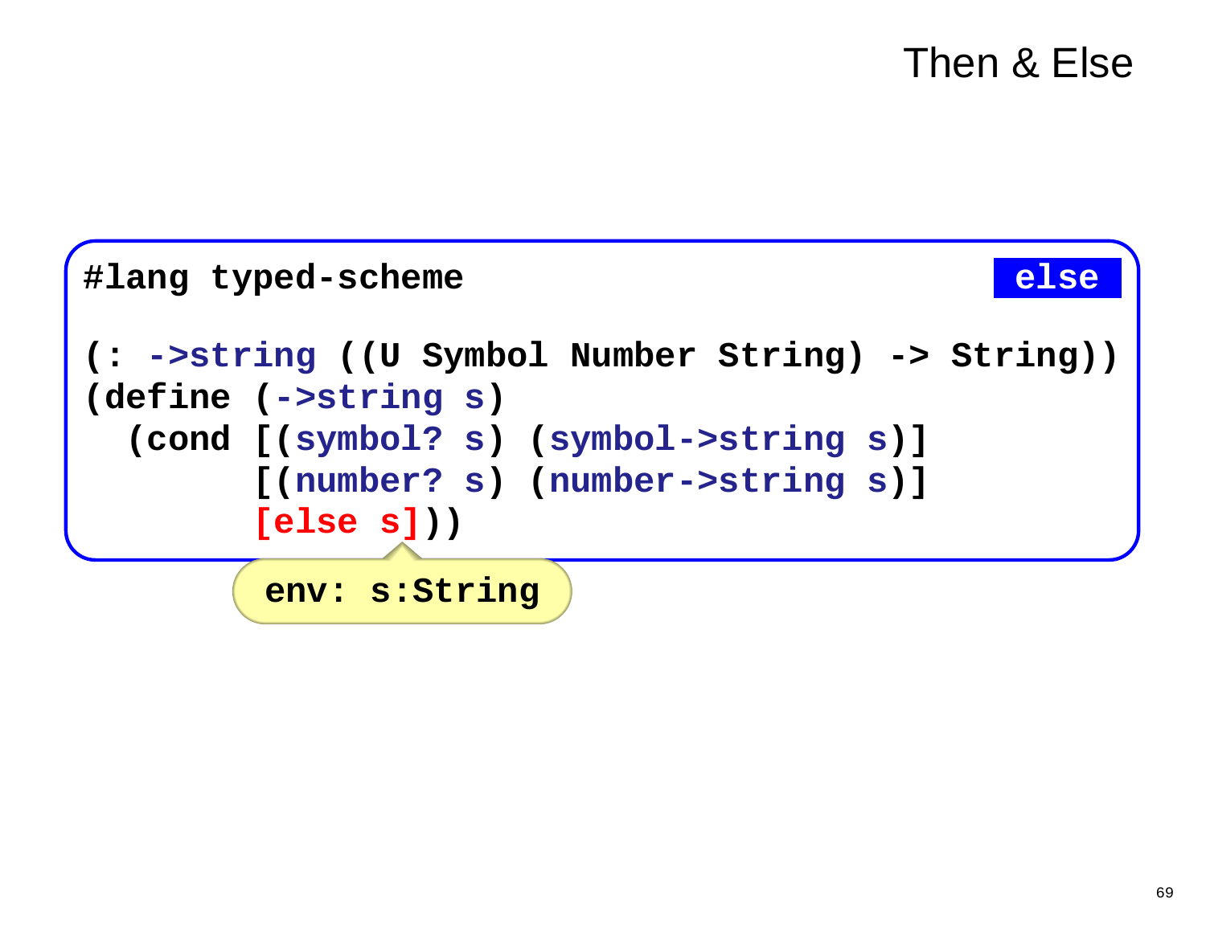# Then & Else

else

```
#lang typed-scheme

(: ->string ((U Symbol Number String) -> String))
(define (->string s)
  (cond [(symbol? s) (symbol->string s)]
        [(number? s) (number->string s)]
        [else s]))
```

env: s:String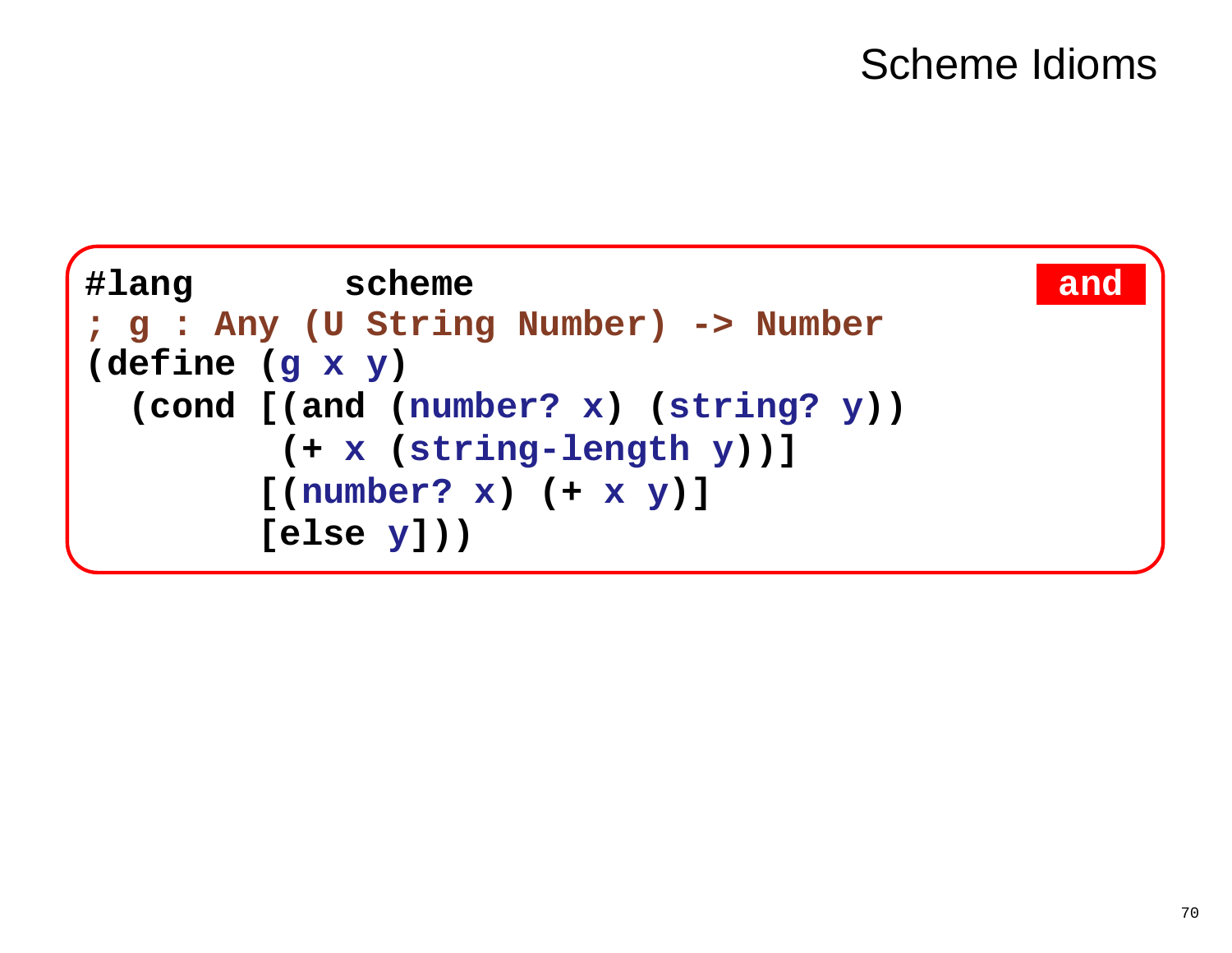# Scheme Idioms

**and**

```
#lang        scheme
; g : Any (U String Number) -> Number
(define (g x y)
  (cond [(and (number? x) (string? y))
         (+ x (string-length y))]
        [(number? x) (+ x y)]
        [else y]))
```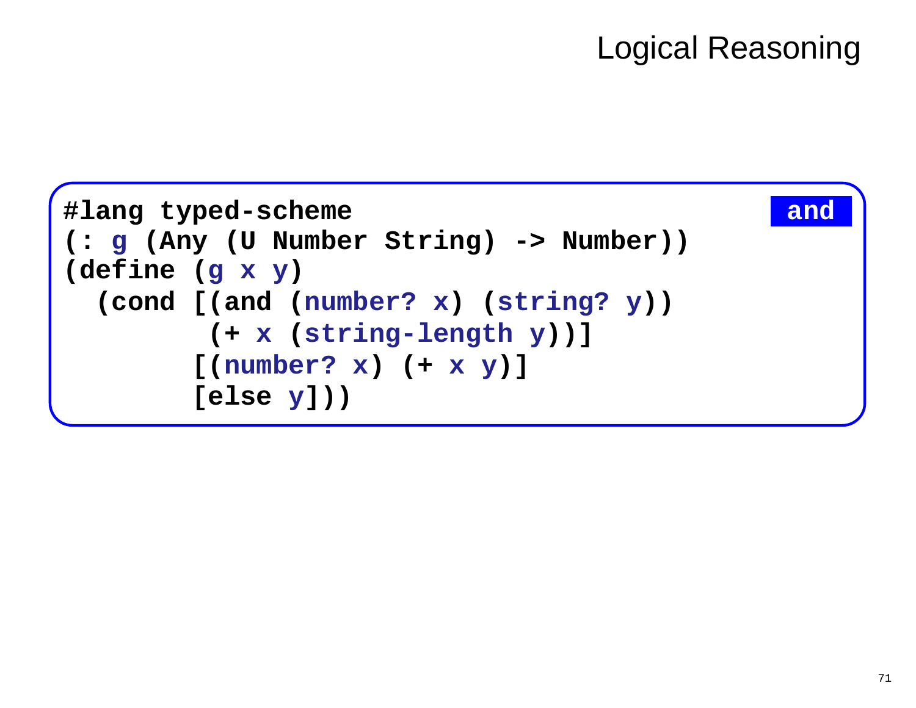# Logical Reasoning

**and**

```
#lang typed-scheme
(: g (Any (U Number String) -> Number))
(define (g x y)
  (cond [(and (number? x) (string? y))
         (+ x (string-length y))]
        [(number? x) (+ x y)]
        [else y]))
```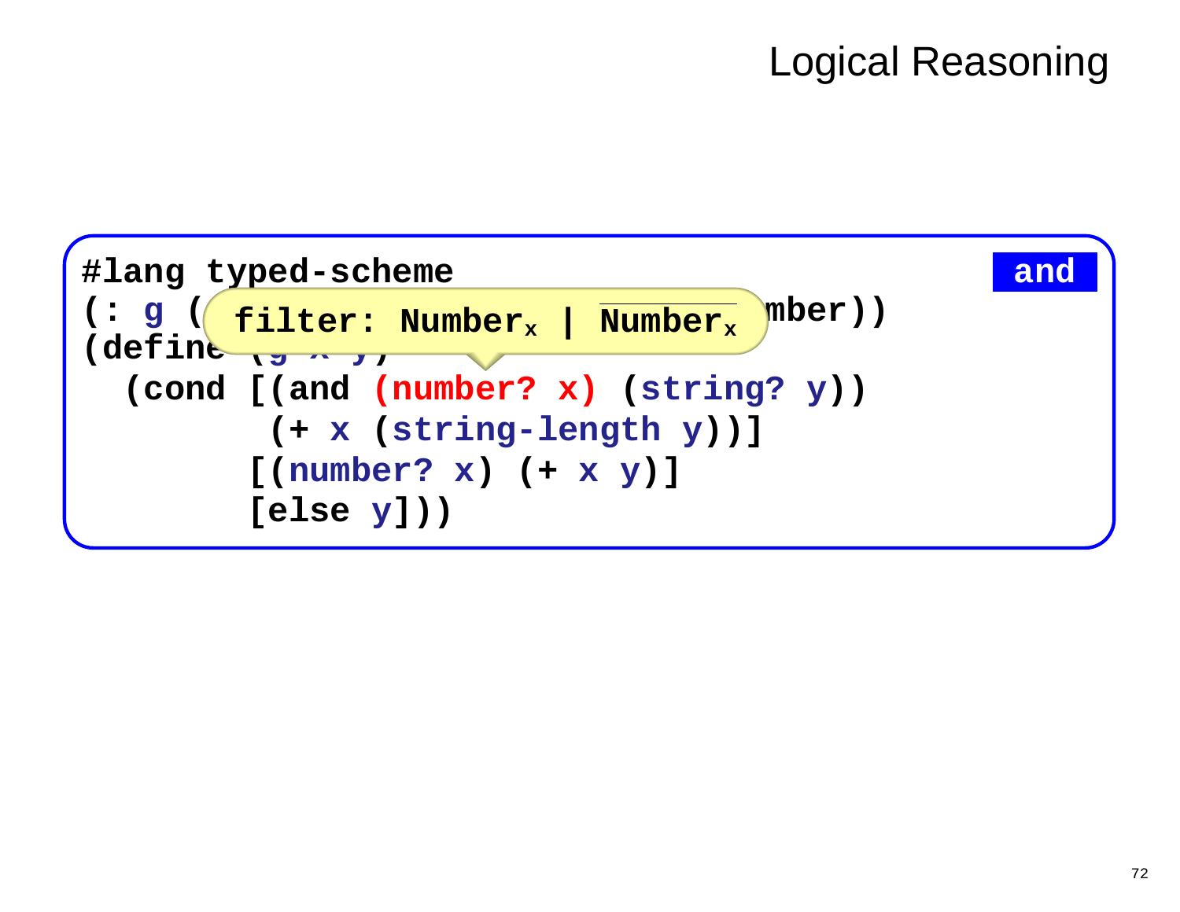# Logical Reasoning

**and**

filter: $\text{Number}_x \mid \overline{\text{Number}_x}$

```
#lang typed-scheme
(: g (                                  mber))
(define (g x y)
  (cond [(and (number? x) (string? y))
          (+ x (string-length y))]
        [(number? x) (+ x y)]
        [else y]))
```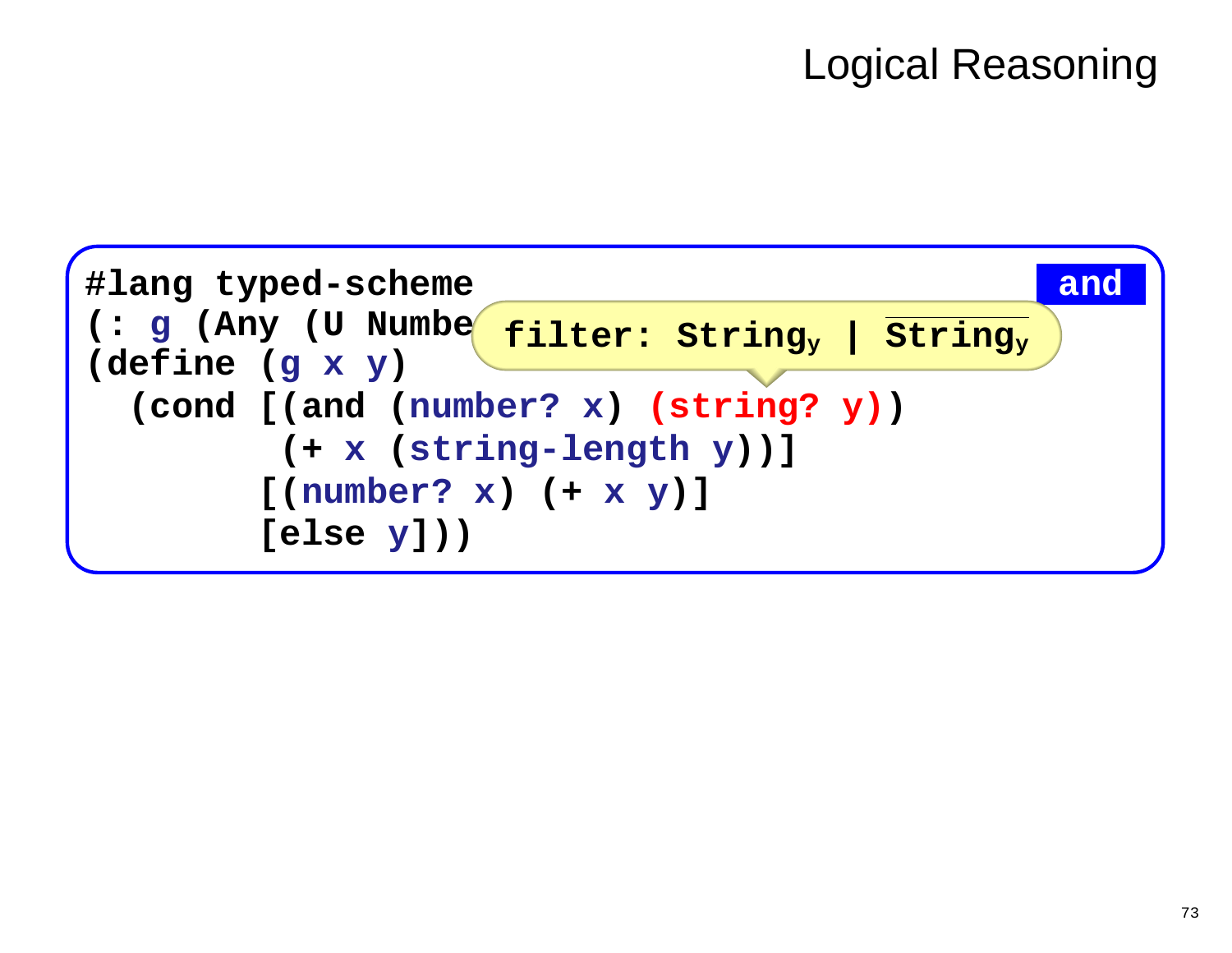# Logical Reasoning

**and**

```
#lang typed-scheme
(: g (Any (U Numbe
(define (g x y)
  (cond [(and (number? x) (string? y))
         (+ x (string-length y))]
        [(number? x) (+ x y)]
        [else y]))
```

filter: $\mathtt{String}_y \mid \overline{\mathtt{String}_y}$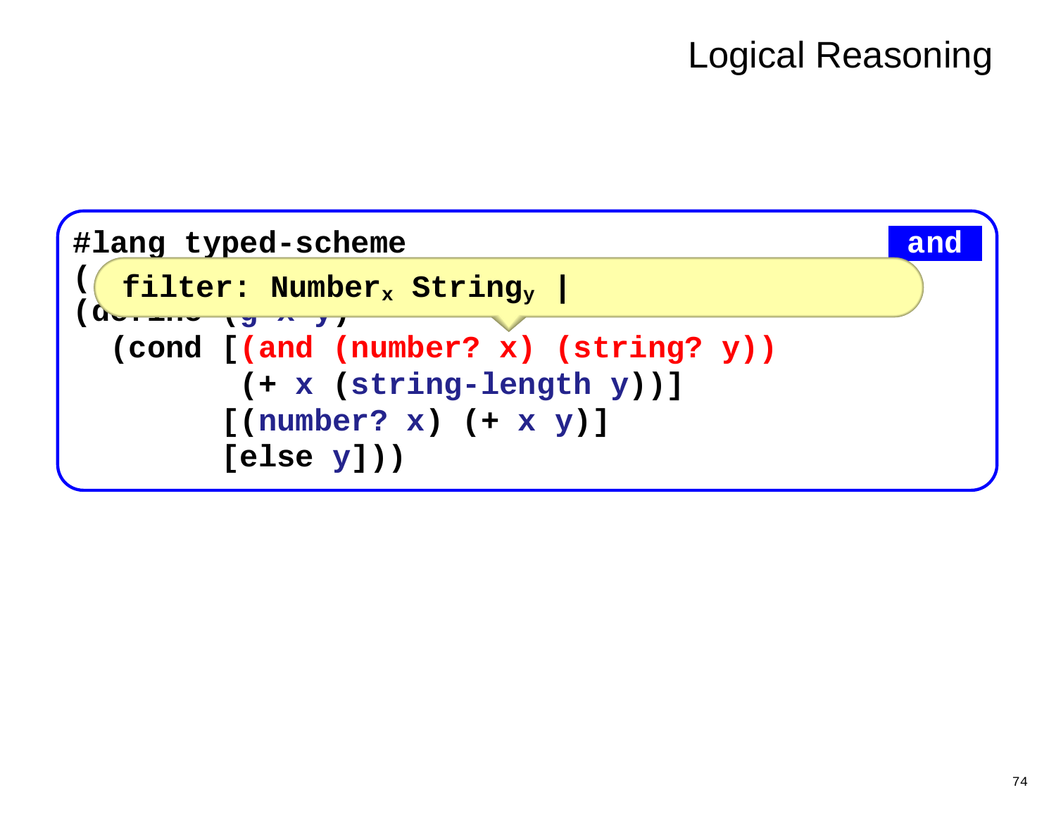# Logical Reasoning

**and**

```
#lang typed-scheme
(
(d
  (cond [(and (number? x) (string? y))
          (+ x (string-length y))]
         [(number? x) (+ x y)]
         [else y]))
```

filter: $Number_x$ $String_y$ |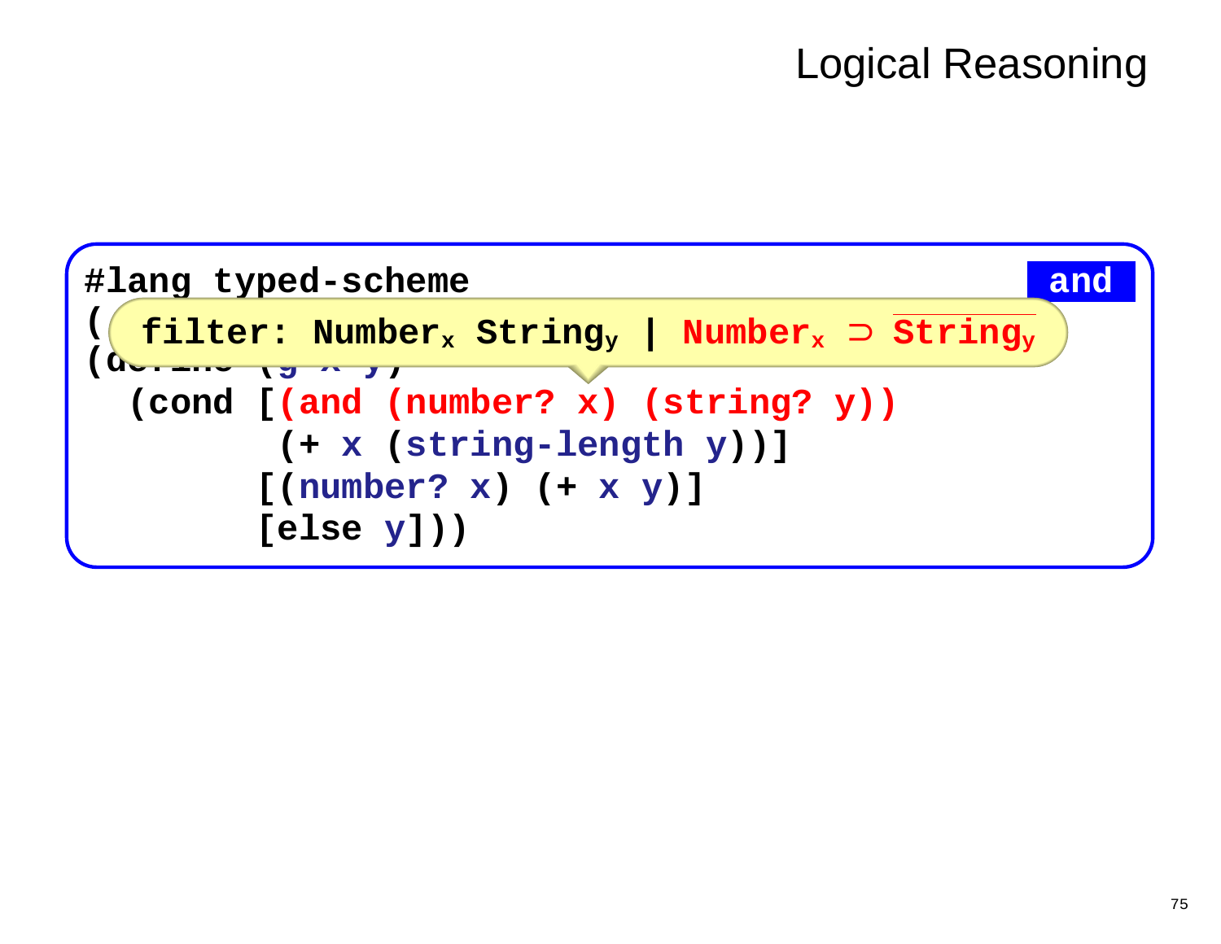# Logical Reasoning

**and**

```
#lang typed-scheme
(
(define (g x y)
  (cond [(and (number? x) (string? y))
         (+ x (string-length y))]
        [(number? x) (+ x y)]
        [else y]))
```

filter: $\text{Number}_x\ \text{String}_y$ | $\text{Number}_x \supset \overline{\text{String}_y}$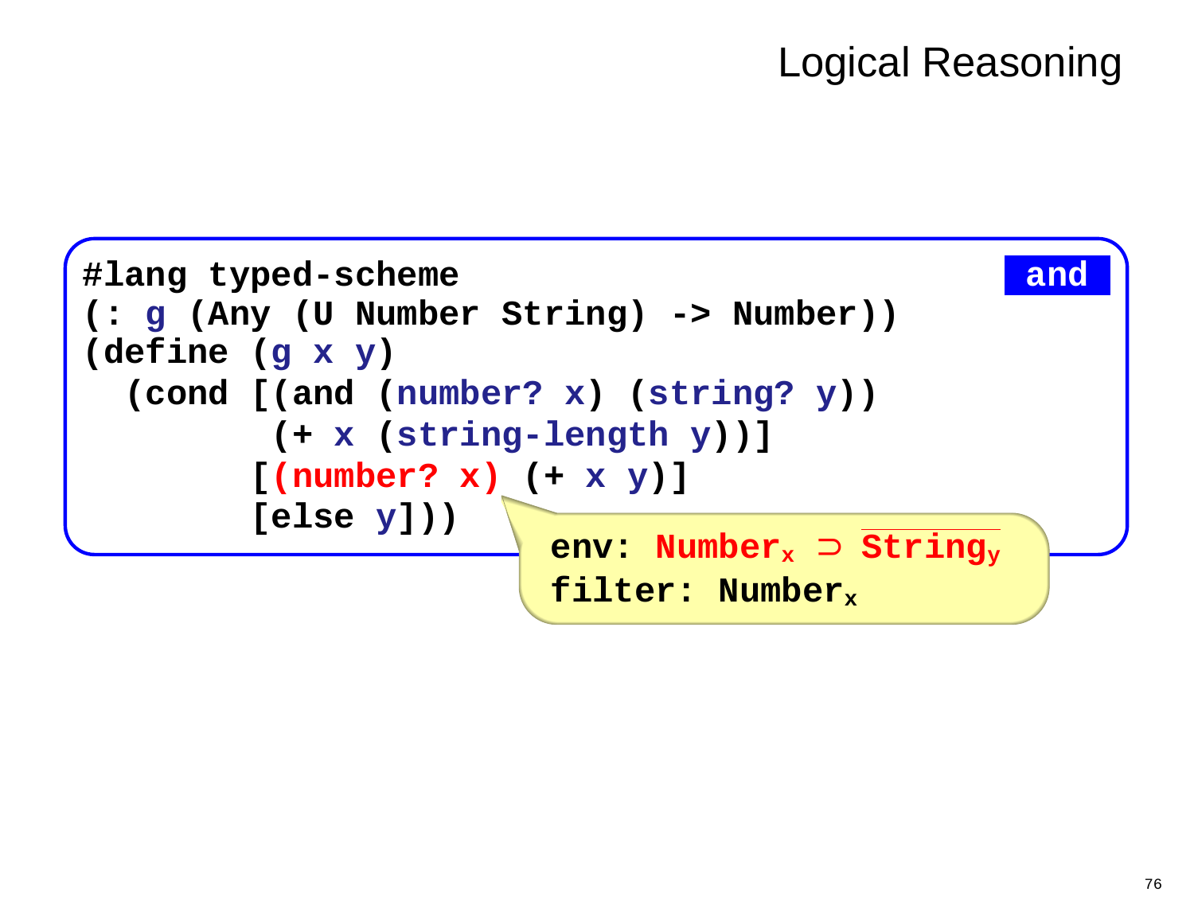# Logical Reasoning

**and**

```
#lang typed-scheme
(: g (Any (U Number String) -> Number))
(define (g x y)
  (cond [(and (number? x) (string? y))
          (+ x (string-length y))]
        [(number? x) (+ x y)]
        [else y]))
```

env: $\text{Number}_x \supset \overline{\text{String}_y}$

filter: $\text{Number}_x$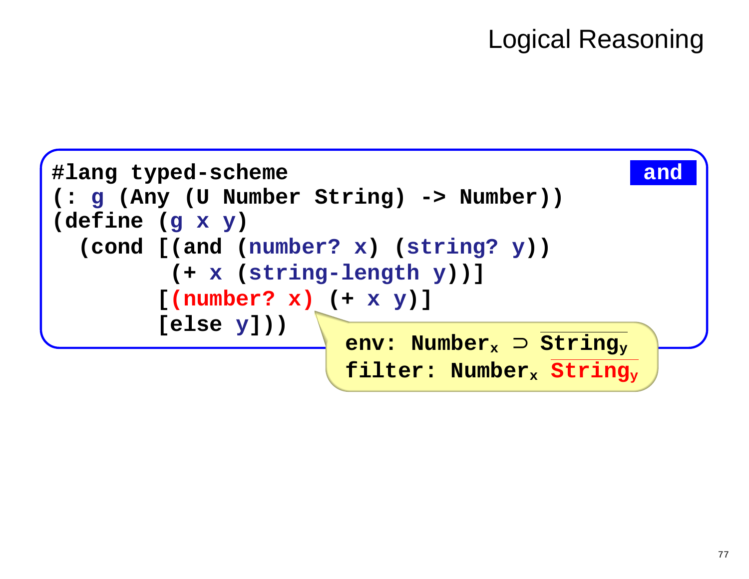# Logical Reasoning

**and**

```
#lang typed-scheme
(: g (Any (U Number String) -> Number))
(define (g x y)
  (cond [(and (number? x) (string? y))
         (+ x (string-length y))]
        [(number? x) (+ x y)]
        [else y]))
```

env: $\text{Number}_x \supset \overline{\text{String}_y}$

filter: $\text{Number}_x\ \overline{\text{String}_y}$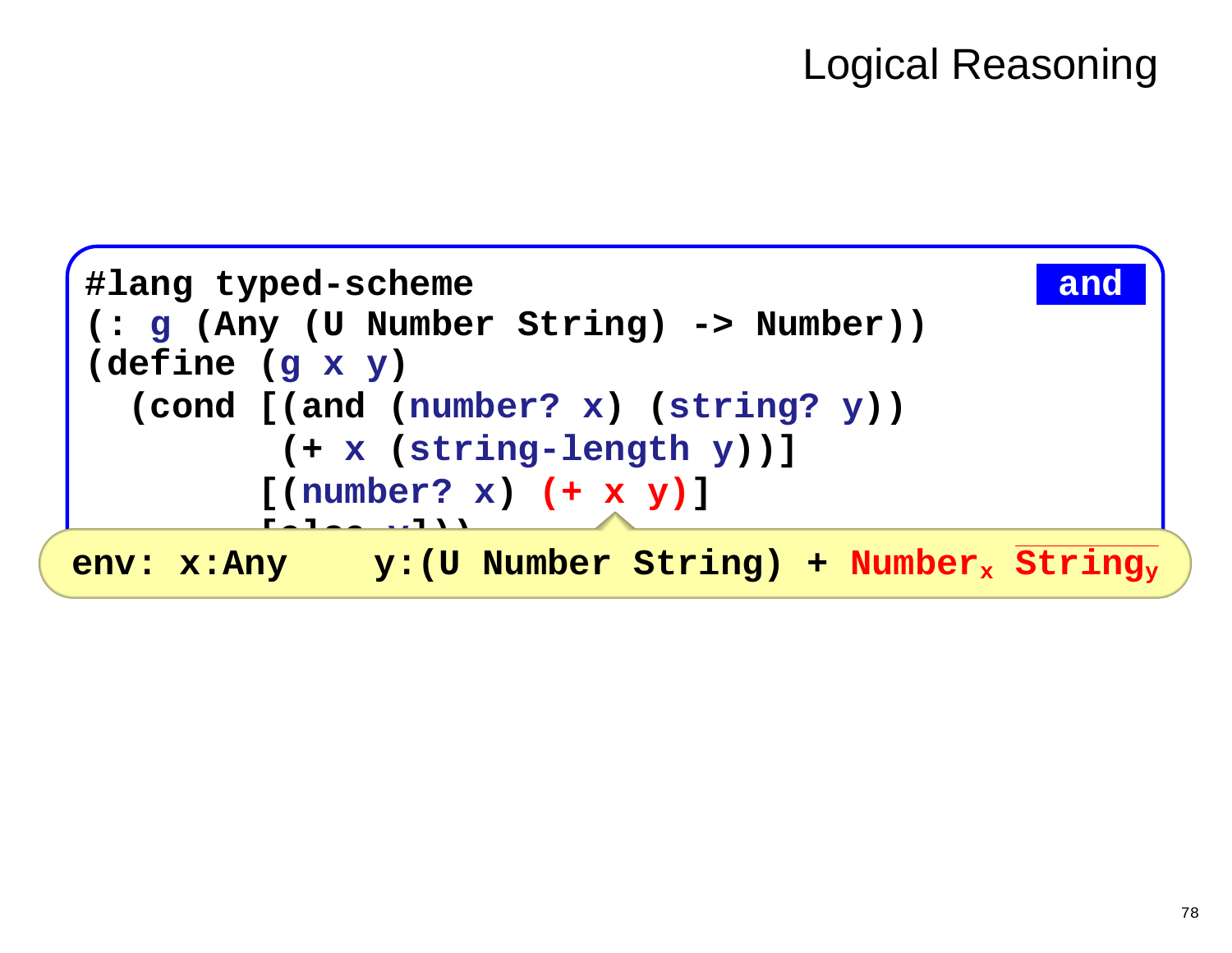# Logical Reasoning

**and**

```
#lang typed-scheme
(: g (Any (U Number String) -> Number))
(define (g x y)
  (cond [(and (number? x) (string? y))
         (+ x (string-length y))]
        [(number? x) (+ x y)]
        [else x]))
```

env: x:Any y:(U Number String) + $\text{Number}_x$ $\overline{\text{String}_y}$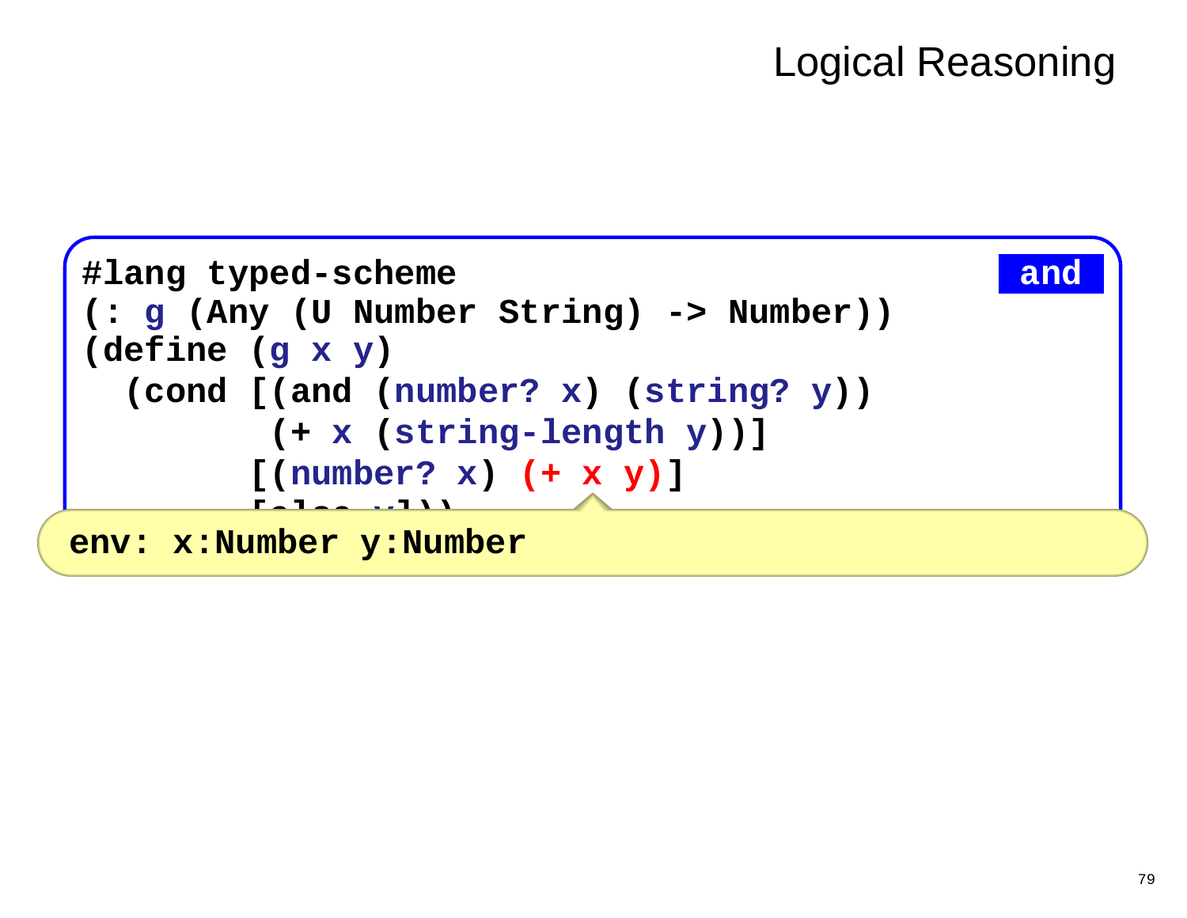# Logical Reasoning

**and**

```
#lang typed-scheme
(: g (Any (U Number String) -> Number))
(define (g x y)
  (cond [(and (number? x) (string? y))
         (+ x (string-length y))]
        [(number? x) (+ x y)]
        [else y]))
```

```
env: x:Number y:Number
```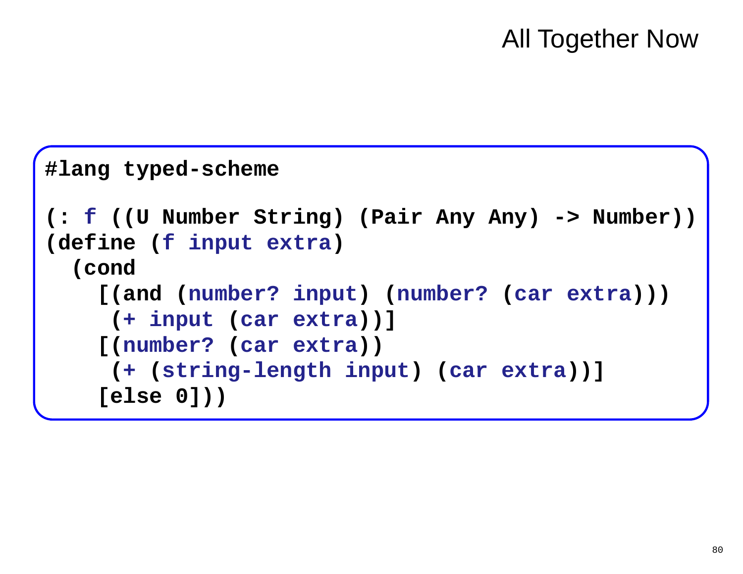# All Together Now

```
#lang typed-scheme

(: f ((U Number String) (Pair Any Any) -> Number))
(define (f input extra)
  (cond
    [(and (number? input) (number? (car extra)))
     (+ input (car extra))]
    [(number? (car extra))
     (+ (string-length input) (car extra))]
    [else 0]))
```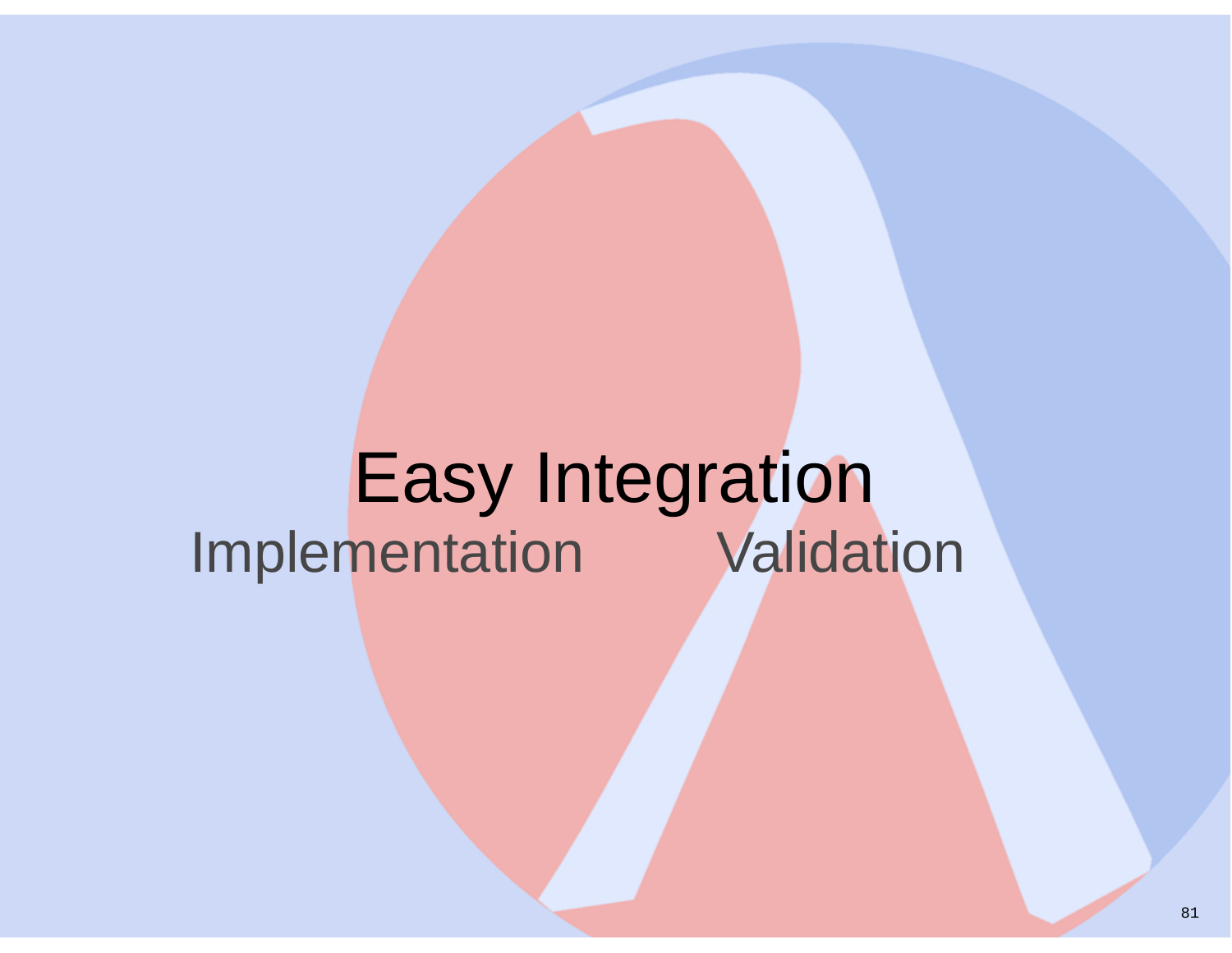# Easy Integration

Implementation        Validation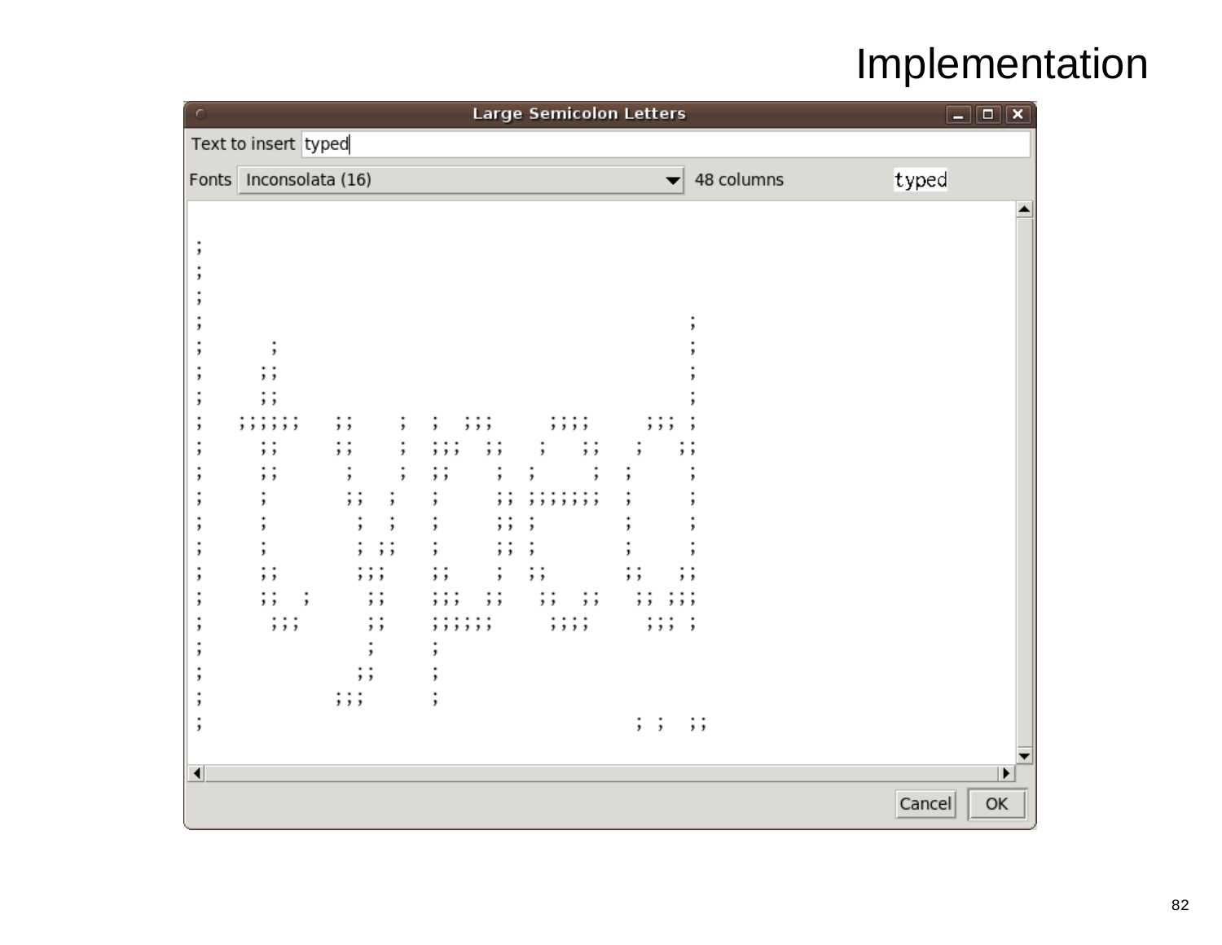# Implementation

Large Semicolon Letters

Text to insert: typed

Fonts: Inconsolata (16) — 48 columns — typed

Cancel | OK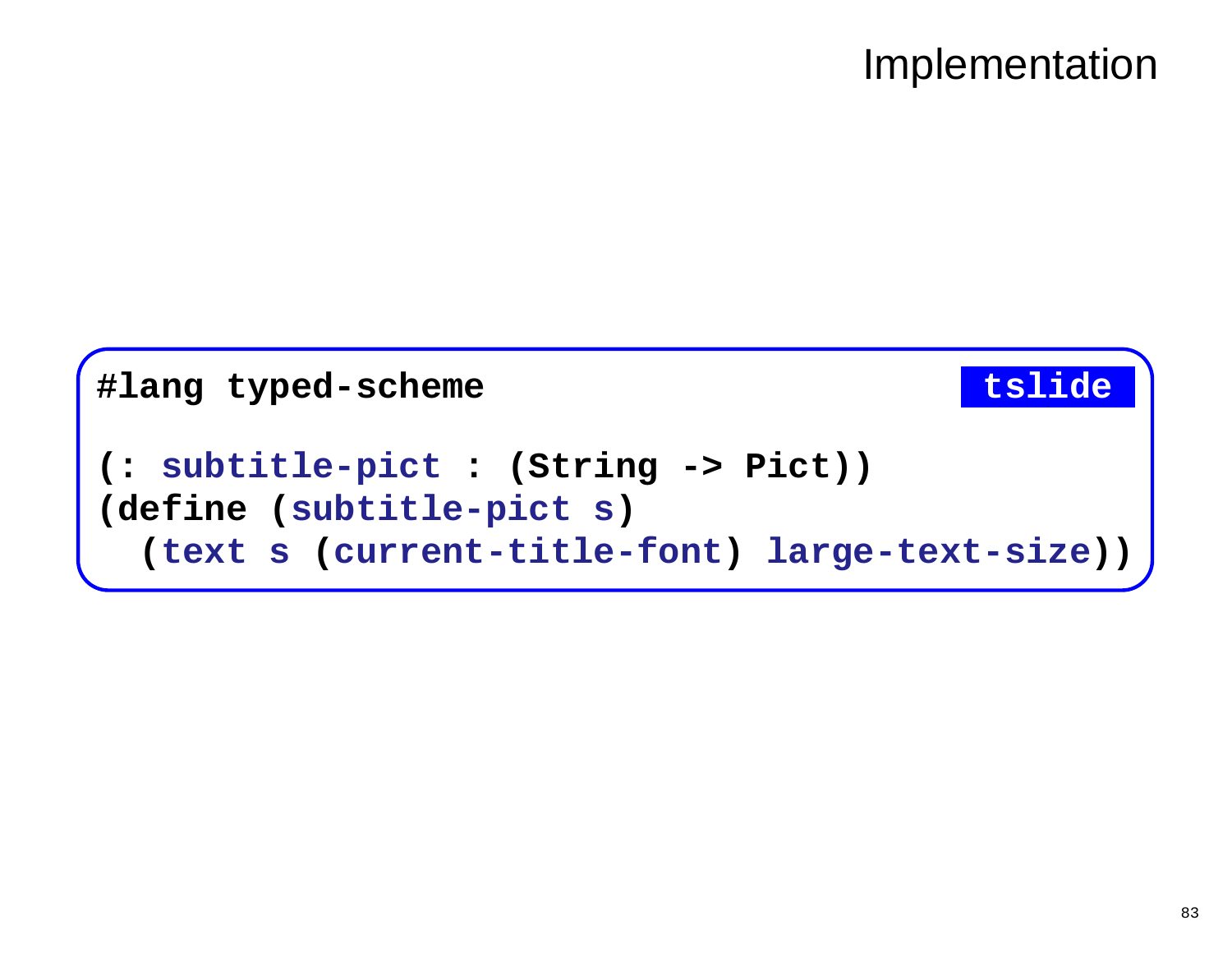# Implementation

tslide

```
#lang typed-scheme

(: subtitle-pict : (String -> Pict))
(define (subtitle-pict s)
  (text s (current-title-font) large-text-size))
```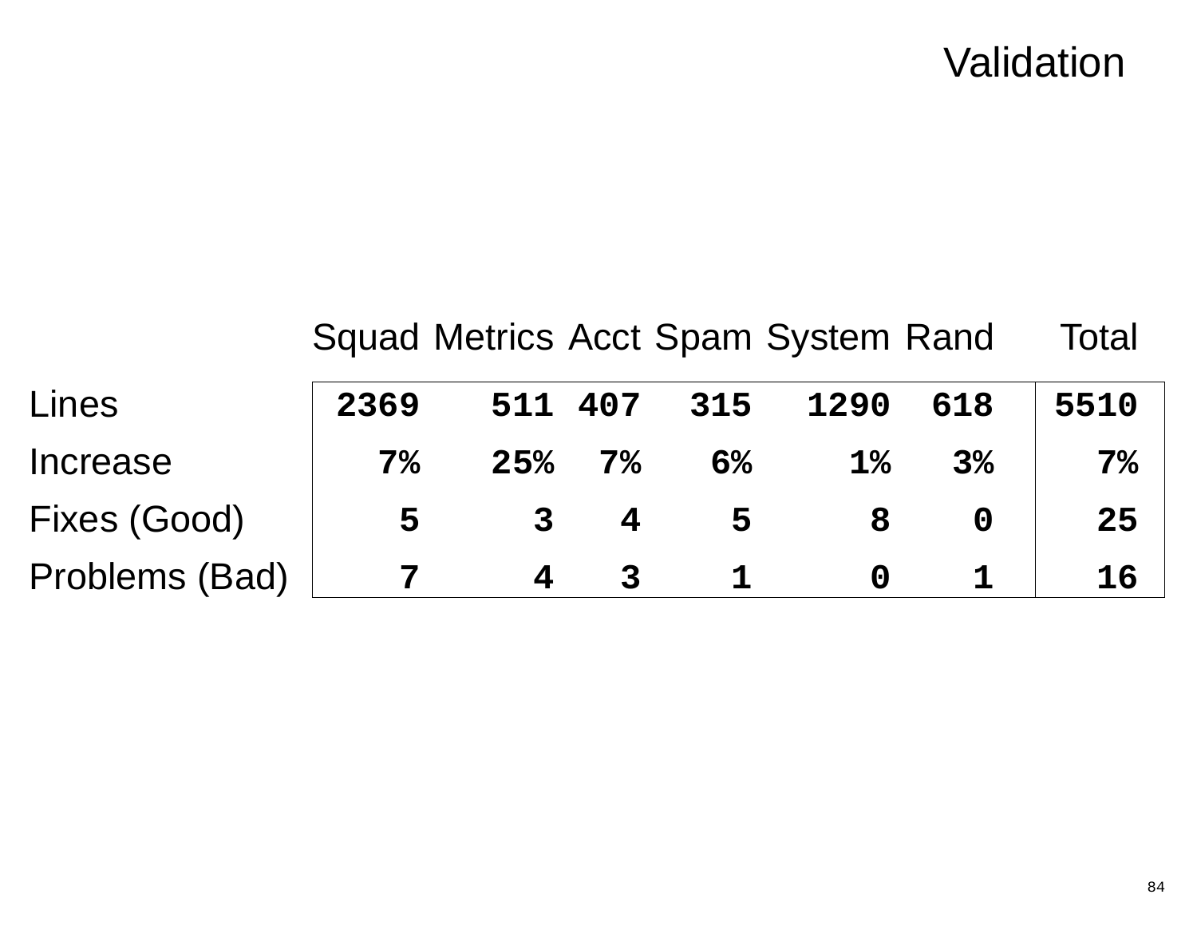# Validation

| | Squad | Metrics | Acct | Spam | System | Rand | Total |
|---|---|---|---|---|---|---|---|
| Lines | 2369 | 511 | 407 | 315 | 1290 | 618 | 5510 |
| Increase | 7% | 25% | 7% | 6% | 1% | 3% | 7% |
| Fixes (Good) | 5 | 3 | 4 | 5 | 8 | 0 | 25 |
| Problems (Bad) | 7 | 4 | 3 | 1 | 0 | 1 | 16 |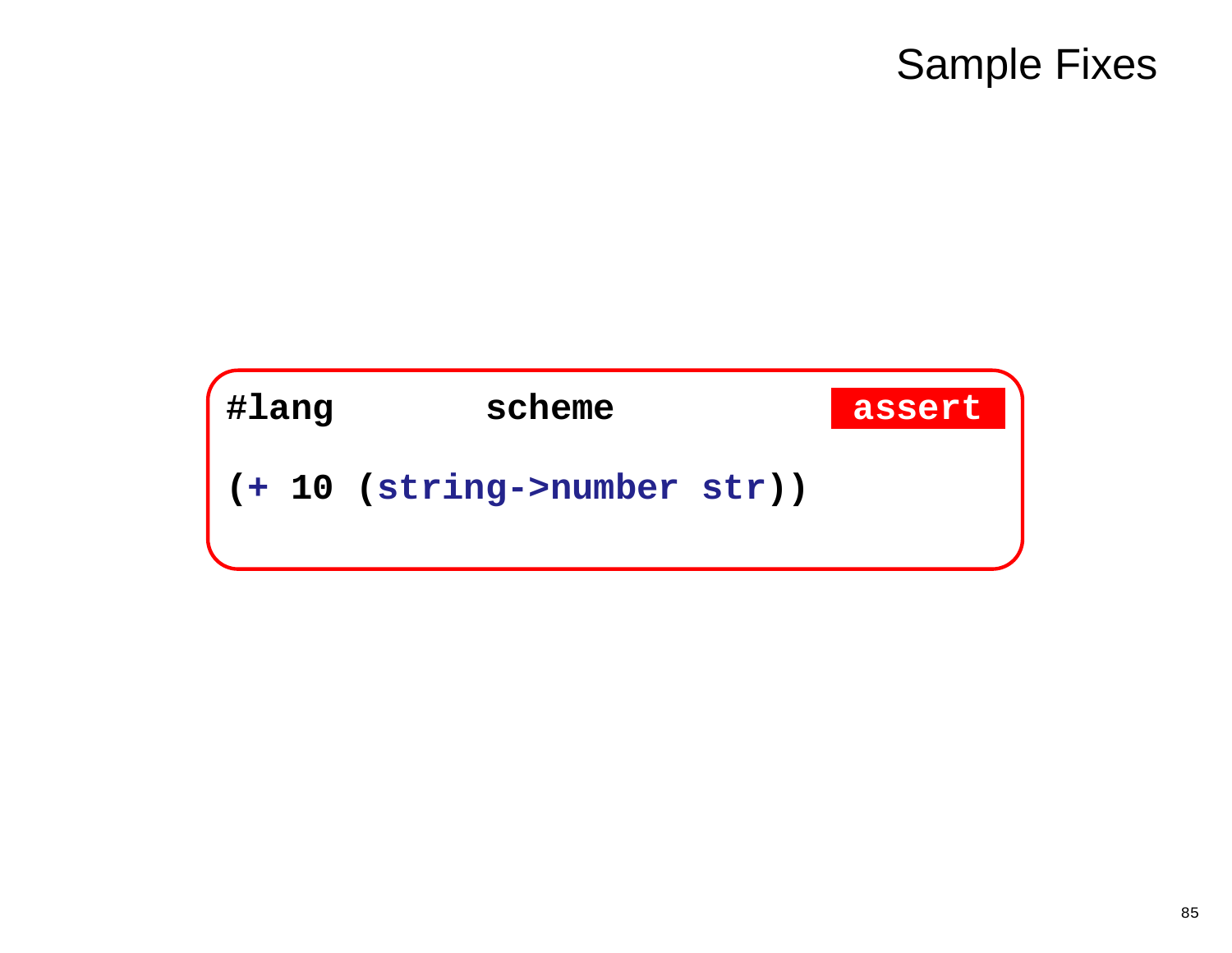# Sample Fixes

```
#lang          scheme                    assert

(+ 10 (string->number str))
```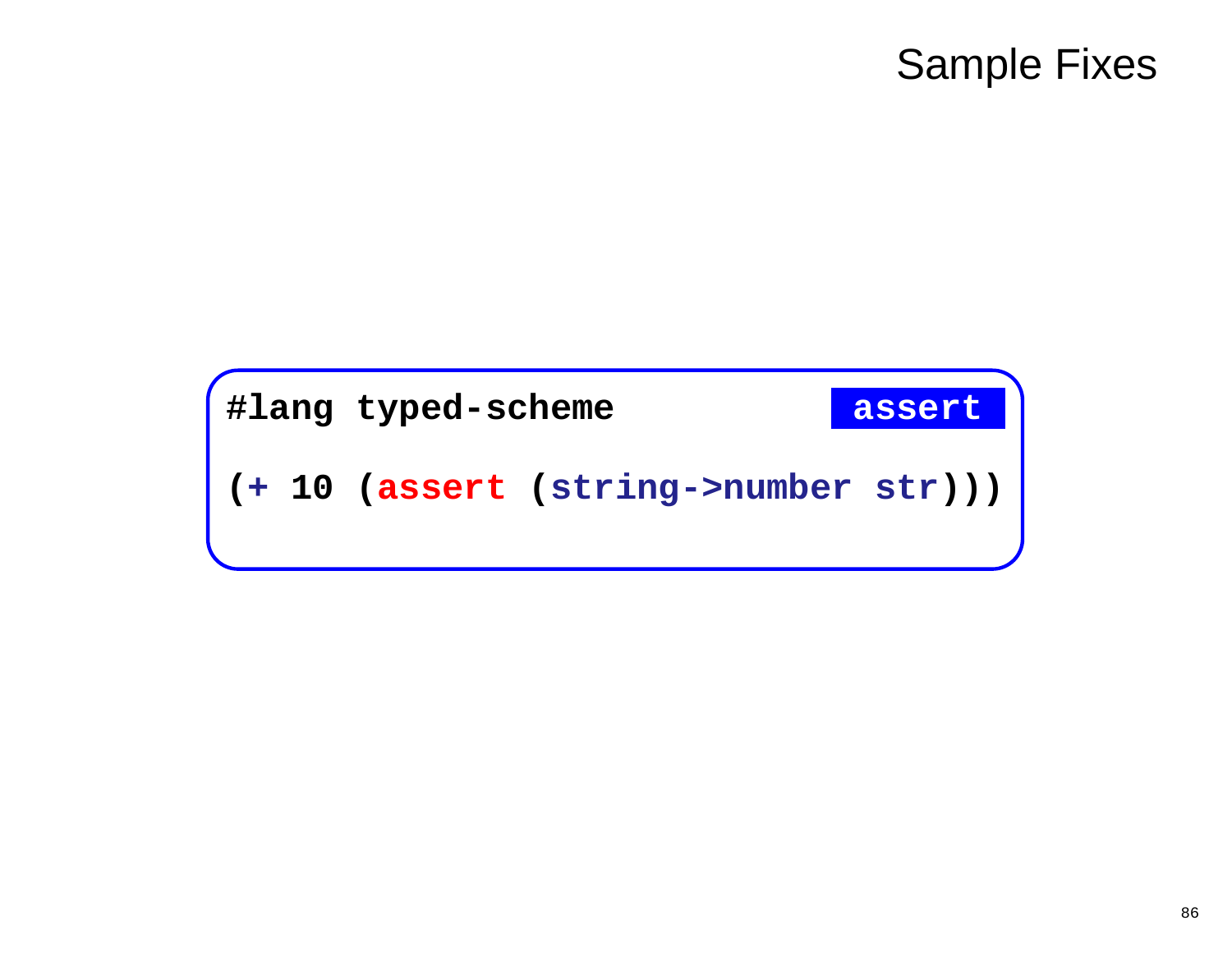# Sample Fixes

**assert**

```
#lang typed-scheme

(+ 10 (assert (string->number str)))
```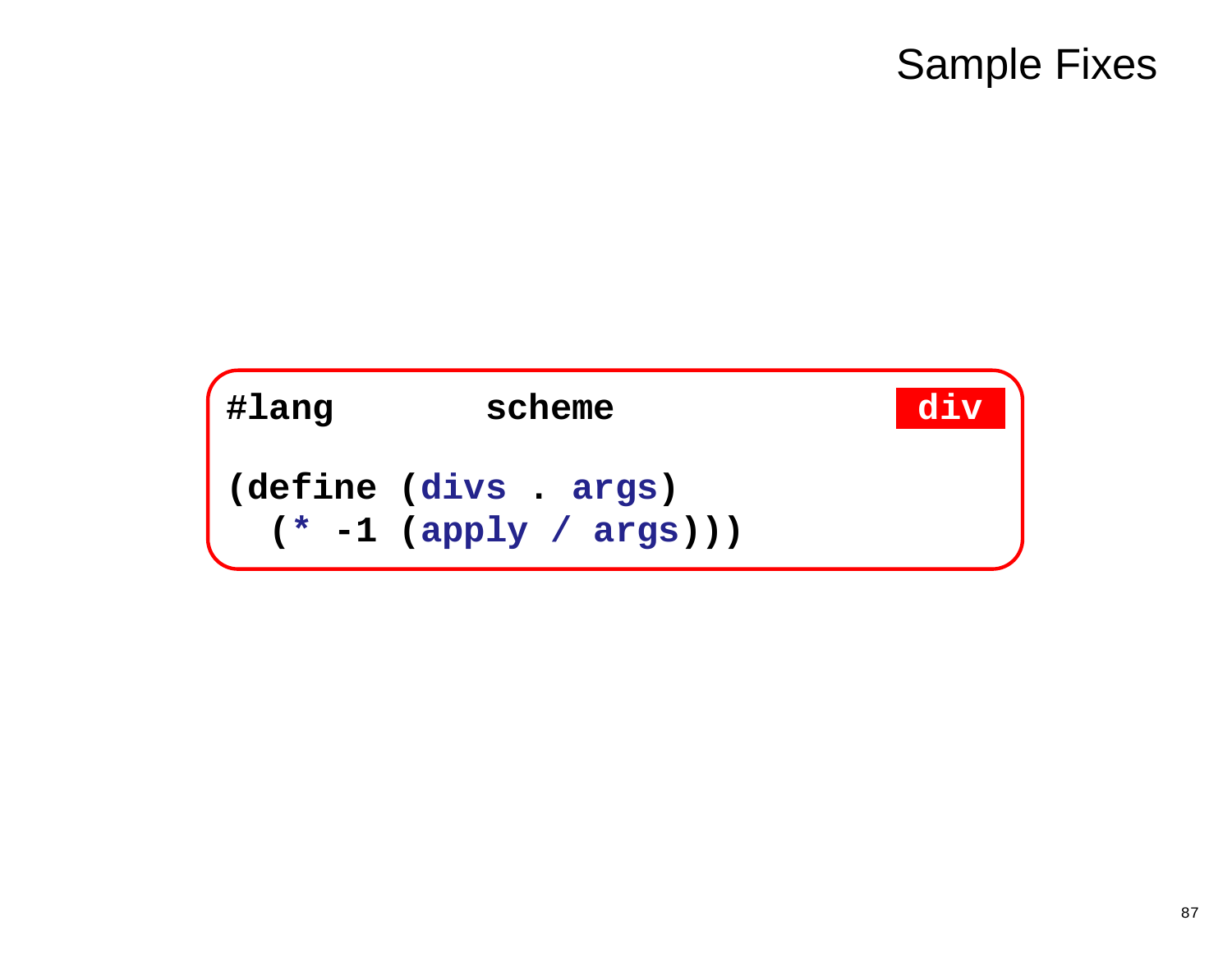# Sample Fixes

```
#lang       scheme                                    div

(define (divs . args)
  (* -1 (apply / args)))
```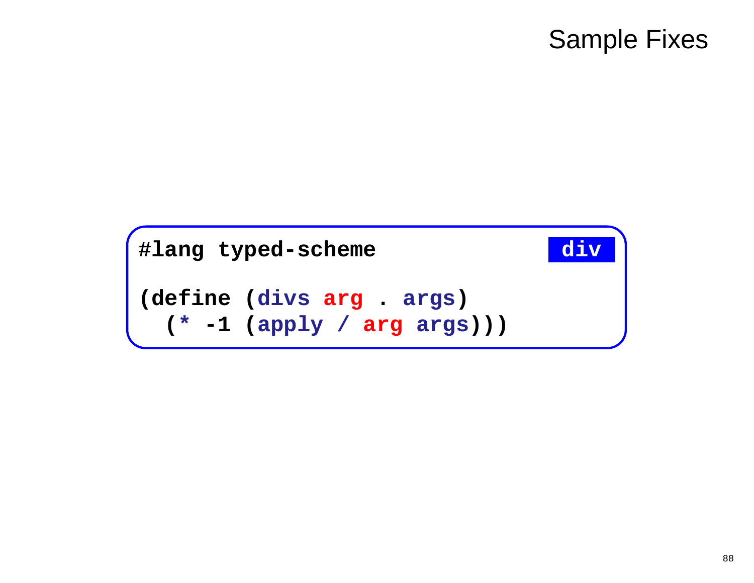# Sample Fixes

**div**

```
#lang typed-scheme

(define (divs arg . args)
  (* -1 (apply / arg args)))
```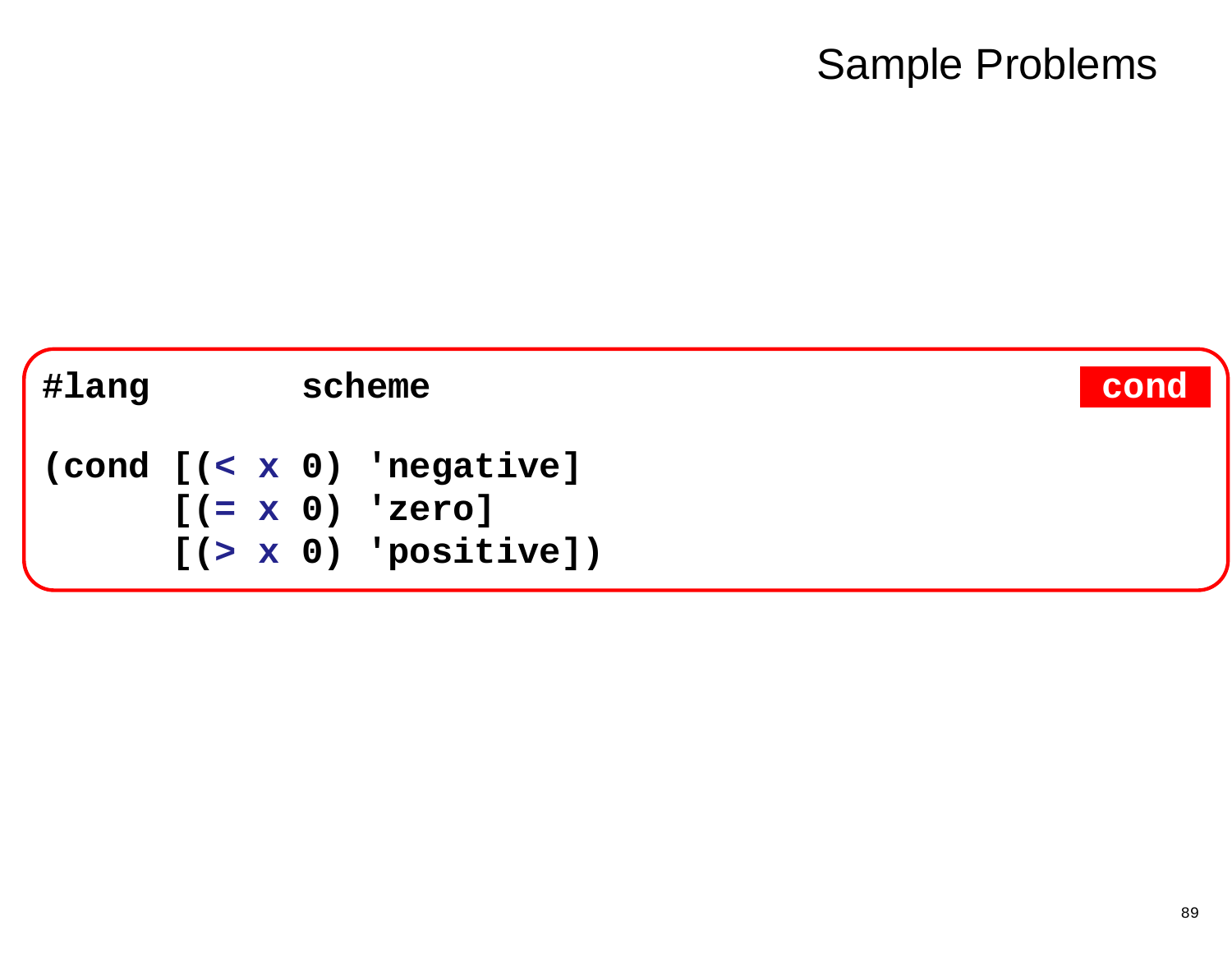# Sample Problems

**cond**

```
#lang       scheme

(cond [(< x 0) 'negative]
      [(= x 0) 'zero]
      [(> x 0) 'positive])
```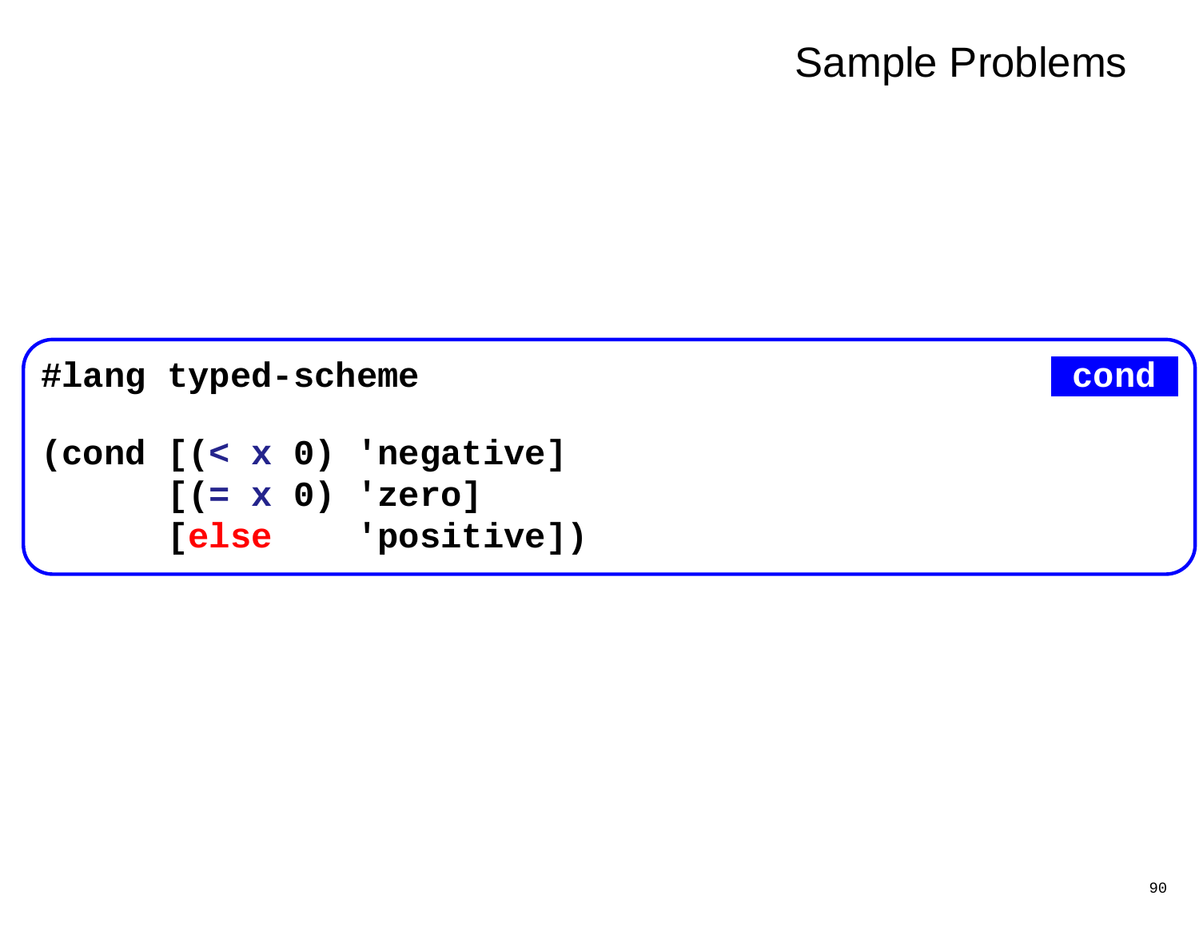# Sample Problems

**cond**

```
#lang typed-scheme

(cond [(< x 0) 'negative]
      [(= x 0) 'zero]
      [else    'positive])
```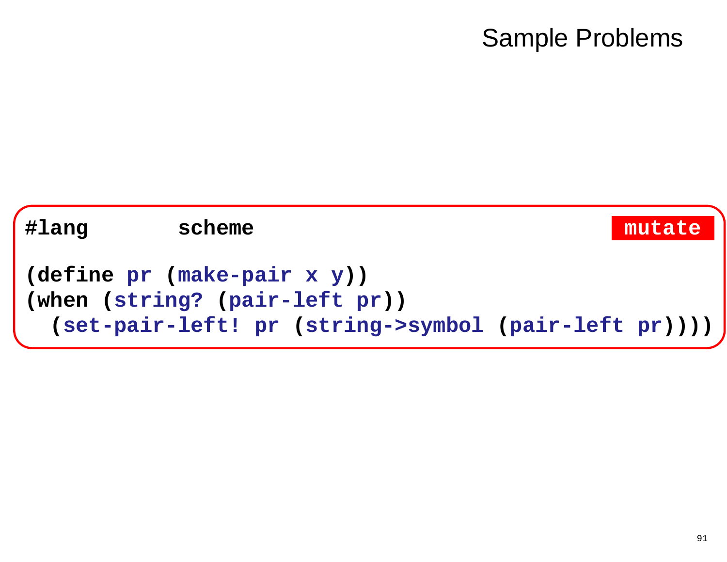# Sample Problems

```
#lang      scheme                                   mutate

(define pr (make-pair x y))
(when (string? (pair-left pr))
  (set-pair-left! pr (string->symbol (pair-left pr))))
```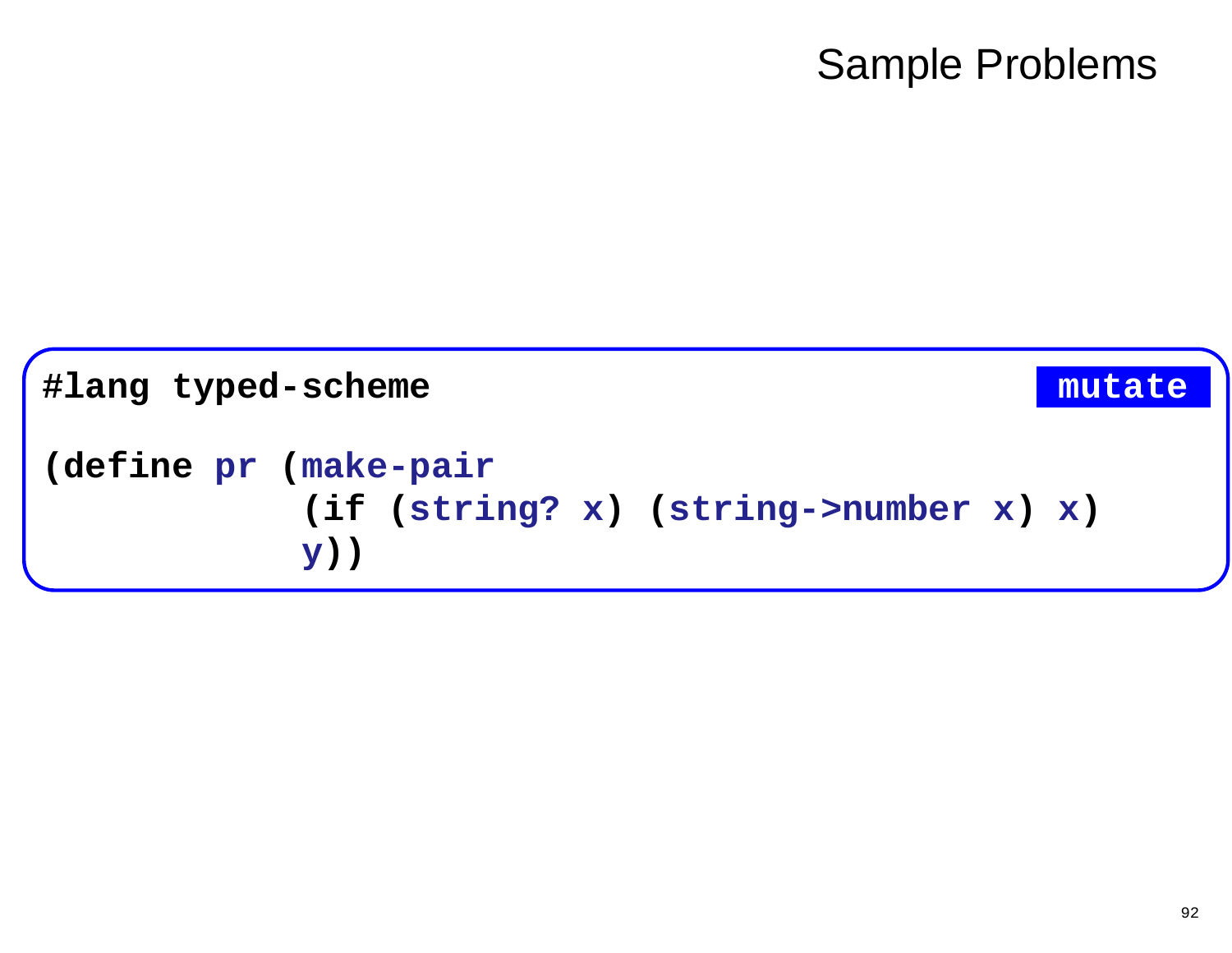# Sample Problems

**mutate**

```
#lang typed-scheme

(define pr (make-pair
            (if (string? x) (string->number x) x)
            y))
```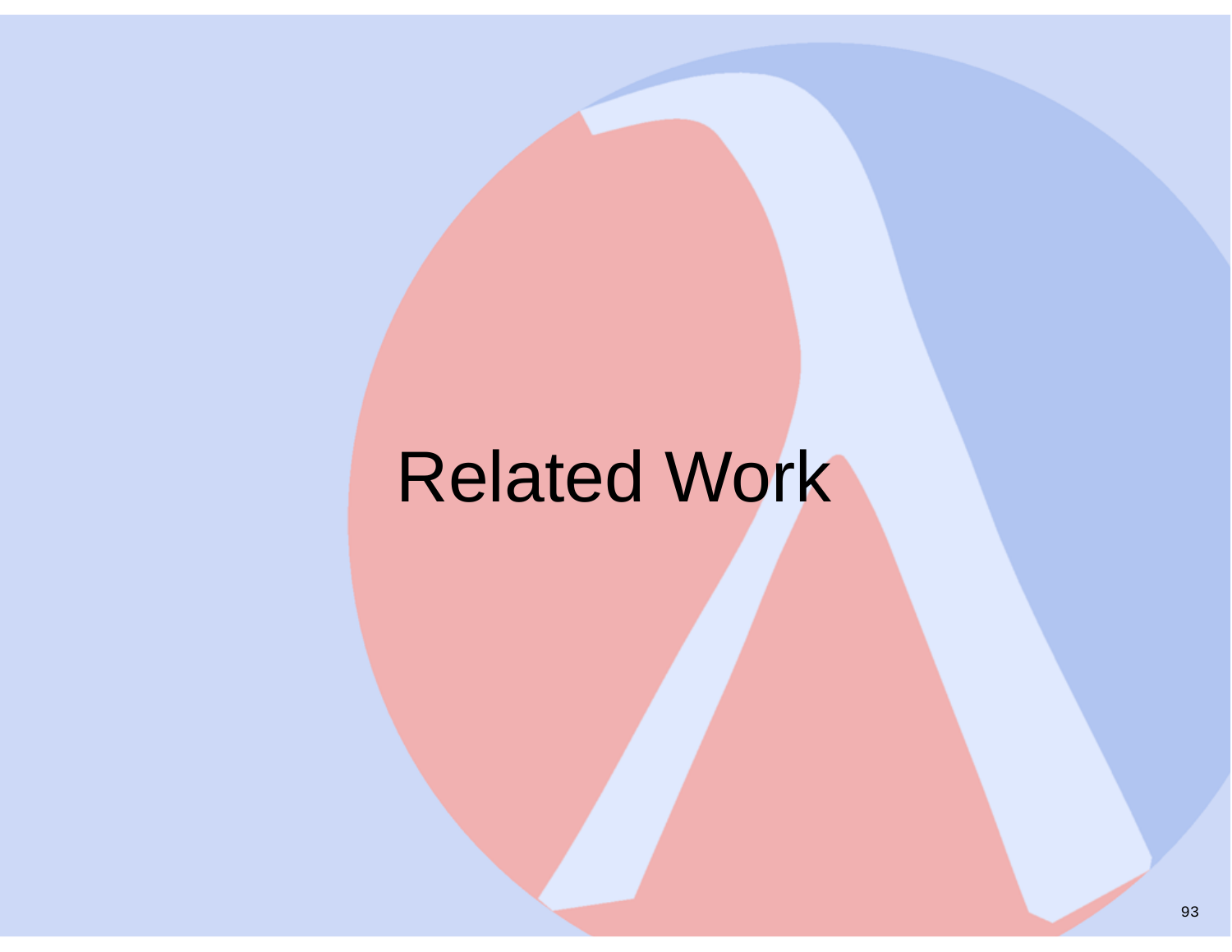# Related Work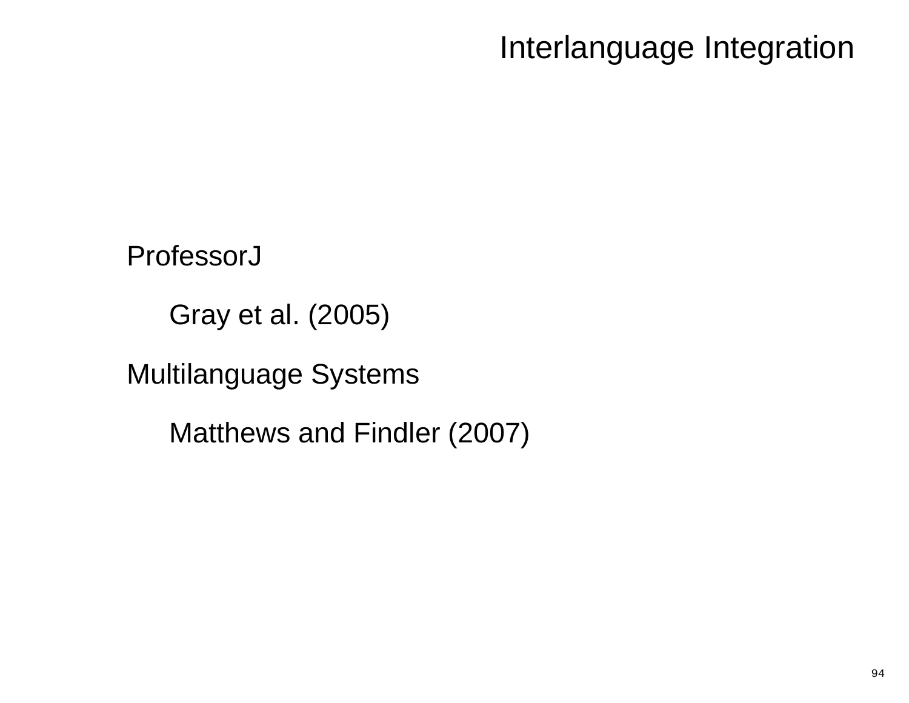# Interlanguage Integration

ProfessorJ

- Gray et al. (2005)

Multilanguage Systems

- Matthews and Findler (2007)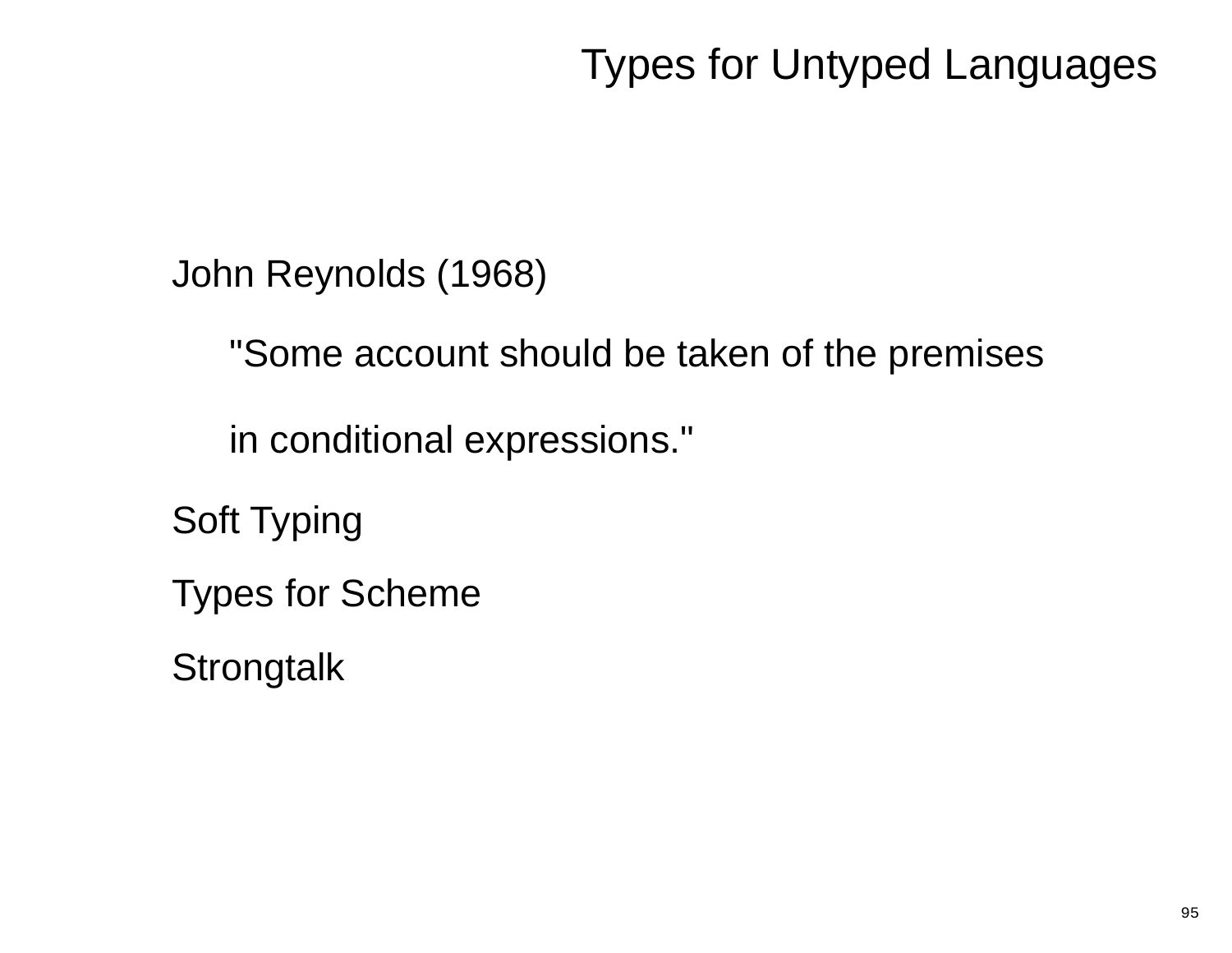# Types for Untyped Languages

John Reynolds (1968)

> "Some account should be taken of the premises
>
> in conditional expressions."

Soft Typing

Types for Scheme

Strongtalk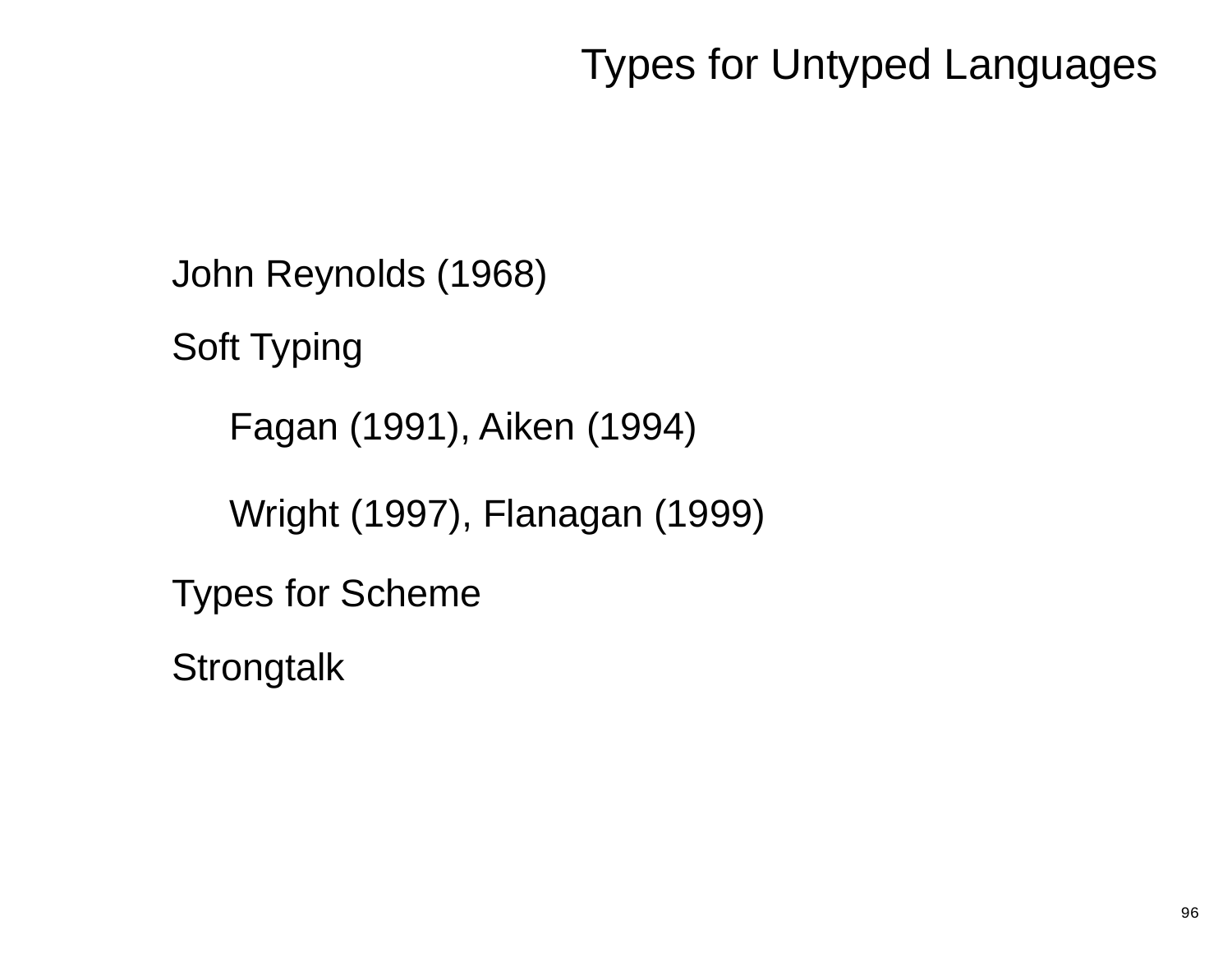# Types for Untyped Languages

John Reynolds (1968)

Soft Typing

- Fagan (1991), Aiken (1994)
- Wright (1997), Flanagan (1999)

Types for Scheme

Strongtalk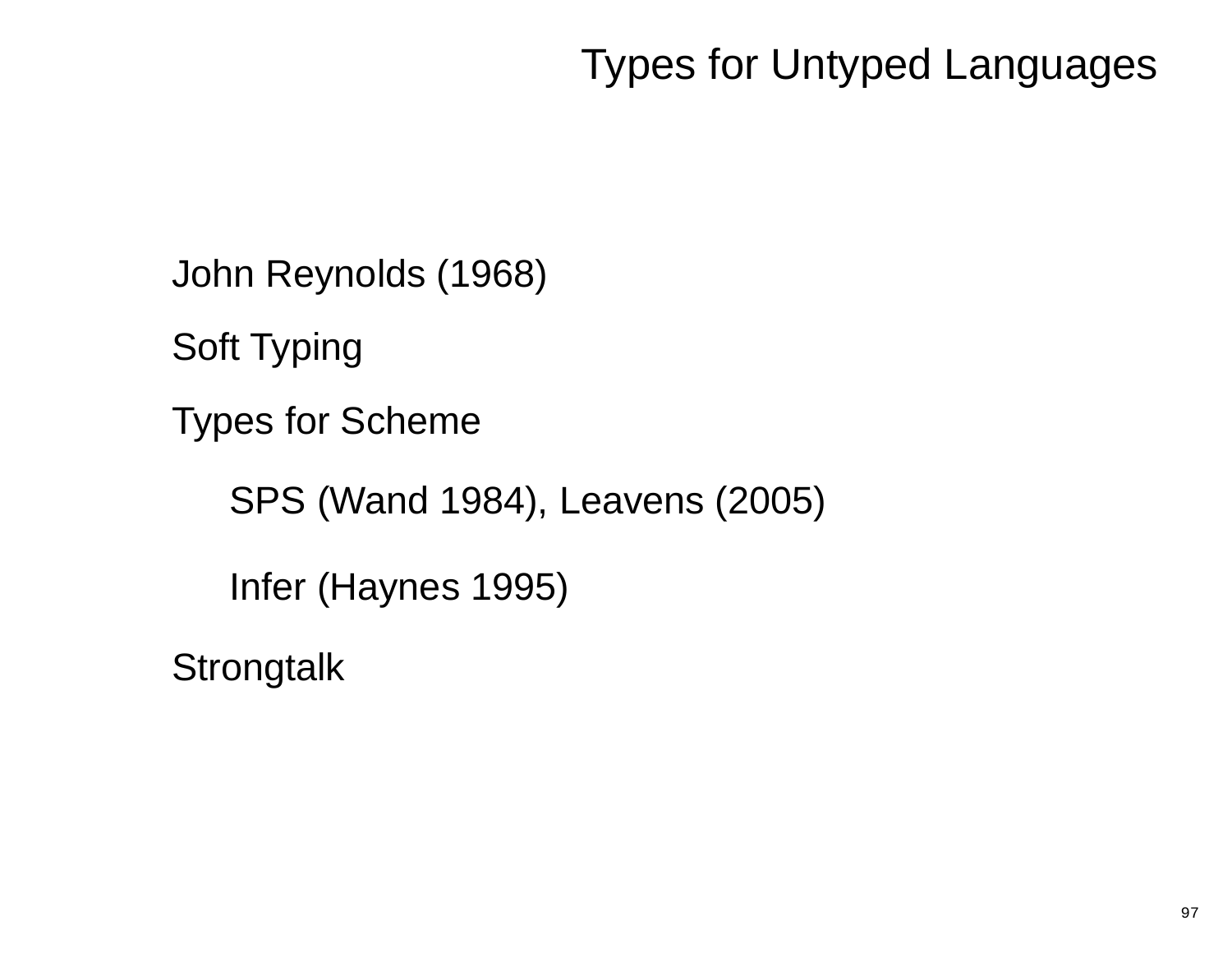# Types for Untyped Languages

John Reynolds (1968)

Soft Typing

Types for Scheme

- SPS (Wand 1984), Leavens (2005)
- Infer (Haynes 1995)

Strongtalk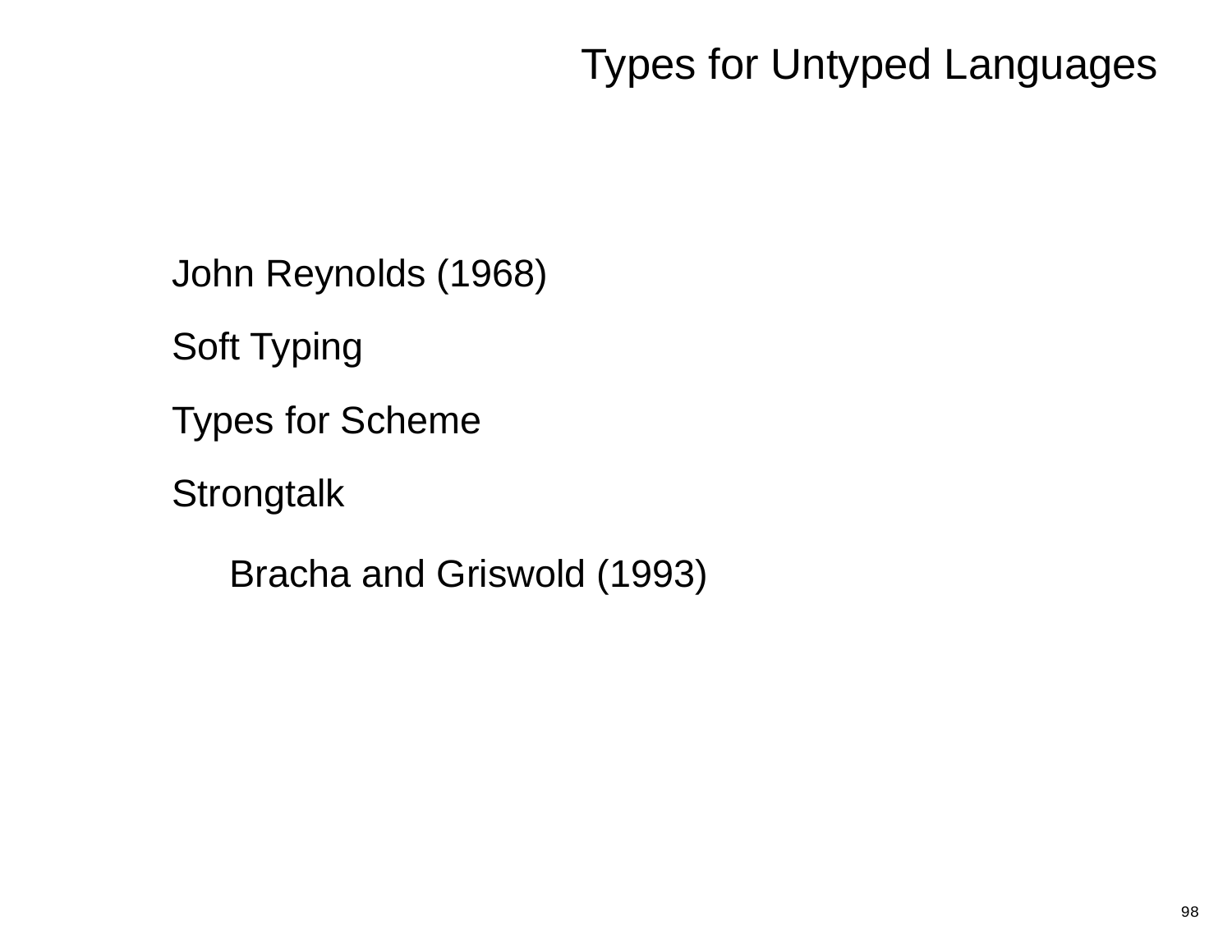# Types for Untyped Languages

John Reynolds (1968)

Soft Typing

Types for Scheme

Strongtalk

- Bracha and Griswold (1993)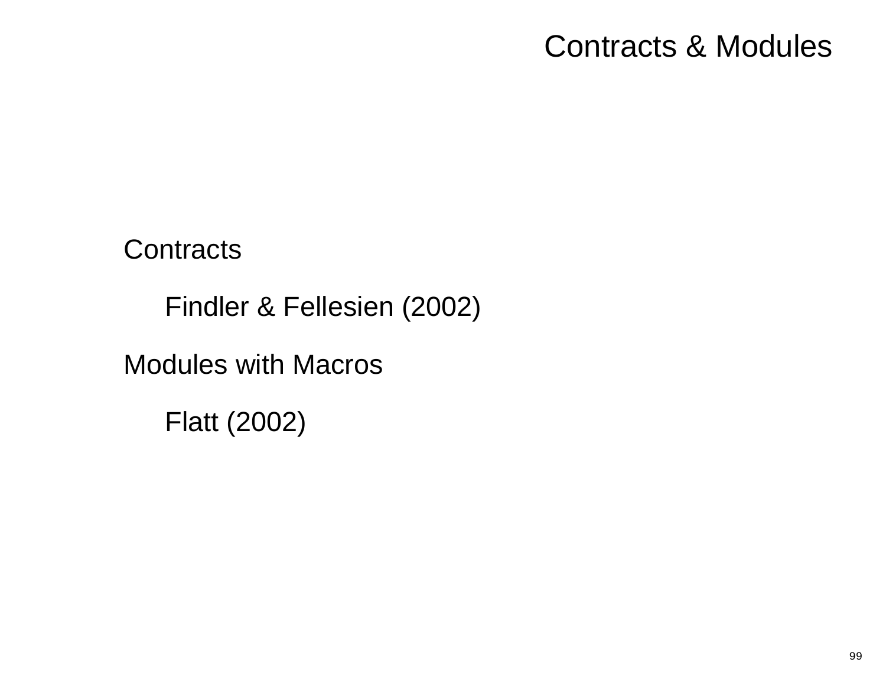# Contracts & Modules

Contracts

- Findler & Fellesien (2002)

Modules with Macros

- Flatt (2002)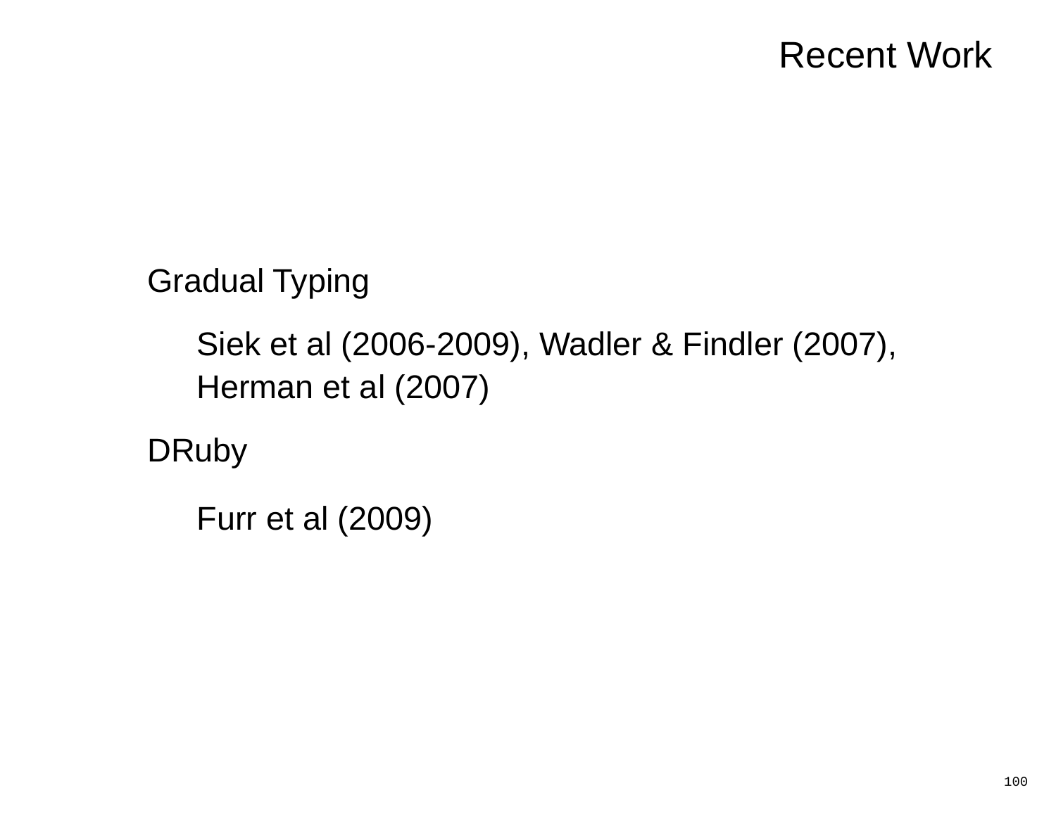# Recent Work

Gradual Typing

- Siek et al (2006-2009), Wadler & Findler (2007), Herman et al (2007)

DRuby

- Furr et al (2009)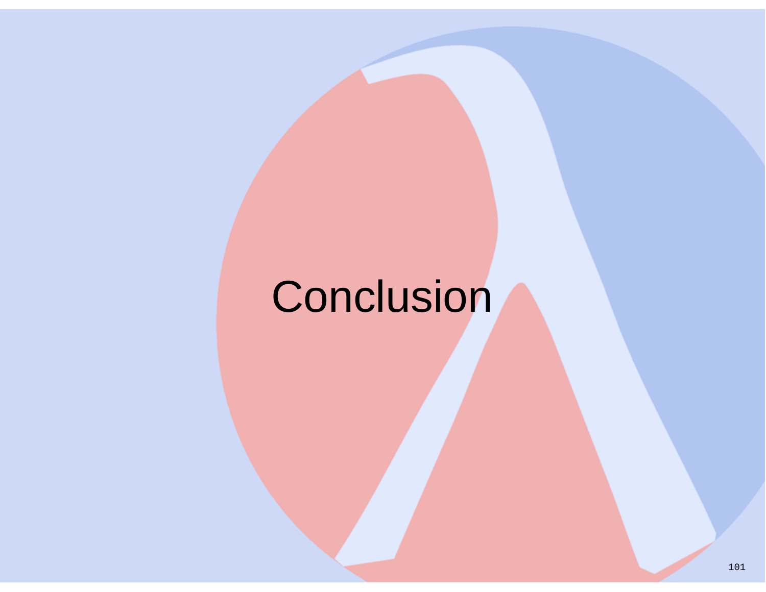# Conclusion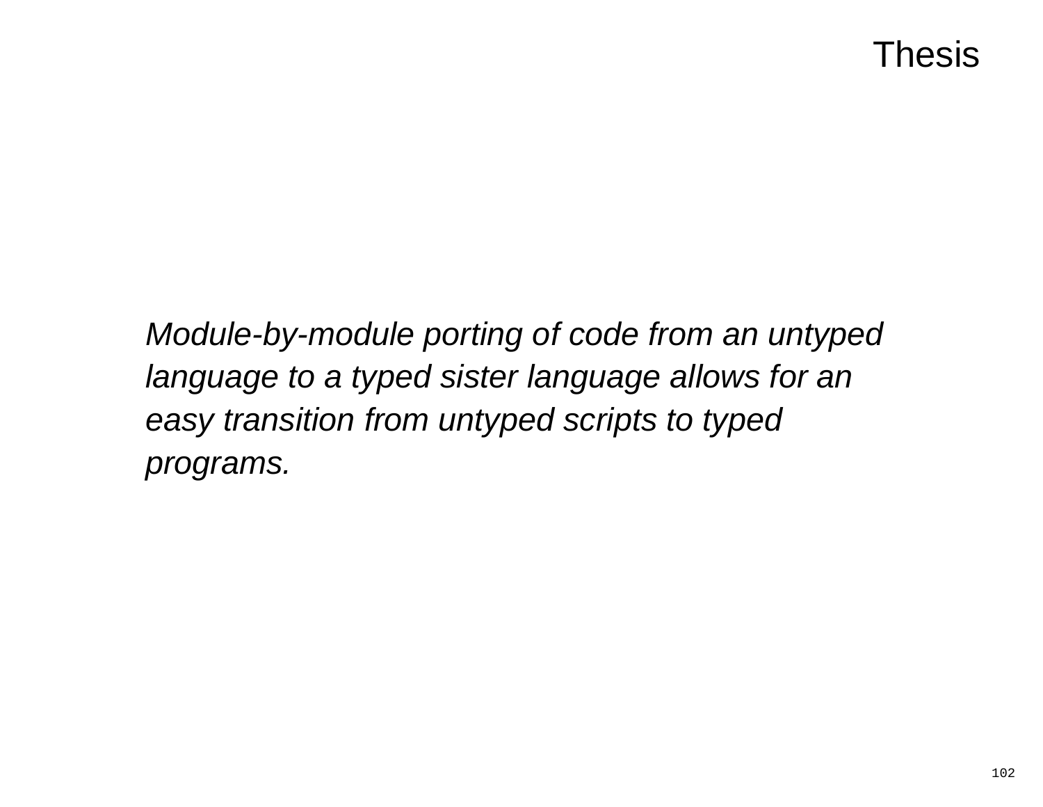# Thesis

*Module-by-module porting of code from an untyped language to a typed sister language allows for an easy transition from untyped scripts to typed programs.*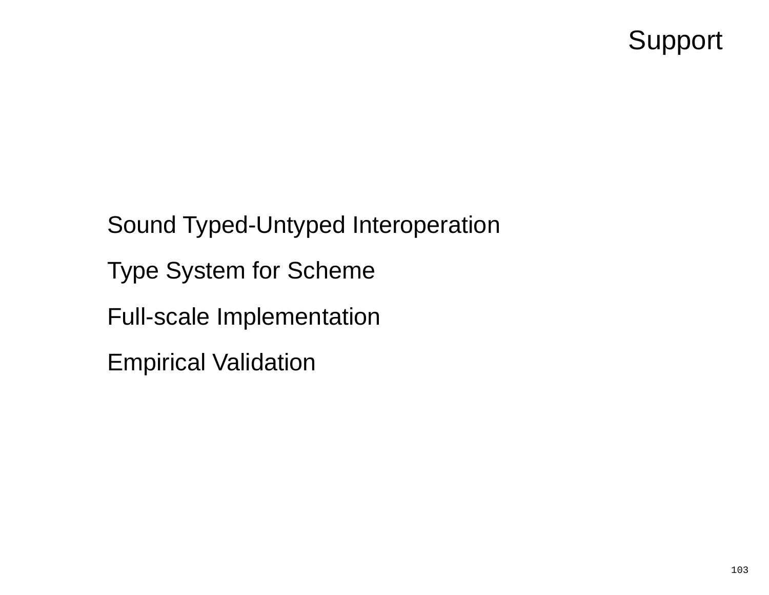# Support

Sound Typed-Untyped Interoperation

Type System for Scheme

Full-scale Implementation

Empirical Validation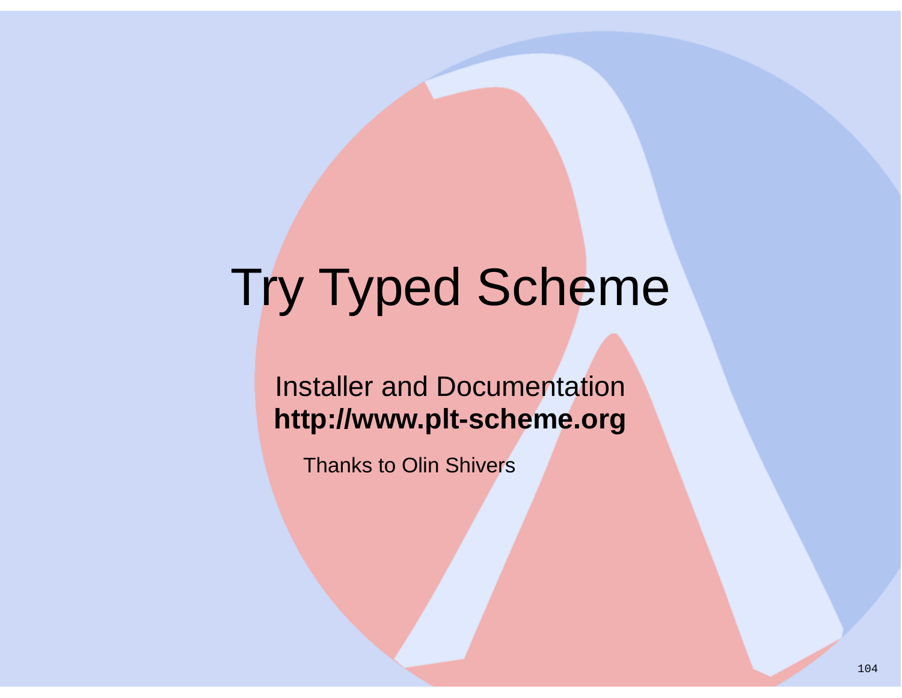# Try Typed Scheme

Installer and Documentation
**http://www.plt-scheme.org**

Thanks to Olin Shivers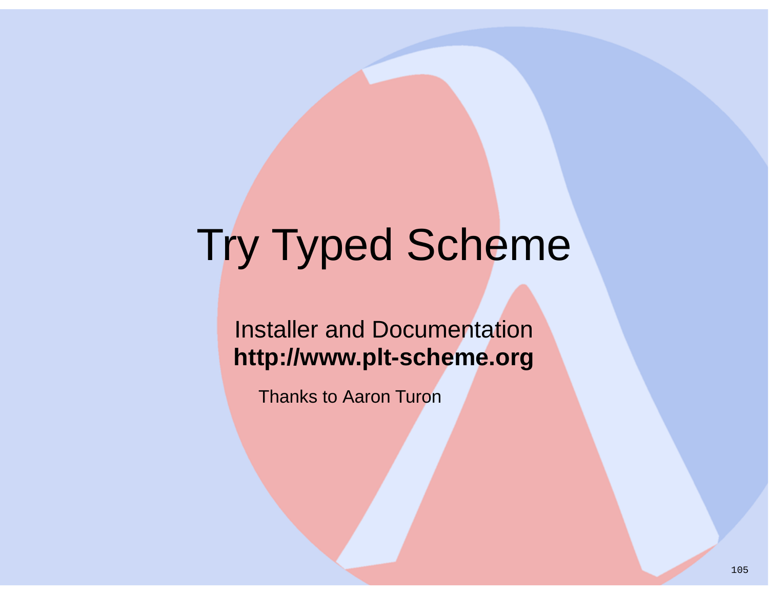# Try Typed Scheme

Installer and Documentation
**http://www.plt-scheme.org**

Thanks to Aaron Turon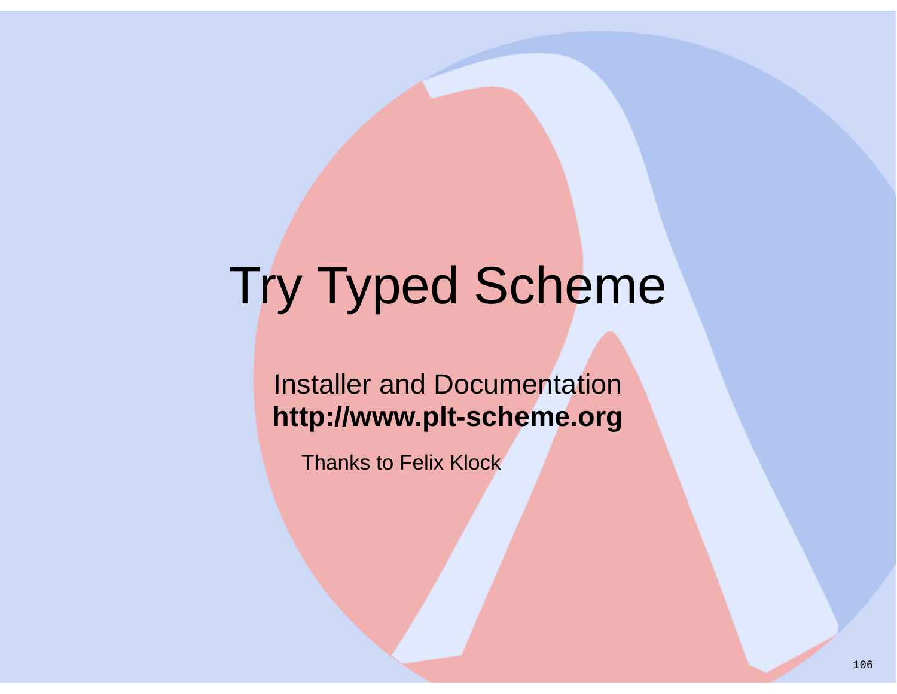# Try Typed Scheme

Installer and Documentation
**http://www.plt-scheme.org**

Thanks to Felix Klock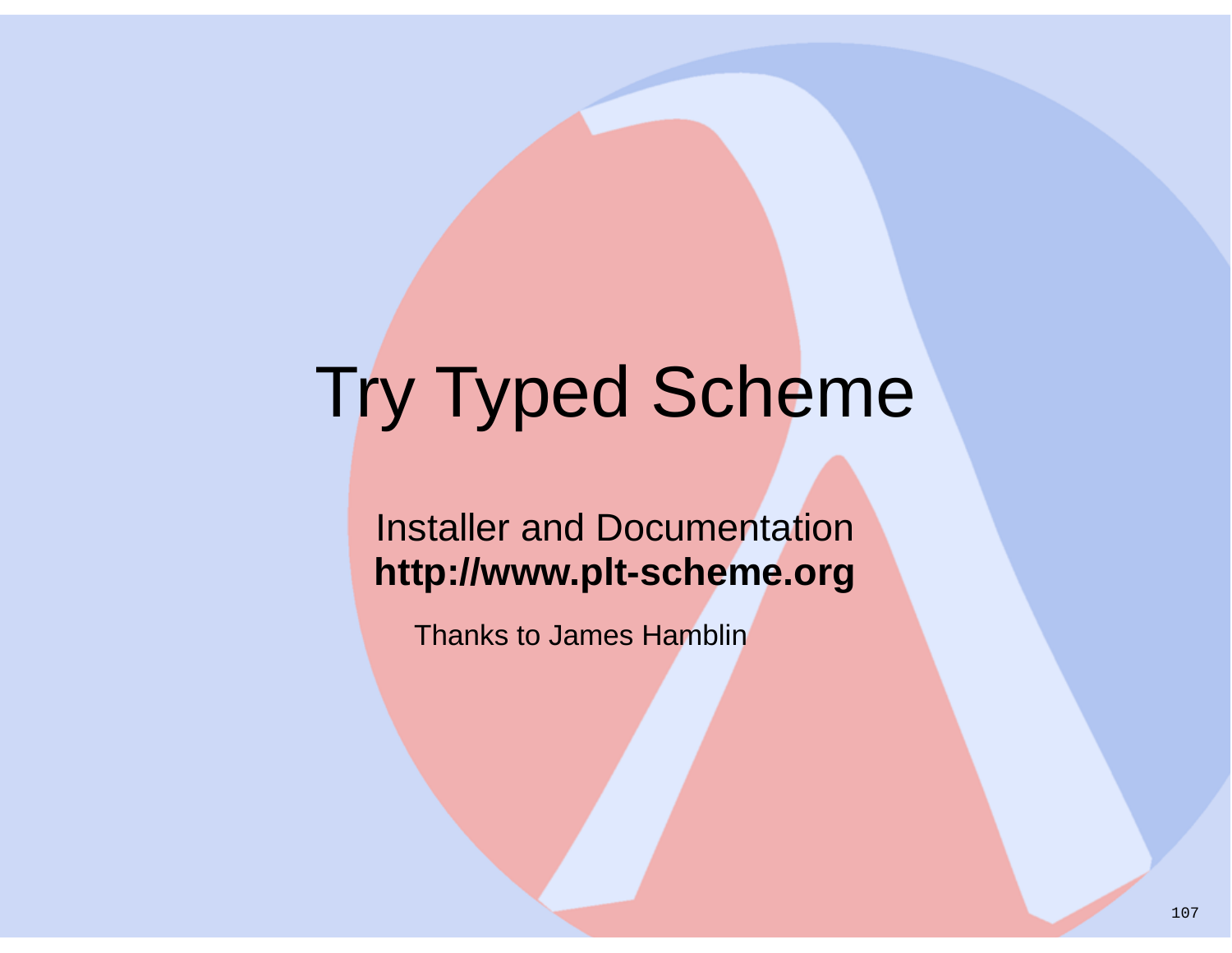# Try Typed Scheme

Installer and Documentation
**http://www.plt-scheme.org**

Thanks to James Hamblin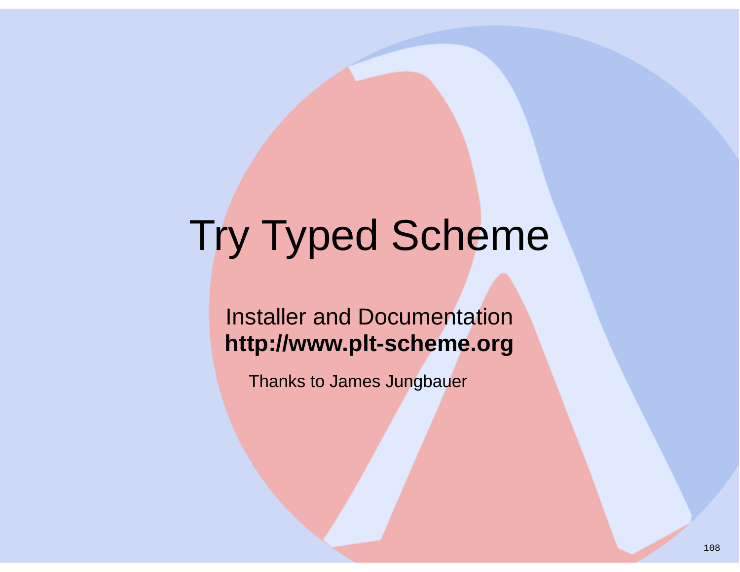# Try Typed Scheme

Installer and Documentation
**http://www.plt-scheme.org**

Thanks to James Jungbauer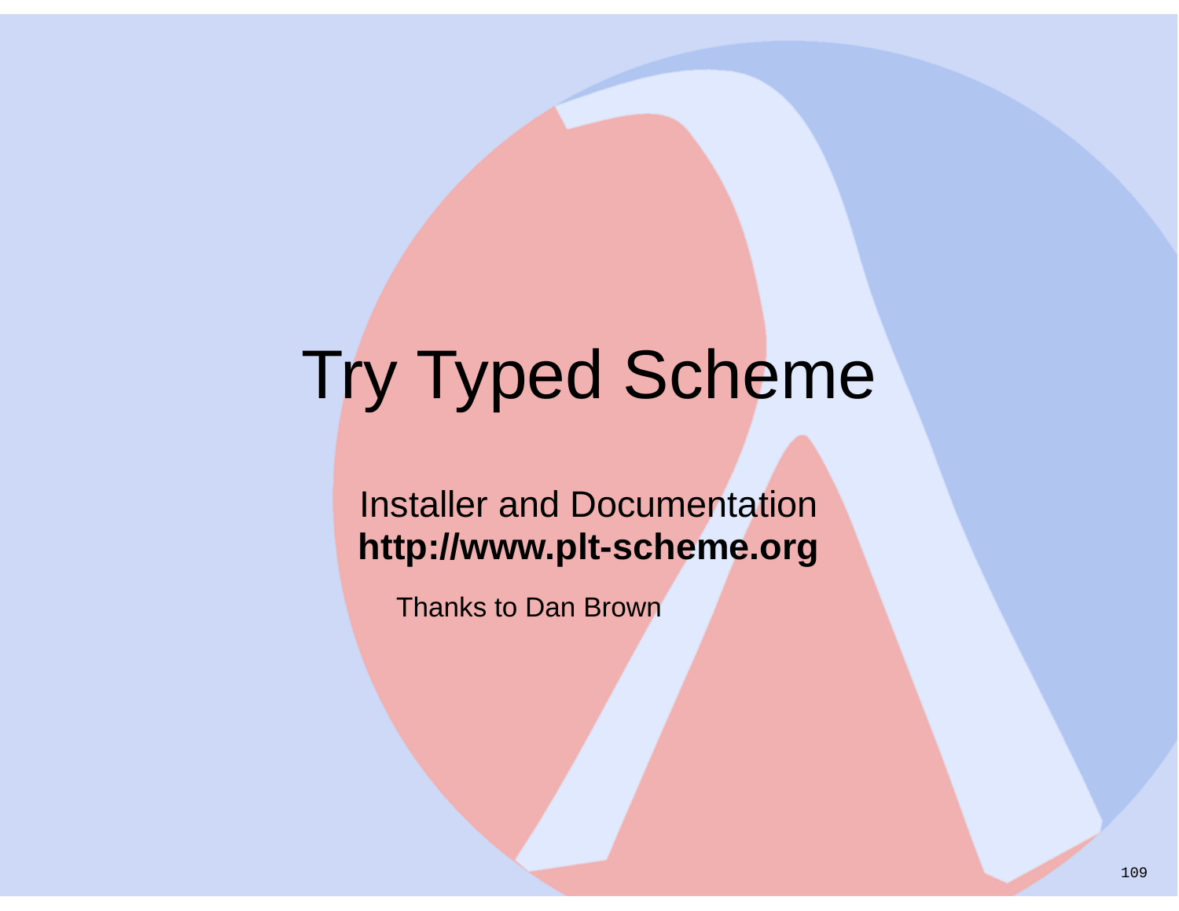# Try Typed Scheme

Installer and Documentation
**http://www.plt-scheme.org**

Thanks to Dan Brown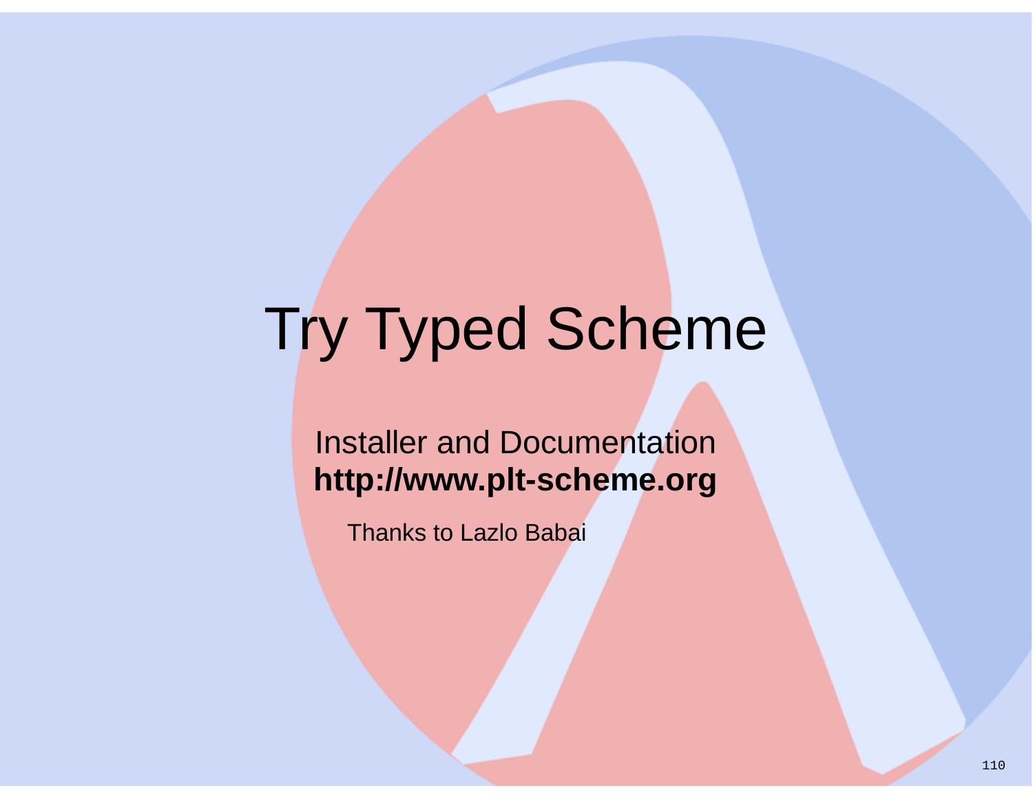# Try Typed Scheme

Installer and Documentation
**http://www.plt-scheme.org**

Thanks to Lazlo Babai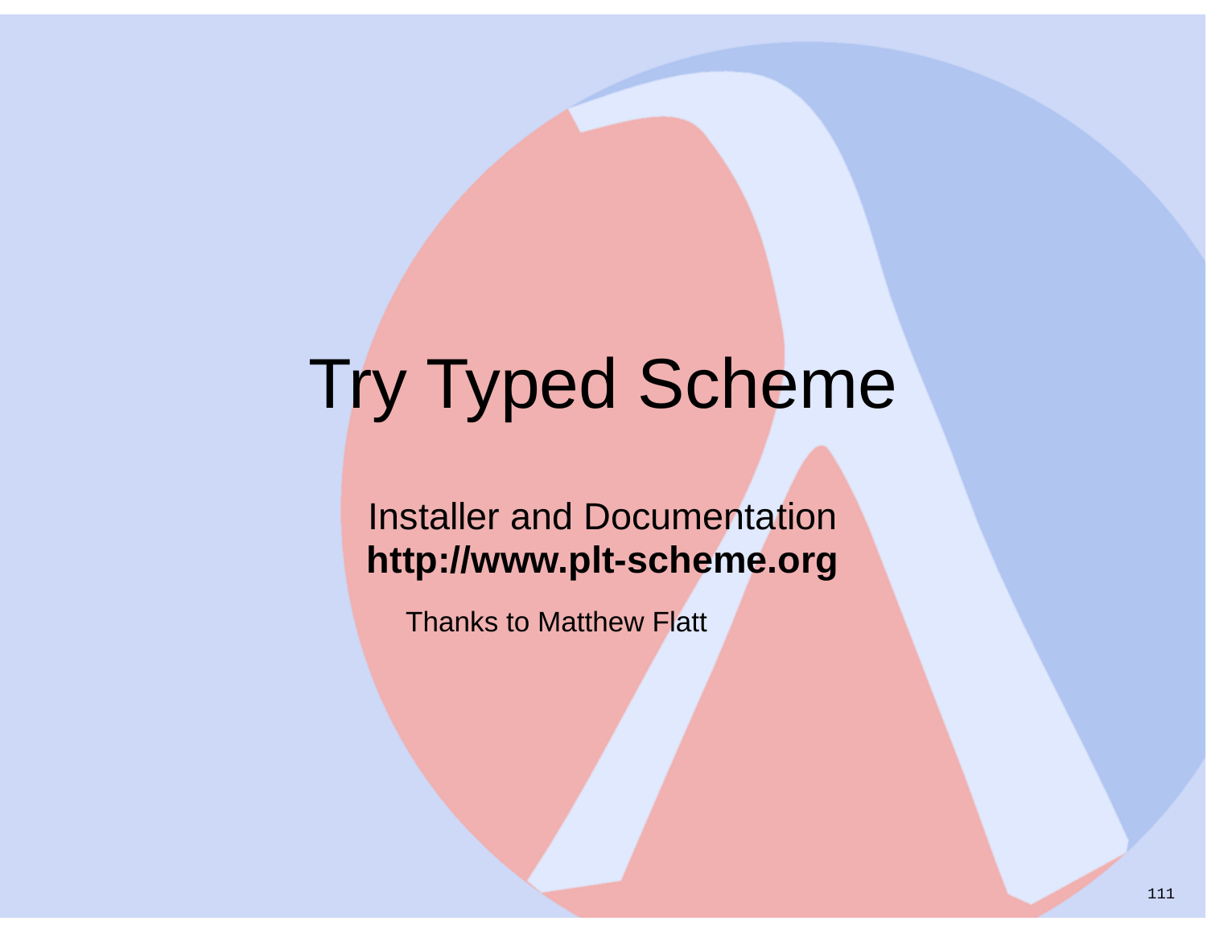# Try Typed Scheme

Installer and Documentation
**http://www.plt-scheme.org**

Thanks to Matthew Flatt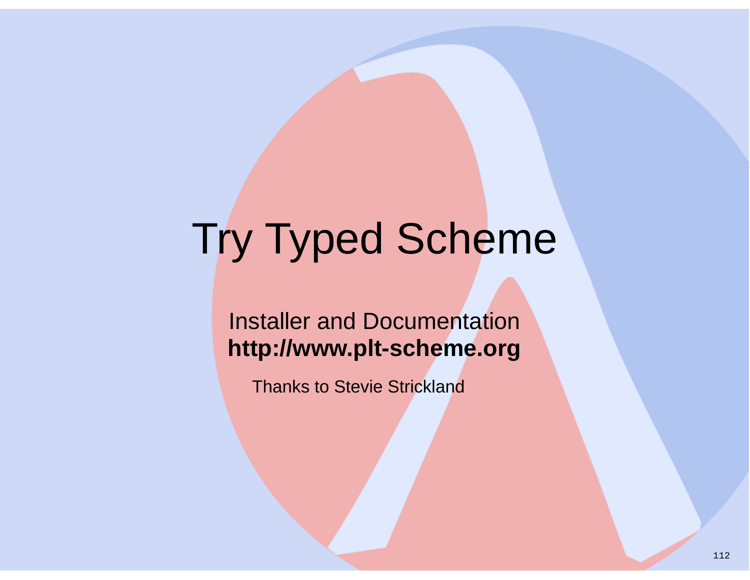# Try Typed Scheme

Installer and Documentation
**http://www.plt-scheme.org**

Thanks to Stevie Strickland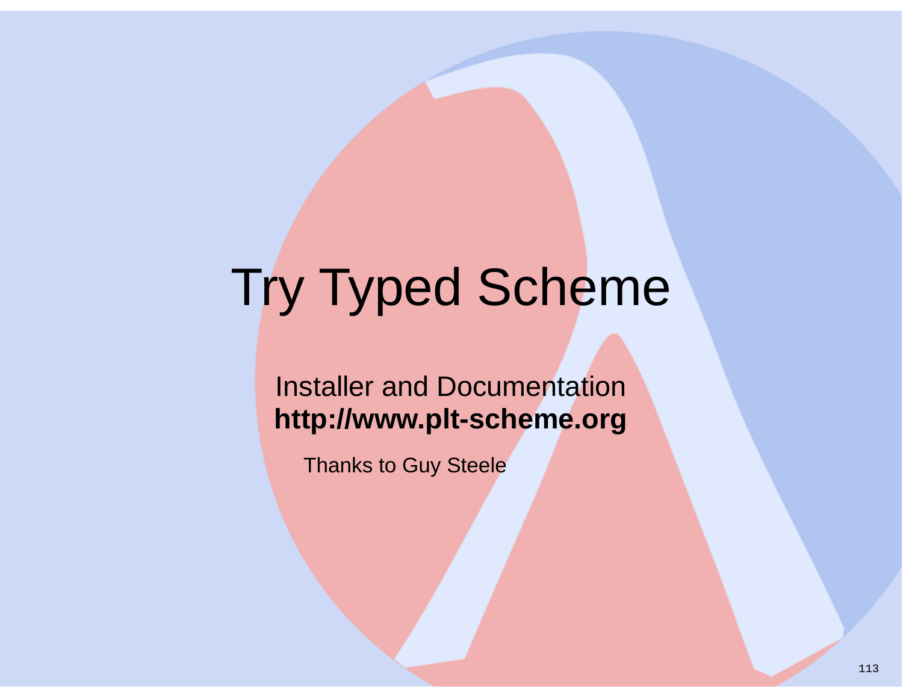# Try Typed Scheme

Installer and Documentation
**http://www.plt-scheme.org**

Thanks to Guy Steele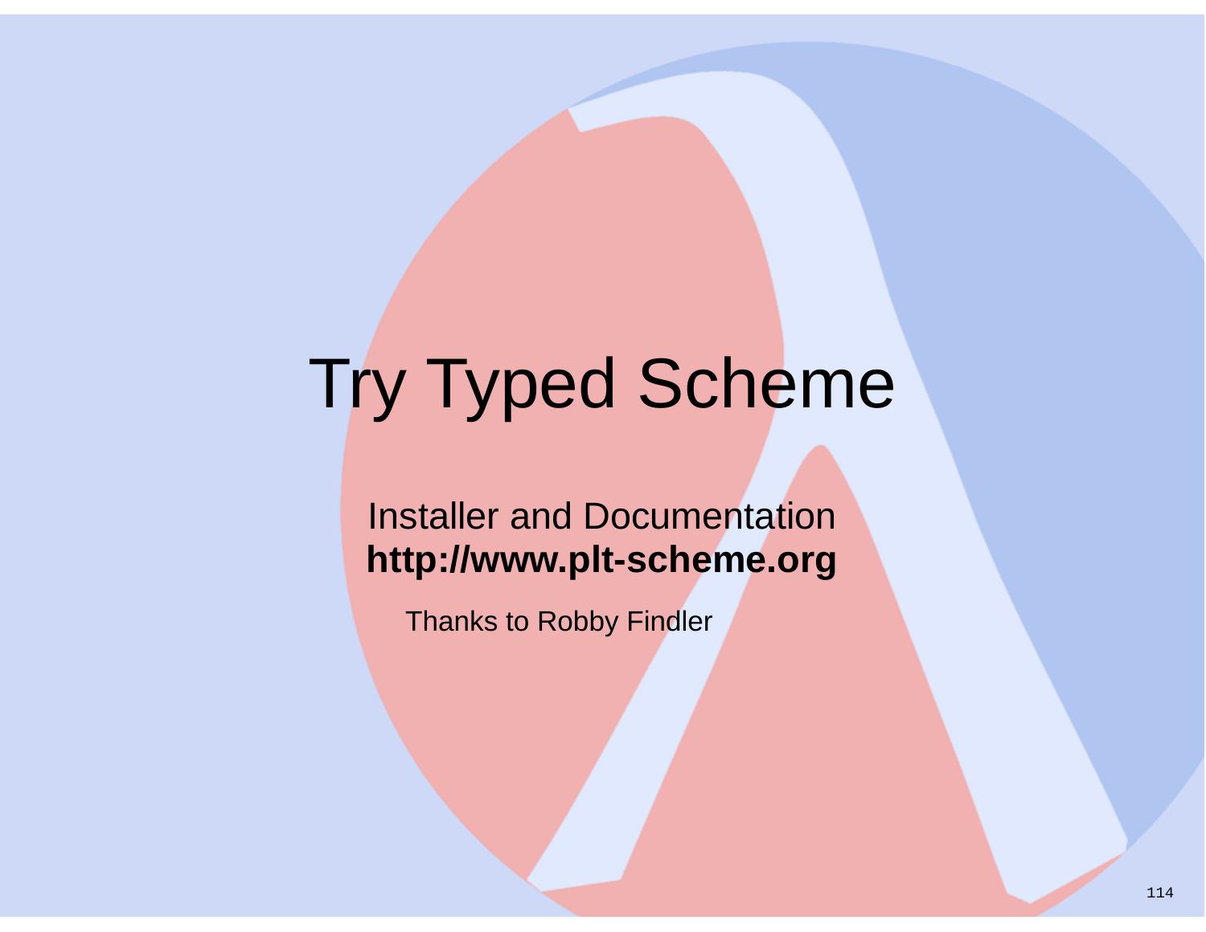# Try Typed Scheme

Installer and Documentation
**http://www.plt-scheme.org**

Thanks to Robby Findler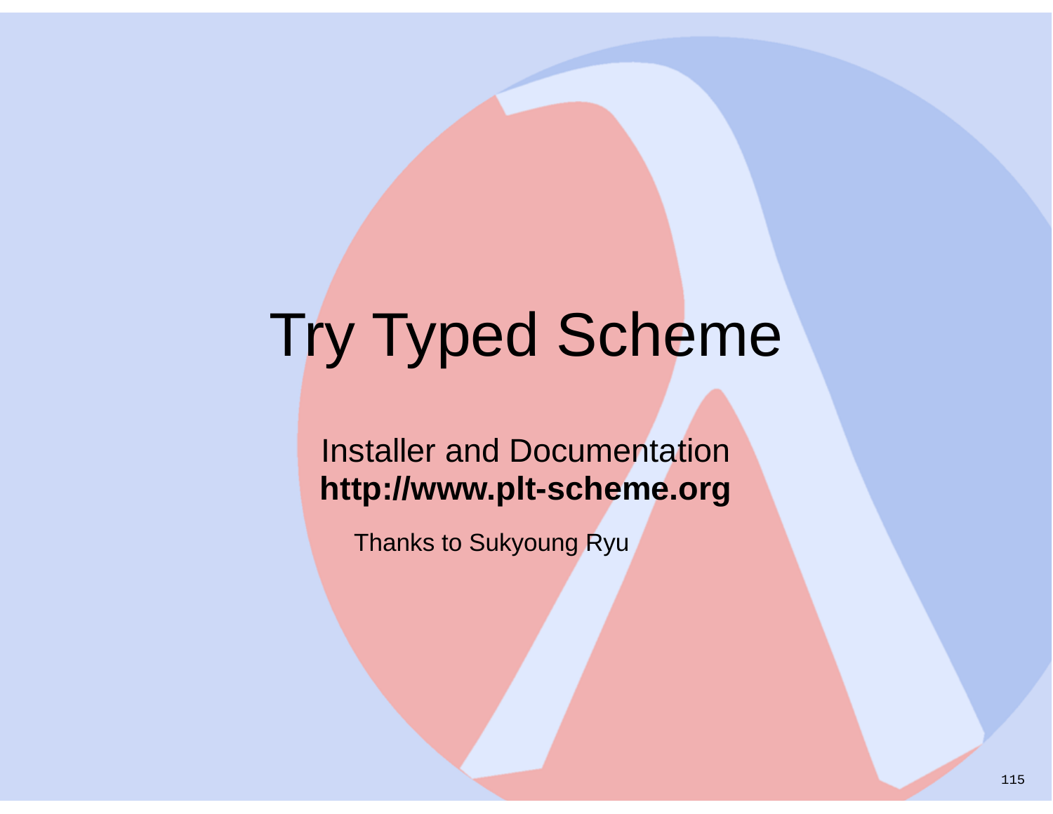# Try Typed Scheme

Installer and Documentation
**http://www.plt-scheme.org**

Thanks to Sukyoung Ryu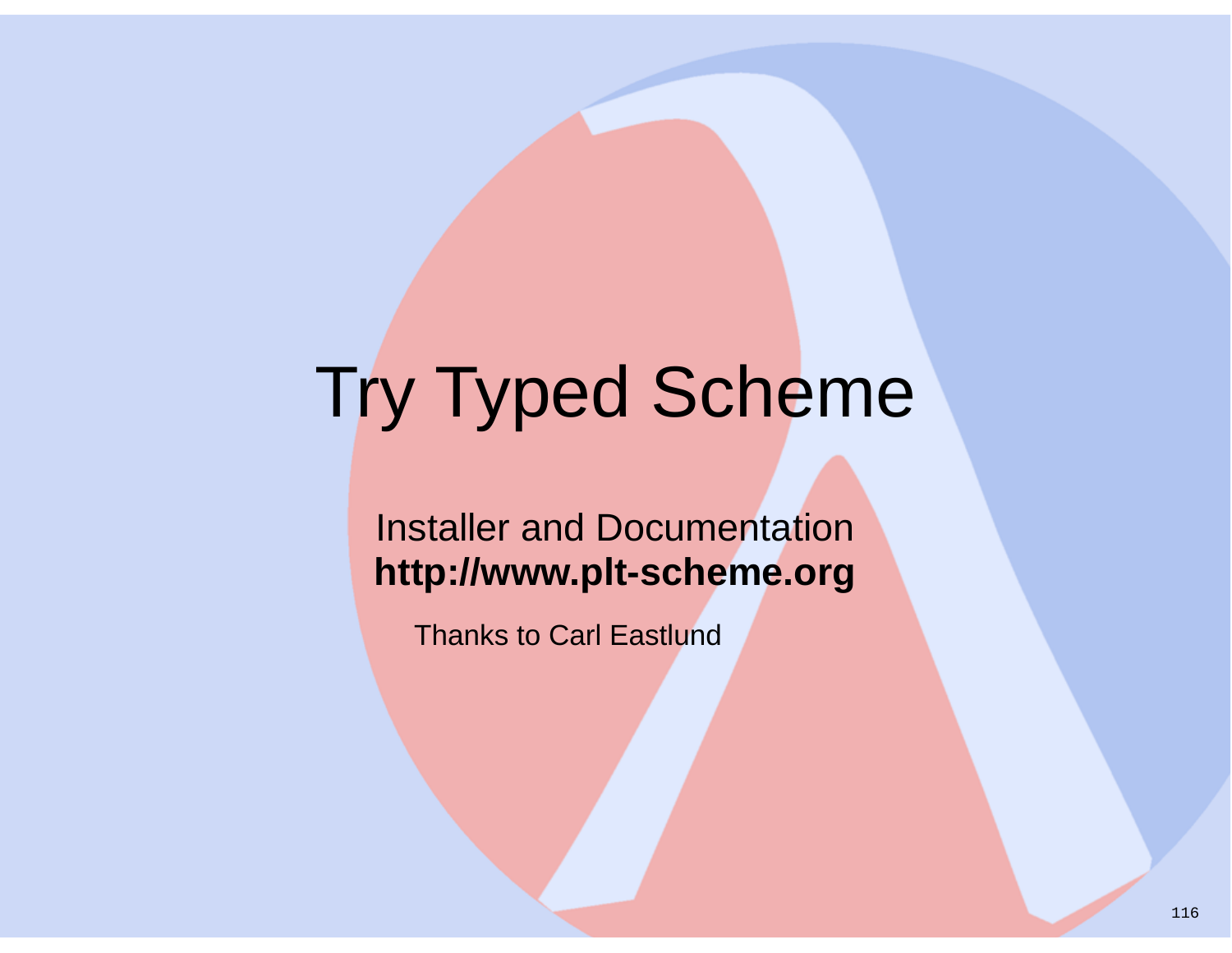# Try Typed Scheme

Installer and Documentation
**http://www.plt-scheme.org**

Thanks to Carl Eastlund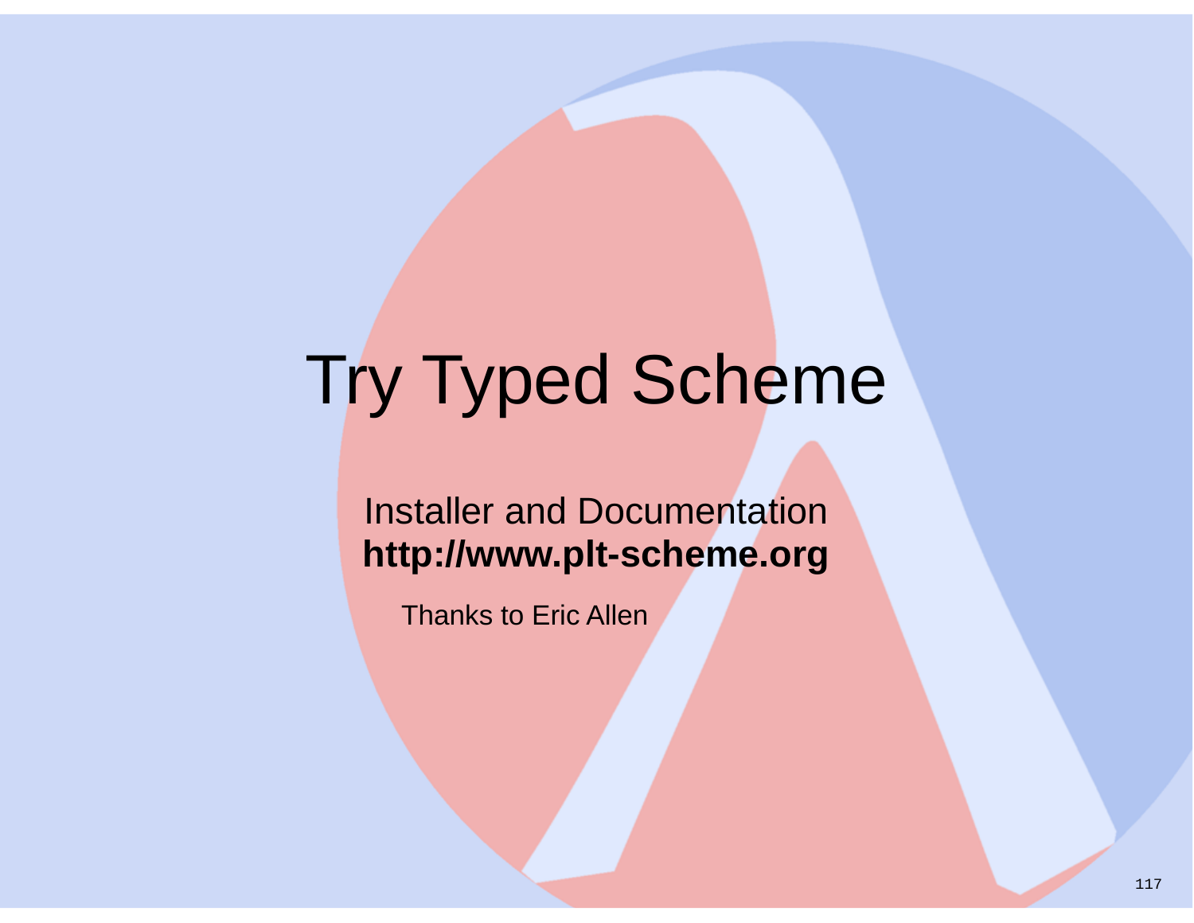# Try Typed Scheme

Installer and Documentation
**http://www.plt-scheme.org**

Thanks to Eric Allen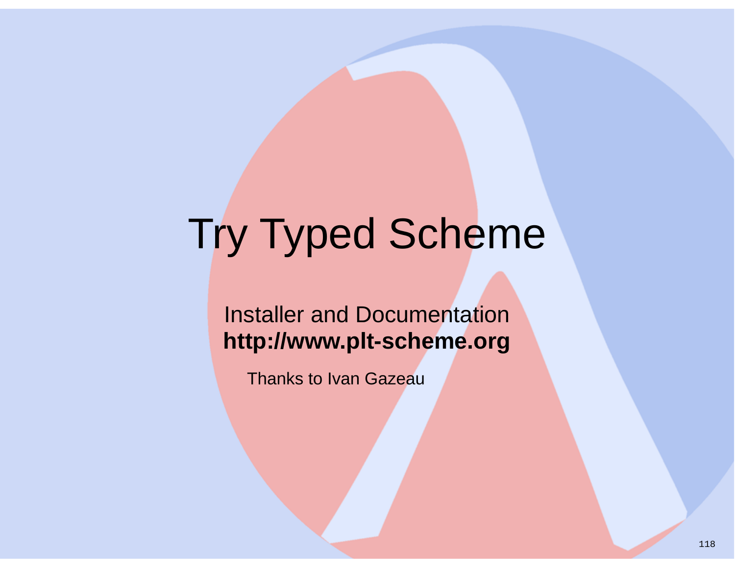# Try Typed Scheme

Installer and Documentation
**http://www.plt-scheme.org**

Thanks to Ivan Gazeau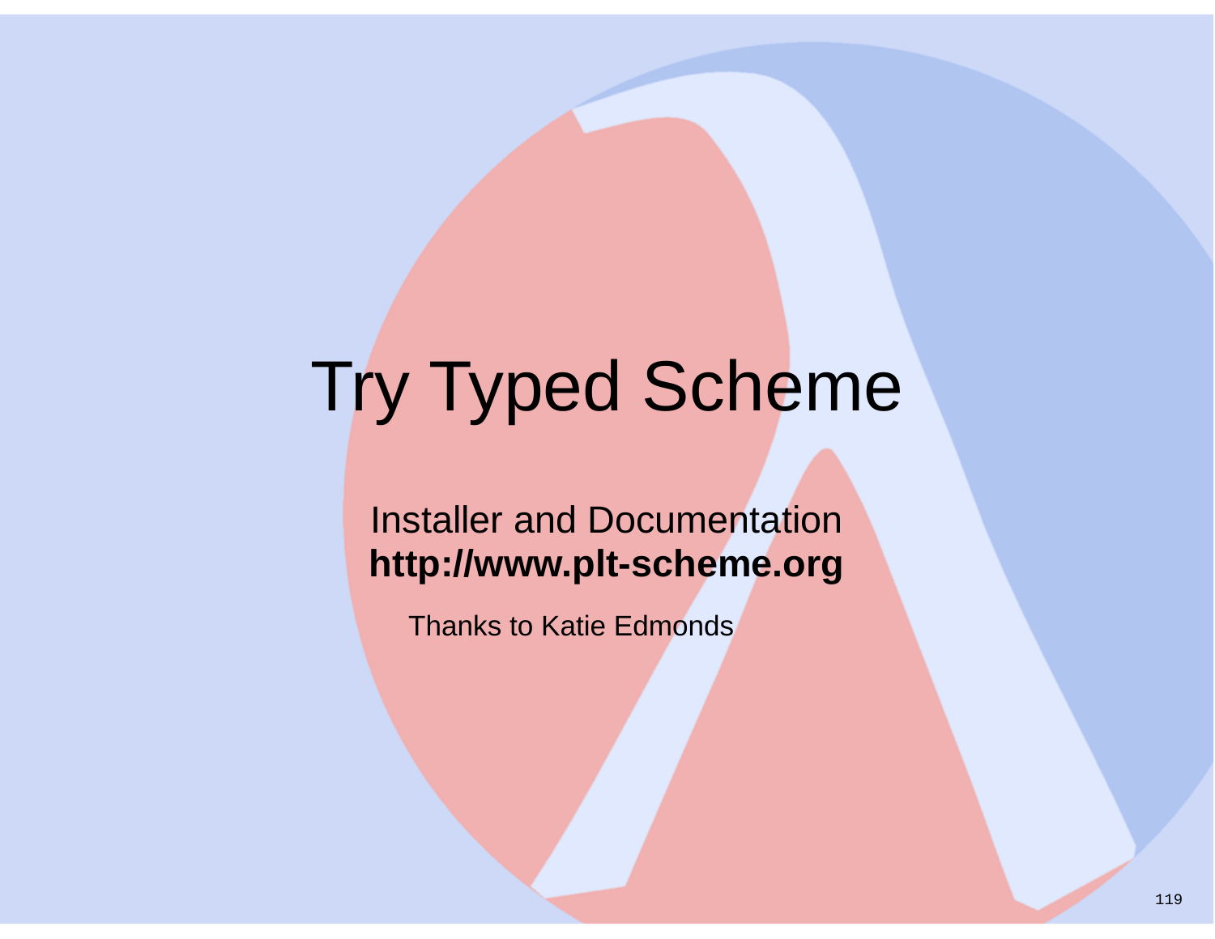# Try Typed Scheme

Installer and Documentation
**http://www.plt-scheme.org**

Thanks to Katie Edmonds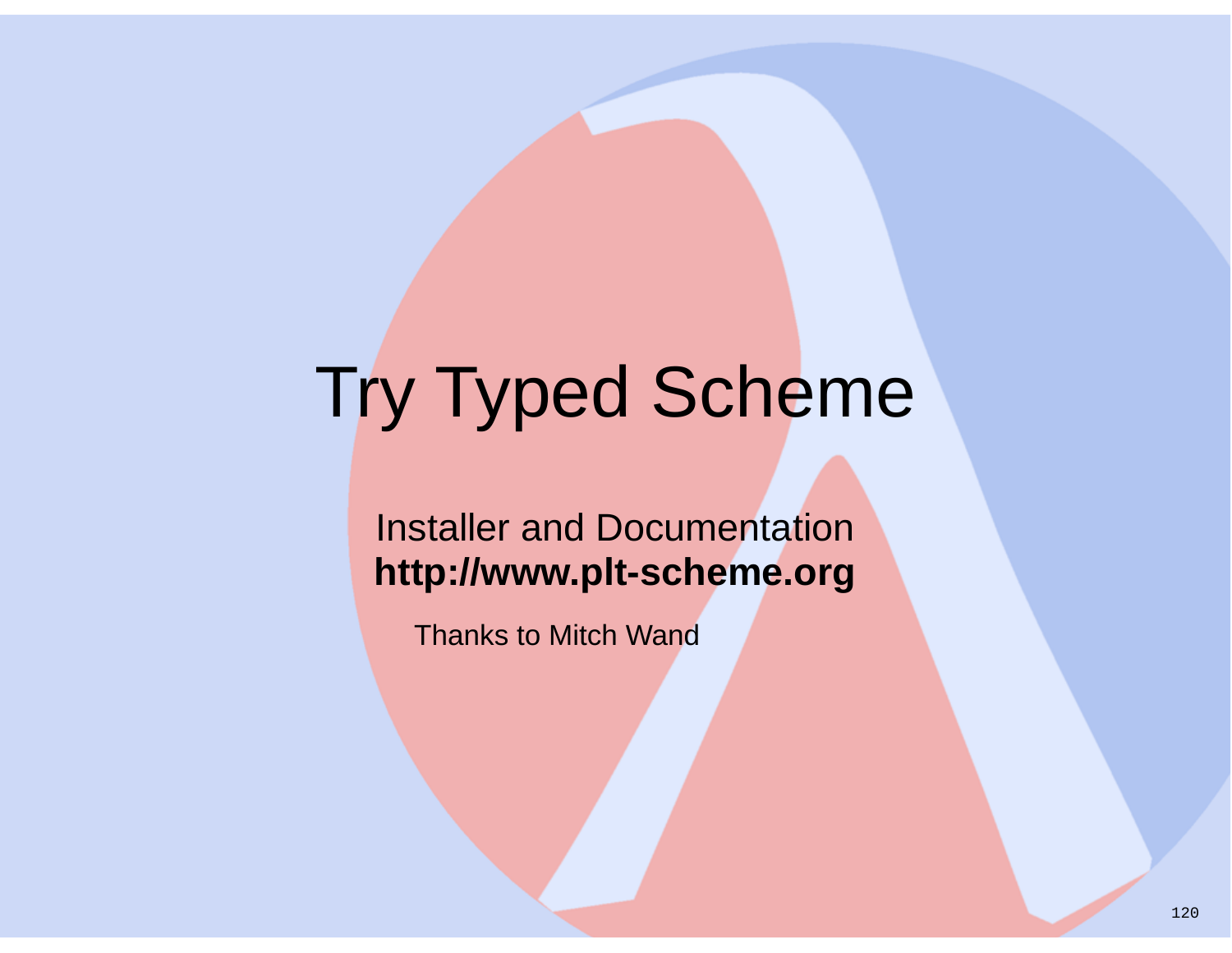# Try Typed Scheme

Installer and Documentation
**http://www.plt-scheme.org**

Thanks to Mitch Wand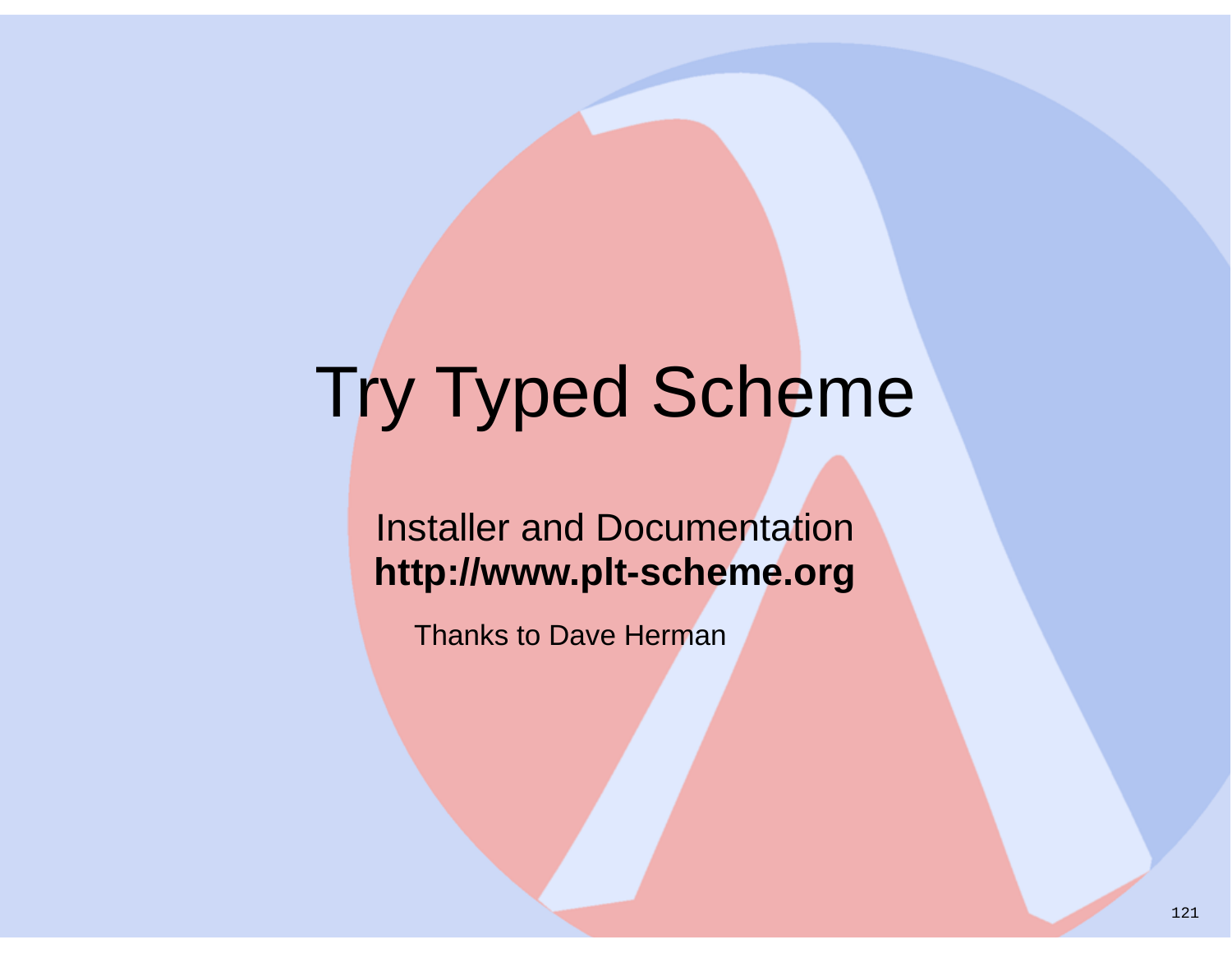# Try Typed Scheme

Installer and Documentation
**http://www.plt-scheme.org**

Thanks to Dave Herman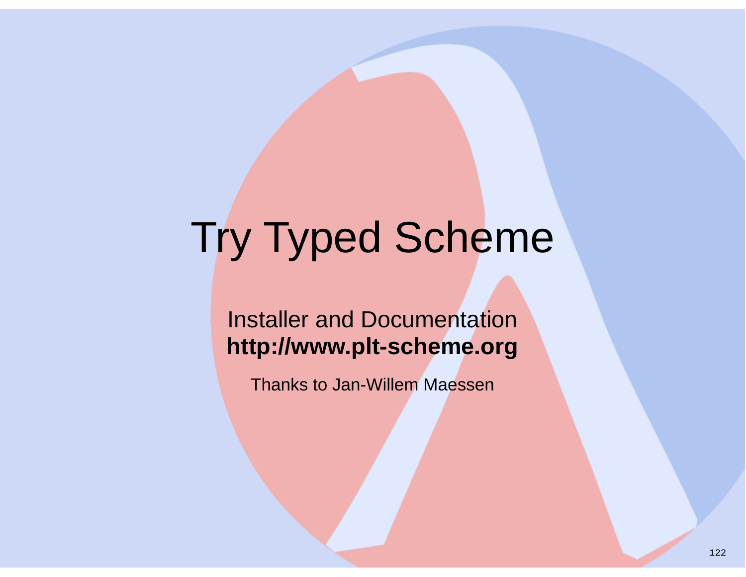# Try Typed Scheme

Installer and Documentation
**http://www.plt-scheme.org**

Thanks to Jan-Willem Maessen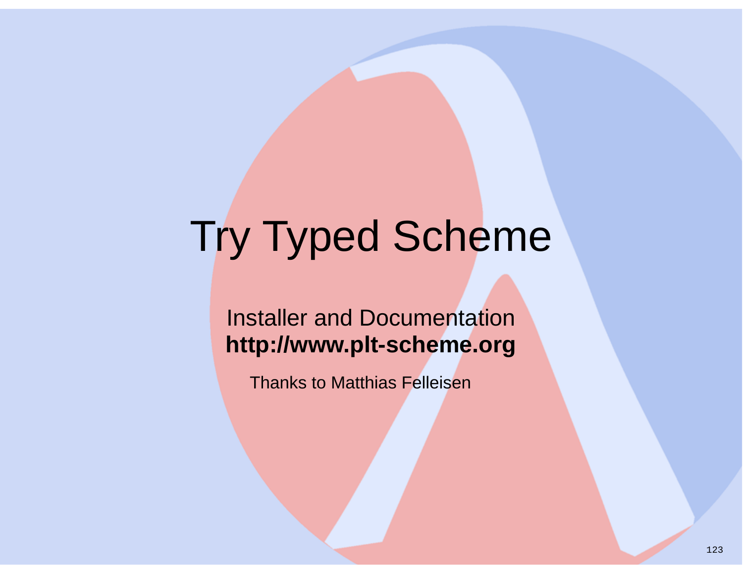# Try Typed Scheme

Installer and Documentation
**http://www.plt-scheme.org**

Thanks to Matthias Felleisen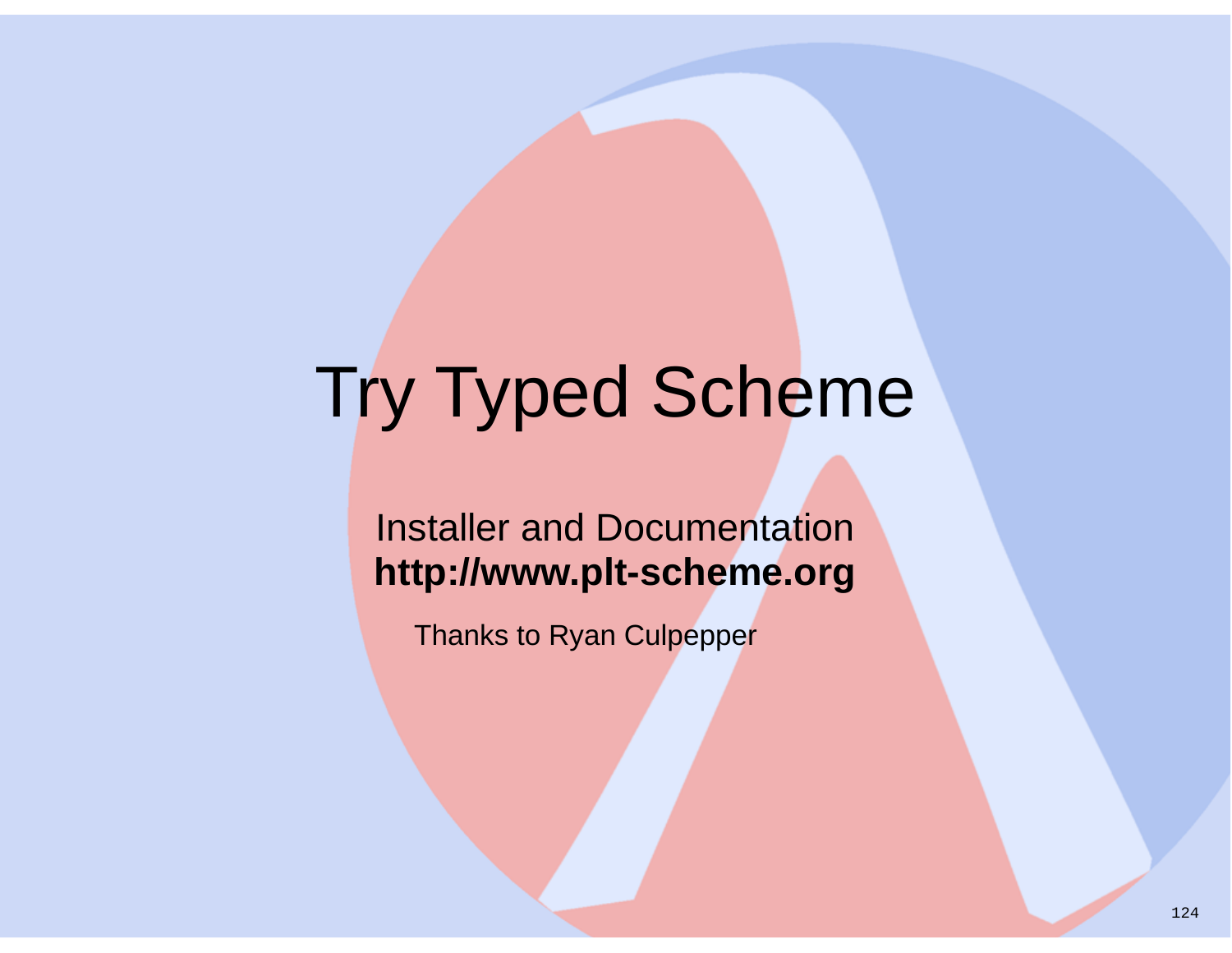# Try Typed Scheme

Installer and Documentation
**http://www.plt-scheme.org**

Thanks to Ryan Culpepper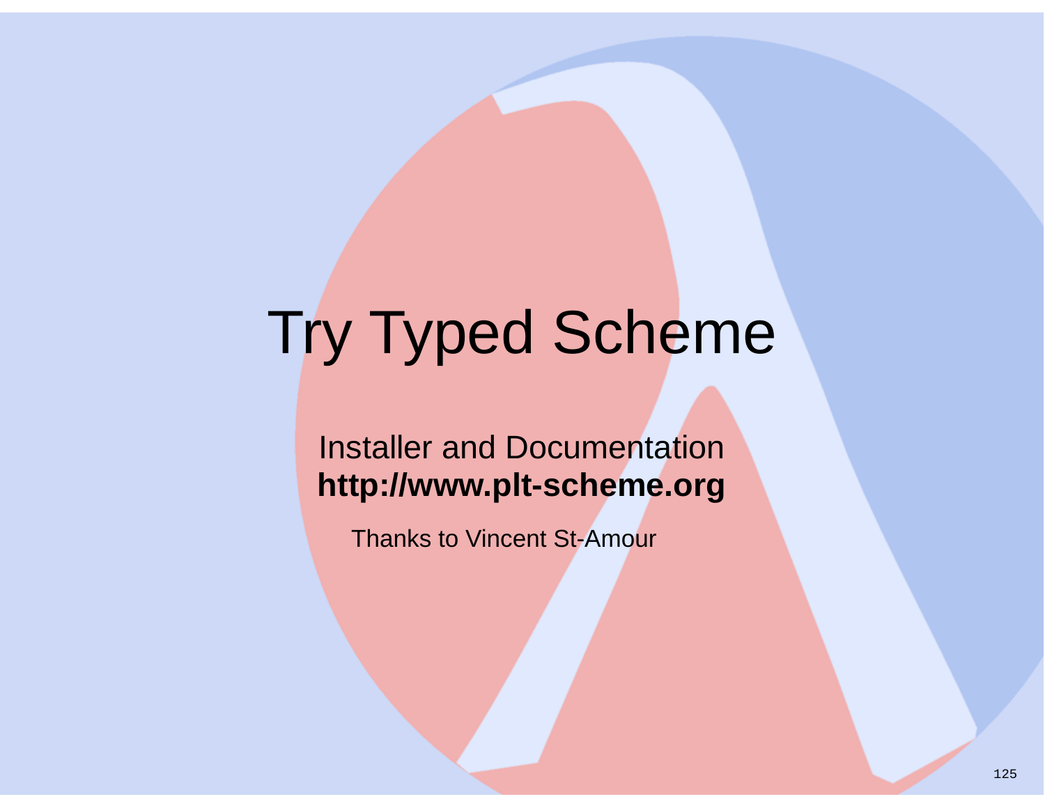# Try Typed Scheme

Installer and Documentation
**http://www.plt-scheme.org**

Thanks to Vincent St-Amour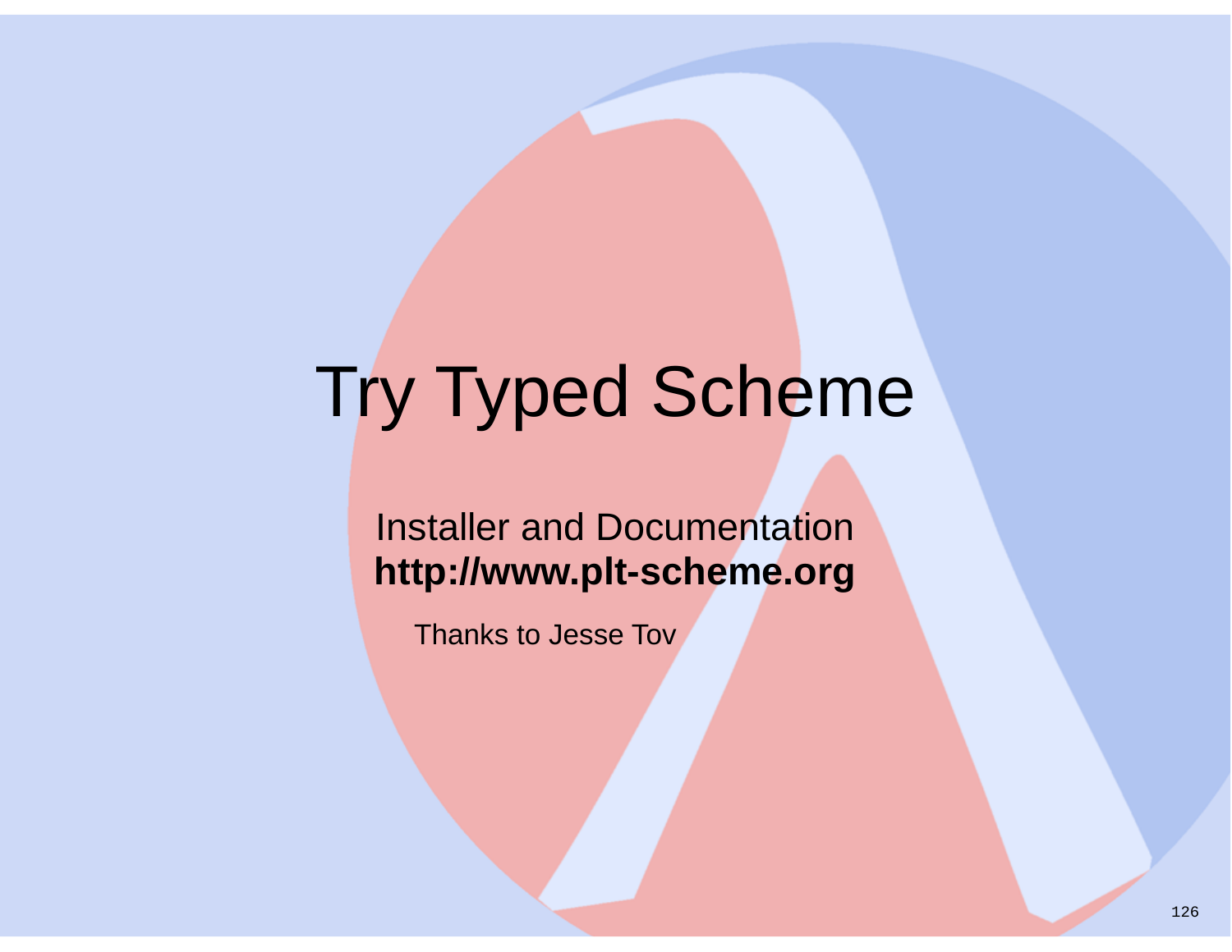# Try Typed Scheme

Installer and Documentation
**http://www.plt-scheme.org**

Thanks to Jesse Tov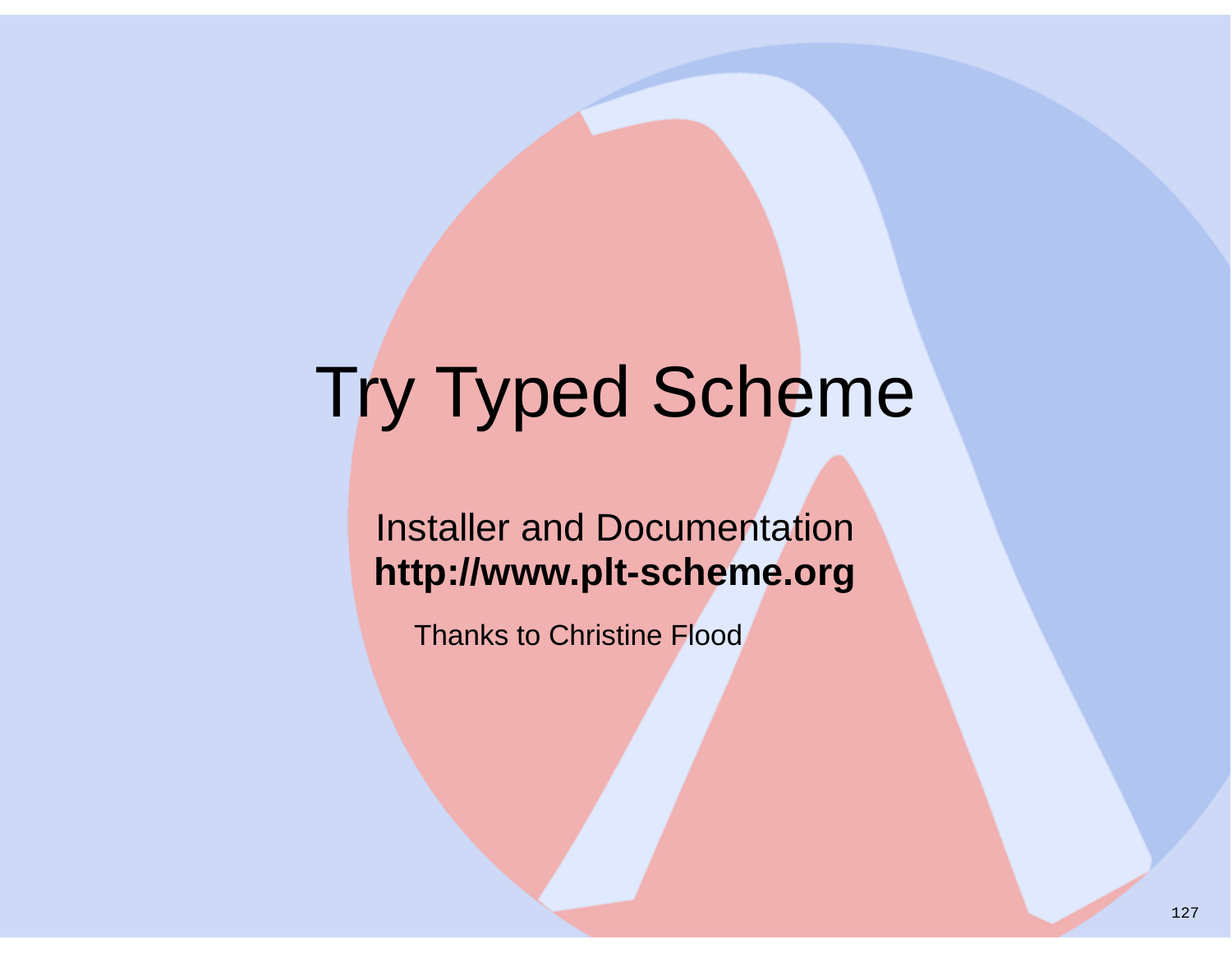# Try Typed Scheme

Installer and Documentation
**http://www.plt-scheme.org**

Thanks to Christine Flood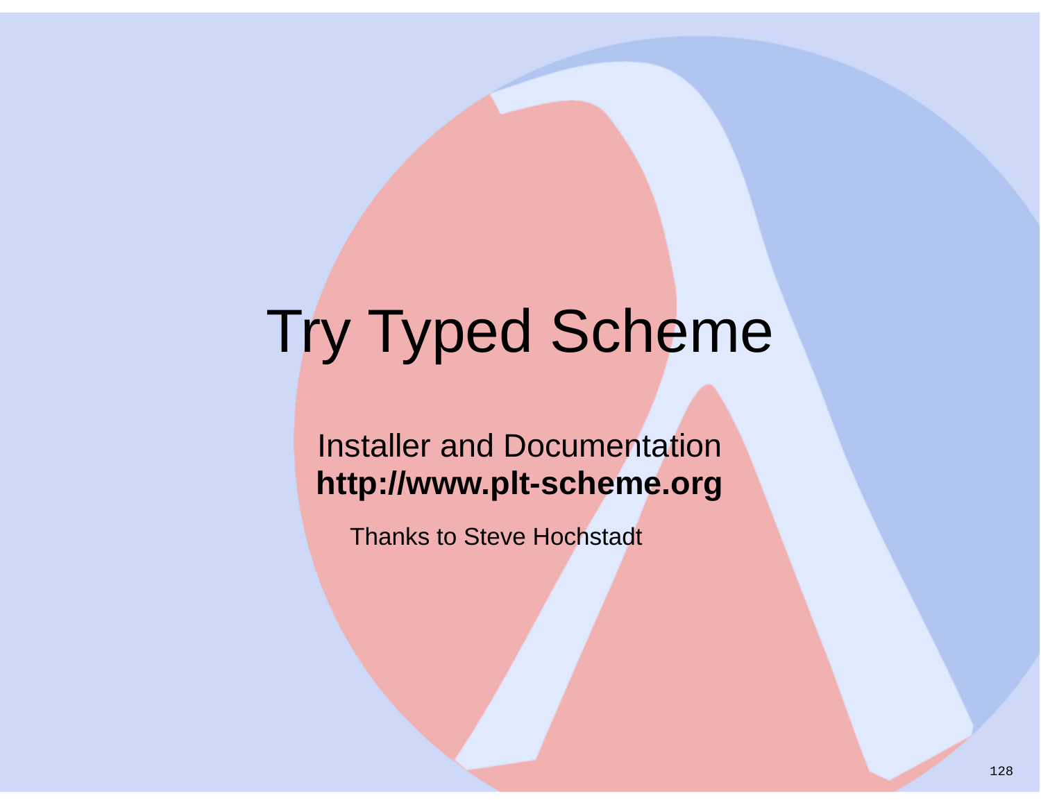# Try Typed Scheme

Installer and Documentation
**http://www.plt-scheme.org**

Thanks to Steve Hochstadt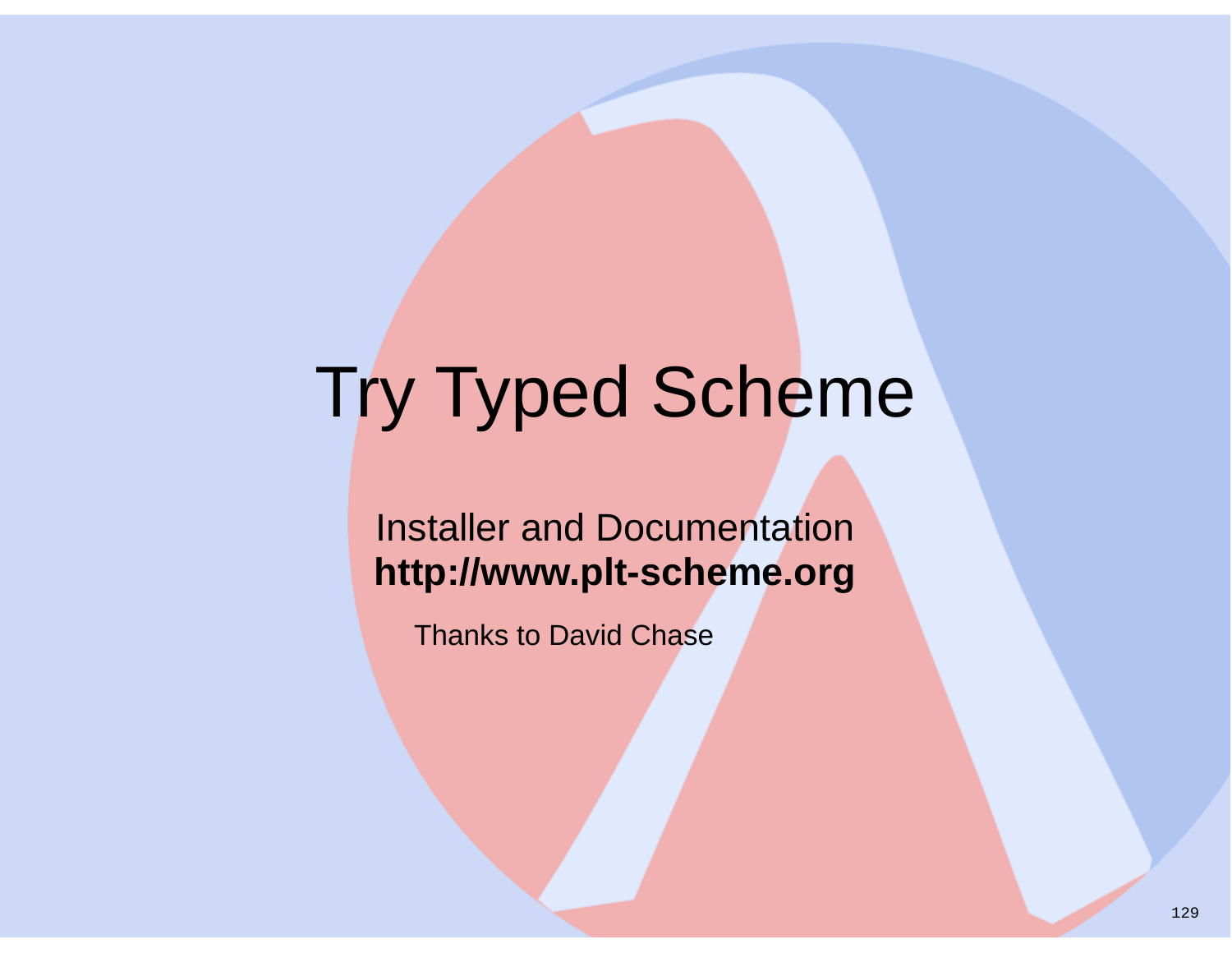# Try Typed Scheme

Installer and Documentation
**http://www.plt-scheme.org**

Thanks to David Chase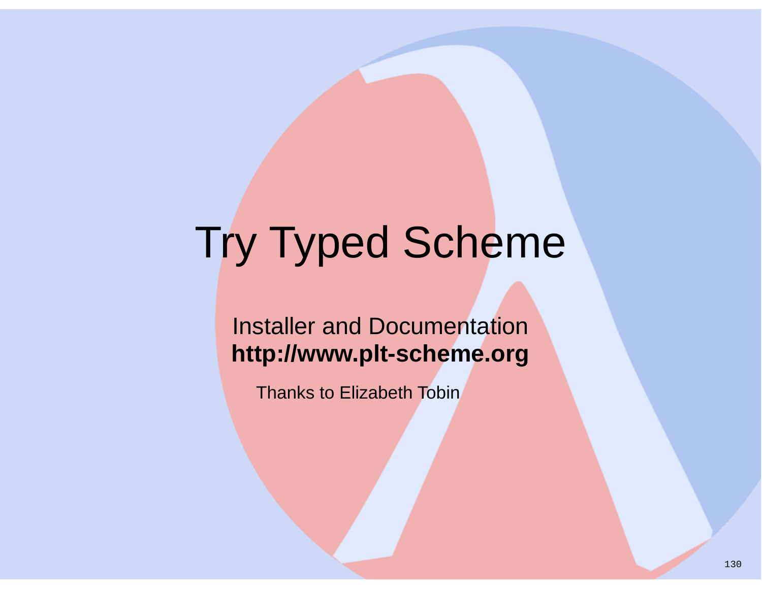# Try Typed Scheme

Installer and Documentation
**http://www.plt-scheme.org**

Thanks to Elizabeth Tobin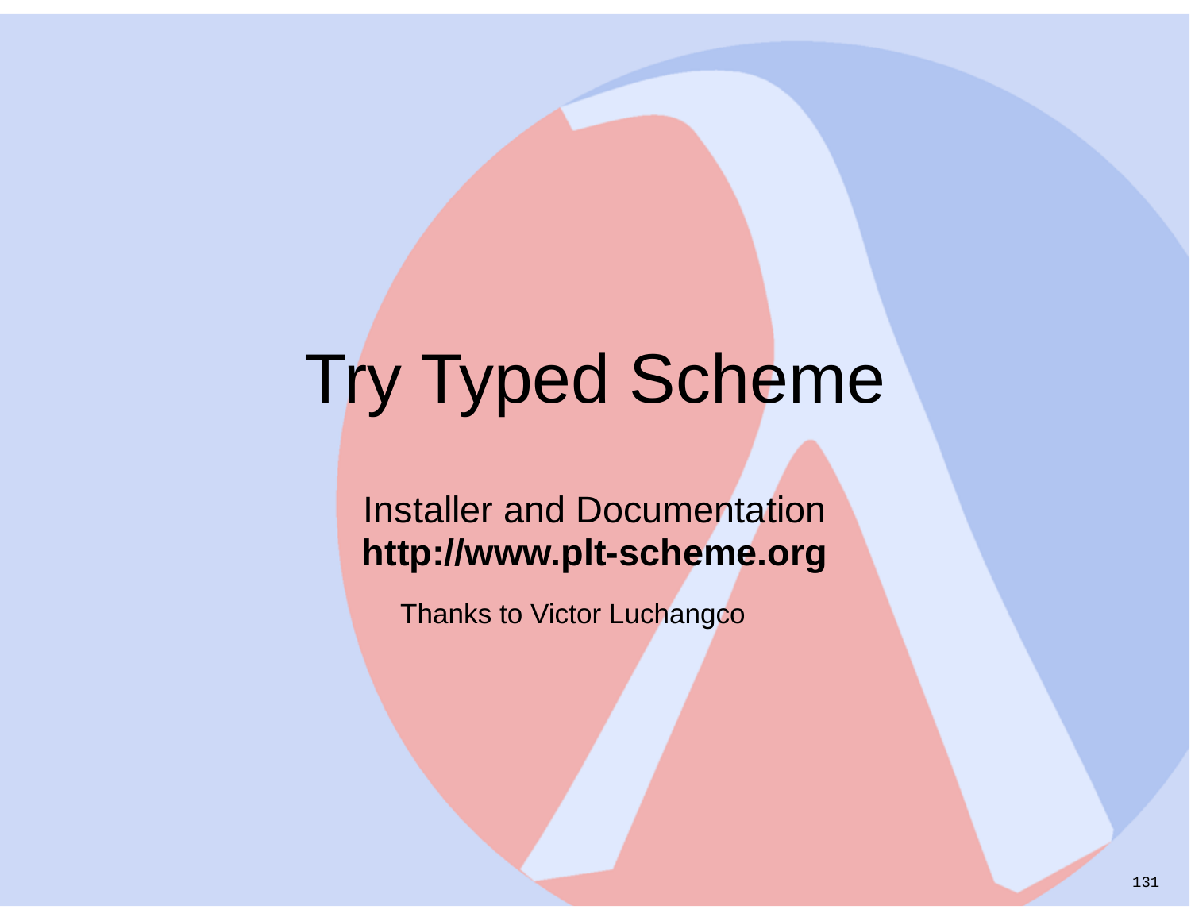# Try Typed Scheme

Installer and Documentation

**http://www.plt-scheme.org**

Thanks to Victor Luchangco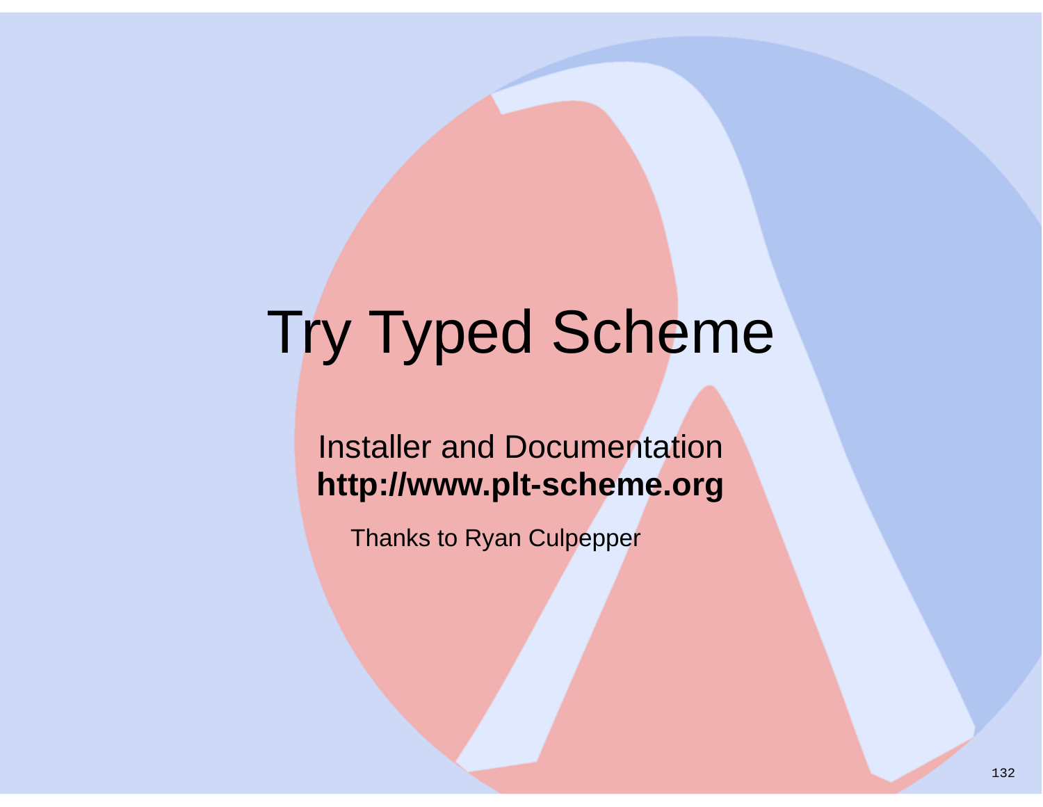# Try Typed Scheme

Installer and Documentation
**http://www.plt-scheme.org**

Thanks to Ryan Culpepper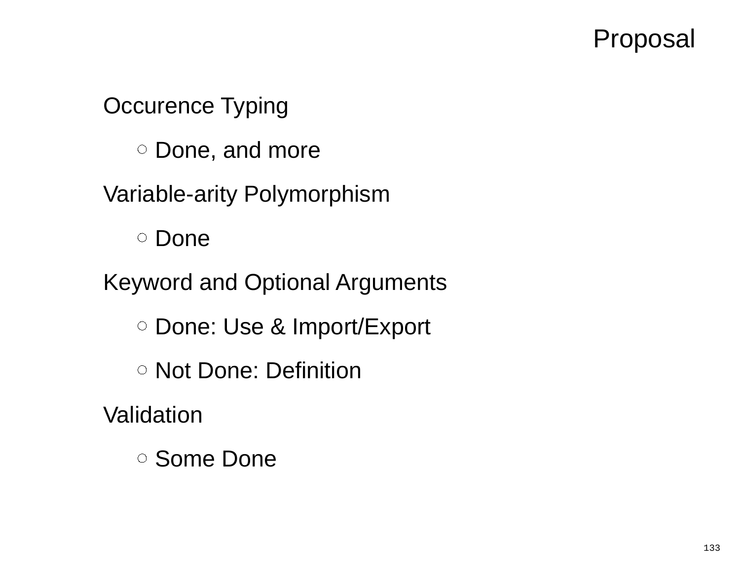# Proposal

Occurence Typing

- Done, and more

Variable-arity Polymorphism

- Done

Keyword and Optional Arguments

- Done: Use & Import/Export
- Not Done: Definition

Validation

- Some Done